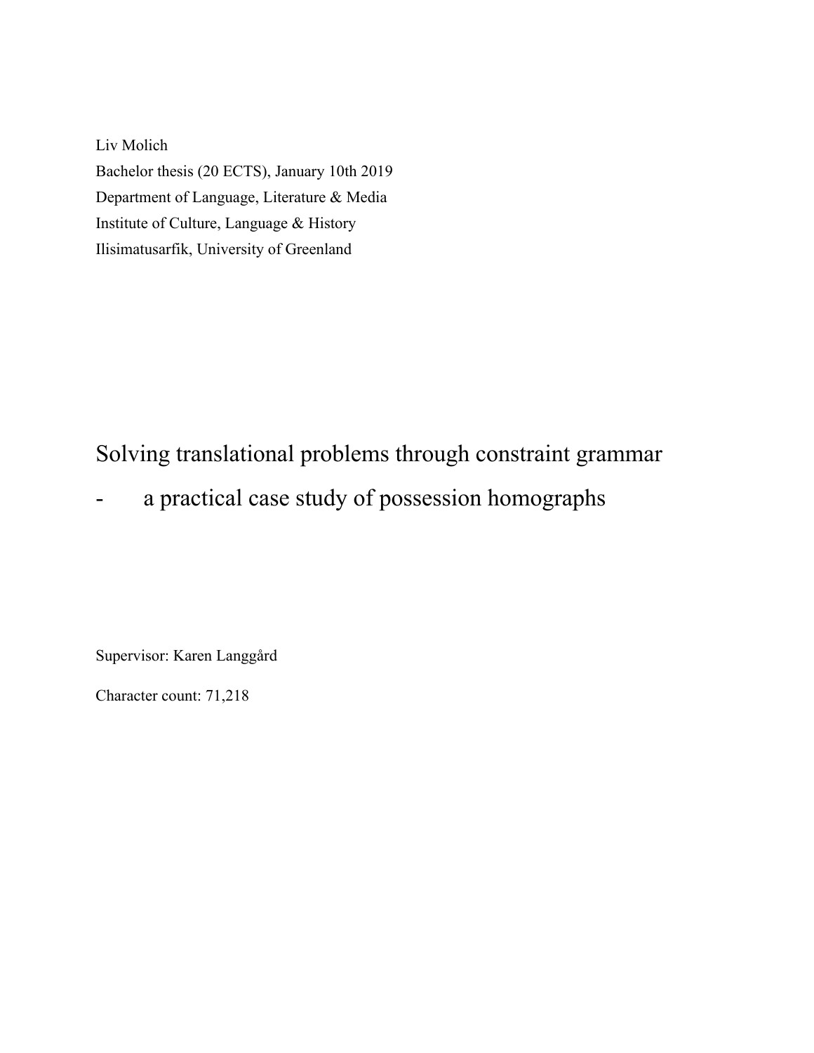Liv Molich
Bachelor thesis (20 ECTS), January 10th 2019
Department of Language, Literature & Media
Institute of Culture, Language & History
Ilisimatusarfik, University of Greenland

# Solving translational problems through constraint grammar

## - a practical case study of possession homographs

Supervisor: Karen Langgård

Character count: 71,218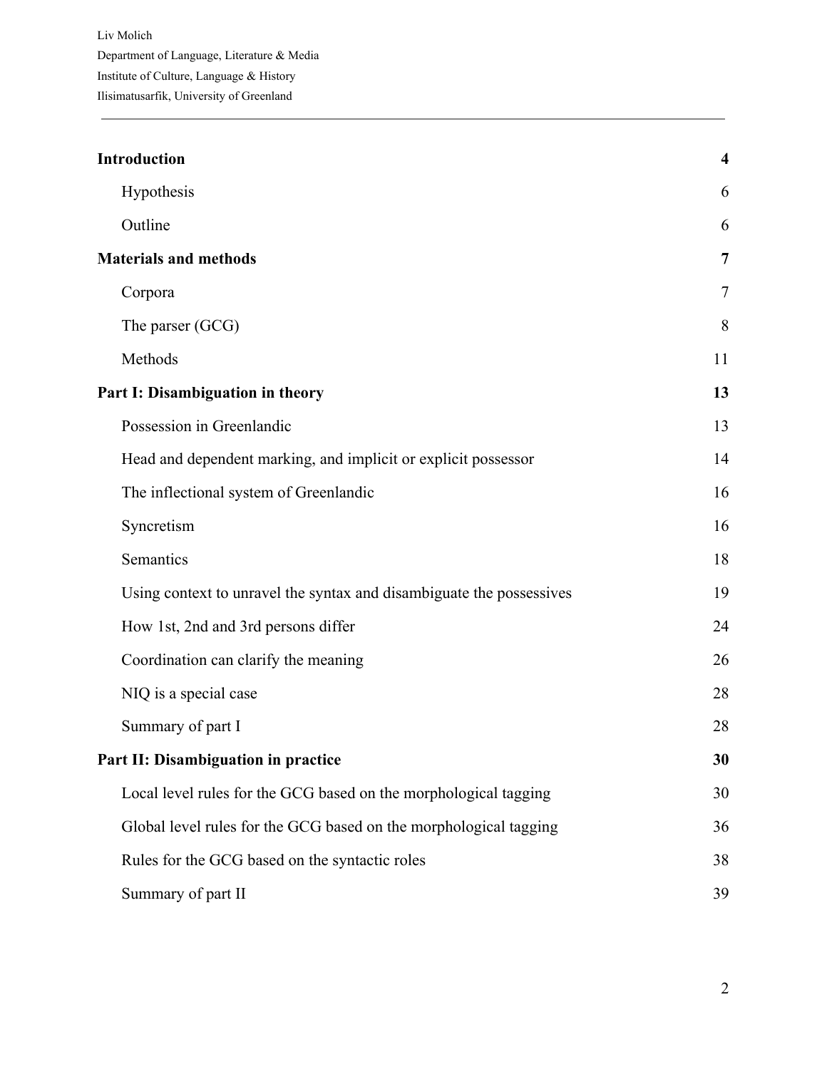Liv Molich

Department of Language, Literature & Media

Institute of Culture, Language & History

Ilisimatusarfik, University of Greenland

---

| | |
|---|---|
| **Introduction** | **4** |
| Hypothesis | 6 |
| Outline | 6 |
| **Materials and methods** | **7** |
| Corpora | 7 |
| The parser (GCG) | 8 |
| Methods | 11 |
| **Part I: Disambiguation in theory** | **13** |
| Possession in Greenlandic | 13 |
| Head and dependent marking, and implicit or explicit possessor | 14 |
| The inflectional system of Greenlandic | 16 |
| Syncretism | 16 |
| Semantics | 18 |
| Using context to unravel the syntax and disambiguate the possessives | 19 |
| How 1st, 2nd and 3rd persons differ | 24 |
| Coordination can clarify the meaning | 26 |
| NIQ is a special case | 28 |
| Summary of part I | 28 |
| **Part II: Disambiguation in practice** | **30** |
| Local level rules for the GCG based on the morphological tagging | 30 |
| Global level rules for the GCG based on the morphological tagging | 36 |
| Rules for the GCG based on the syntactic roles | 38 |
| Summary of part II | 39 |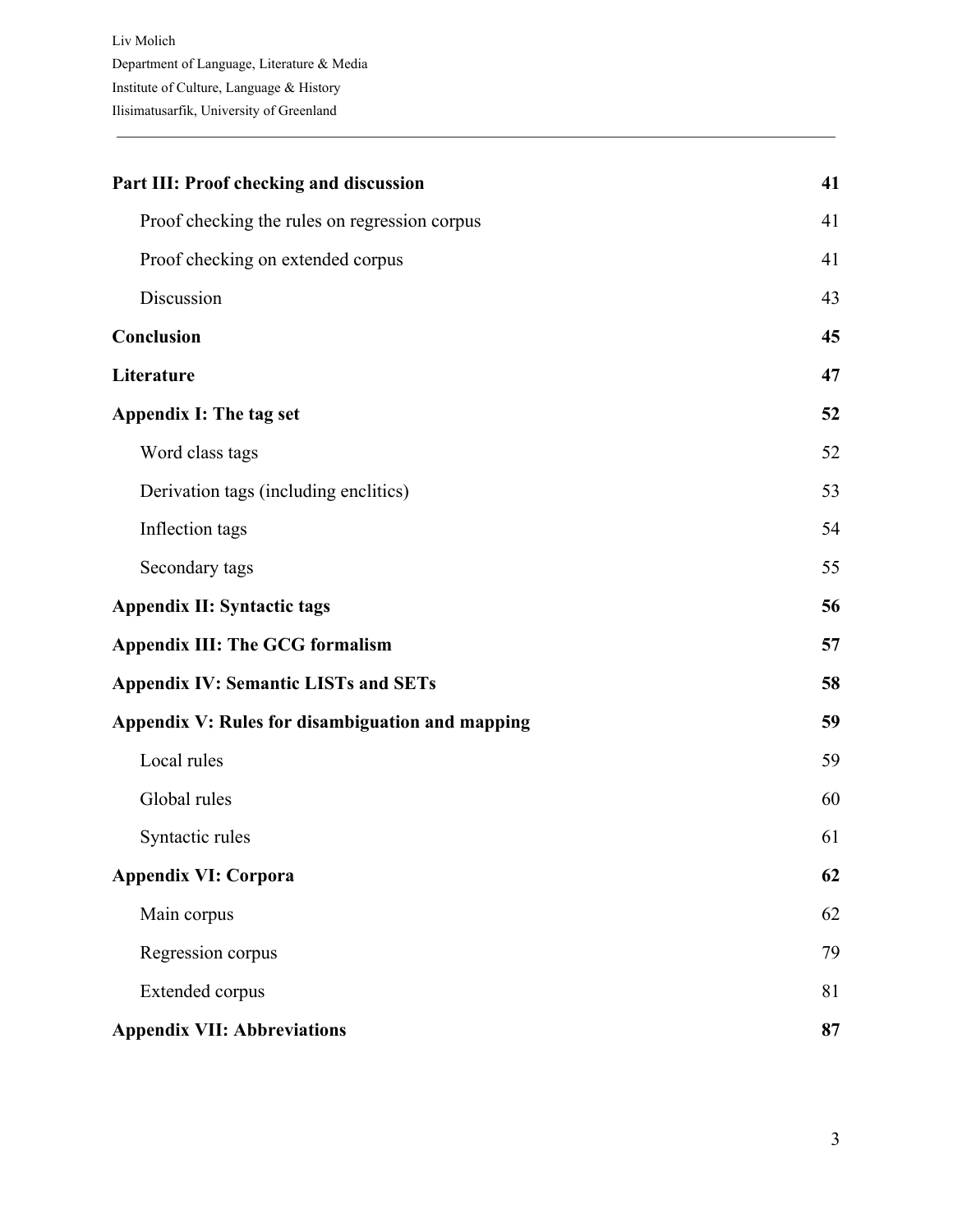| | |
|---|---|
| **Part III: Proof checking and discussion** | **41** |
| Proof checking the rules on regression corpus | 41 |
| Proof checking on extended corpus | 41 |
| Discussion | 43 |
| **Conclusion** | **45** |
| **Literature** | **47** |
| **Appendix I: The tag set** | **52** |
| Word class tags | 52 |
| Derivation tags (including enclitics) | 53 |
| Inflection tags | 54 |
| Secondary tags | 55 |
| **Appendix II: Syntactic tags** | **56** |
| **Appendix III: The GCG formalism** | **57** |
| **Appendix IV: Semantic LISTs and SETs** | **58** |
| **Appendix V: Rules for disambiguation and mapping** | **59** |
| Local rules | 59 |
| Global rules | 60 |
| Syntactic rules | 61 |
| **Appendix VI: Corpora** | **62** |
| Main corpus | 62 |
| Regression corpus | 79 |
| Extended corpus | 81 |
| **Appendix VII: Abbreviations** | **87** |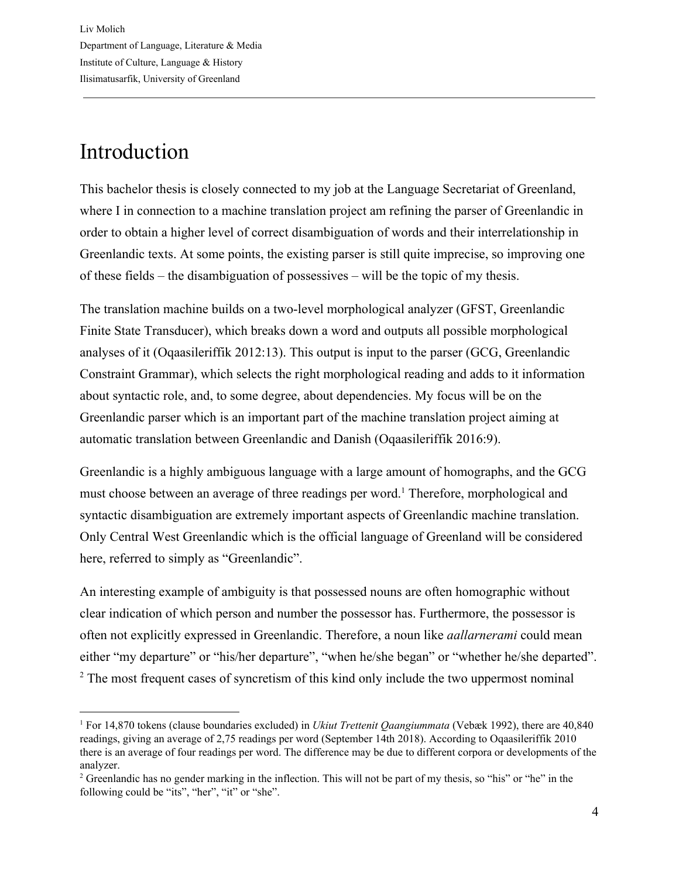Liv Molich
Department of Language, Literature & Media
Institute of Culture, Language & History
Ilisimatusarfik, University of Greenland

# Introduction

This bachelor thesis is closely connected to my job at the Language Secretariat of Greenland, where I in connection to a machine translation project am refining the parser of Greenlandic in order to obtain a higher level of correct disambiguation of words and their interrelationship in Greenlandic texts. At some points, the existing parser is still quite imprecise, so improving one of these fields – the disambiguation of possessives – will be the topic of my thesis.

The translation machine builds on a two-level morphological analyzer (GFST, Greenlandic Finite State Transducer), which breaks down a word and outputs all possible morphological analyses of it (Oqaasileriffik 2012:13). This output is input to the parser (GCG, Greenlandic Constraint Grammar), which selects the right morphological reading and adds to it information about syntactic role, and, to some degree, about dependencies. My focus will be on the Greenlandic parser which is an important part of the machine translation project aiming at automatic translation between Greenlandic and Danish (Oqaasileriffik 2016:9).

Greenlandic is a highly ambiguous language with a large amount of homographs, and the GCG must choose between an average of three readings per word.[1] Therefore, morphological and syntactic disambiguation are extremely important aspects of Greenlandic machine translation. Only Central West Greenlandic which is the official language of Greenland will be considered here, referred to simply as "Greenlandic".

An interesting example of ambiguity is that possessed nouns are often homographic without clear indication of which person and number the possessor has. Furthermore, the possessor is often not explicitly expressed in Greenlandic. Therefore, a noun like *aallarnerami* could mean either "my departure" or "his/her departure", "when he/she began" or "whether he/she departed".[2] The most frequent cases of syncretism of this kind only include the two uppermost nominal

---

[1] For 14,870 tokens (clause boundaries excluded) in *Ukiut Trettenit Qaangiummata* (Vebæk 1992), there are 40,840 readings, giving an average of 2,75 readings per word (September 14th 2018). According to Oqaasileriffik 2010 there is an average of four readings per word. The difference may be due to different corpora or developments of the analyzer.

[2] Greenlandic has no gender marking in the inflection. This will not be part of my thesis, so "his" or "he" in the following could be "its", "her", "it" or "she".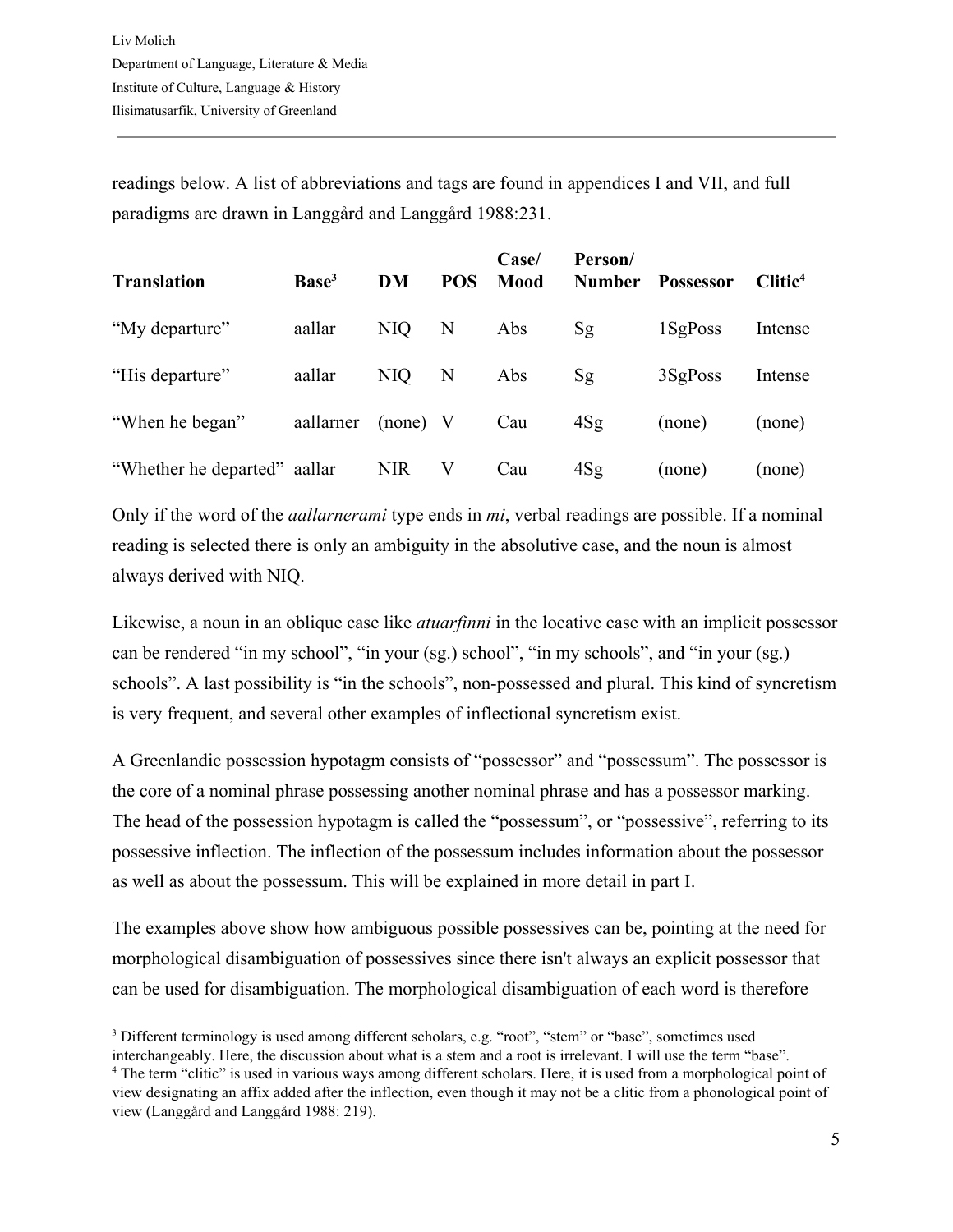readings below. A list of abbreviations and tags are found in appendices I and VII, and full paradigms are drawn in Langgård and Langgård 1988:231.

| Translation | Base[3] | DM | POS | Case/ Mood | Person/ Number | Possessor | Clitic[4] |
|---|---|---|---|---|---|---|---|
| "My departure" | aallar | NIQ | N | Abs | Sg | 1SgPoss | Intense |
| "His departure" | aallar | NIQ | N | Abs | Sg | 3SgPoss | Intense |
| "When he began" | aallarner | (none) | V | Cau | 4Sg | (none) | (none) |
| "Whether he departed" | aallar | NIR | V | Cau | 4Sg | (none) | (none) |

Only if the word of the *aallarnerami* type ends in *mi*, verbal readings are possible. If a nominal reading is selected there is only an ambiguity in the absolutive case, and the noun is almost always derived with NIQ.

Likewise, a noun in an oblique case like *atuarfinni* in the locative case with an implicit possessor can be rendered "in my school", "in your (sg.) school", "in my schools", and "in your (sg.) schools". A last possibility is "in the schools", non-possessed and plural. This kind of syncretism is very frequent, and several other examples of inflectional syncretism exist.

A Greenlandic possession hypotagm consists of "possessor" and "possessum". The possessor is the core of a nominal phrase possessing another nominal phrase and has a possessor marking. The head of the possession hypotagm is called the "possessum", or "possessive", referring to its possessive inflection. The inflection of the possessum includes information about the possessor as well as about the possessum. This will be explained in more detail in part I.

The examples above show how ambiguous possible possessives can be, pointing at the need for morphological disambiguation of possessives since there isn't always an explicit possessor that can be used for disambiguation. The morphological disambiguation of each word is therefore

[3] Different terminology is used among different scholars, e.g. "root", "stem" or "base", sometimes used interchangeably. Here, the discussion about what is a stem and a root is irrelevant. I will use the term "base".

[4] The term "clitic" is used in various ways among different scholars. Here, it is used from a morphological point of view designating an affix added after the inflection, even though it may not be a clitic from a phonological point of view (Langgård and Langgård 1988: 219).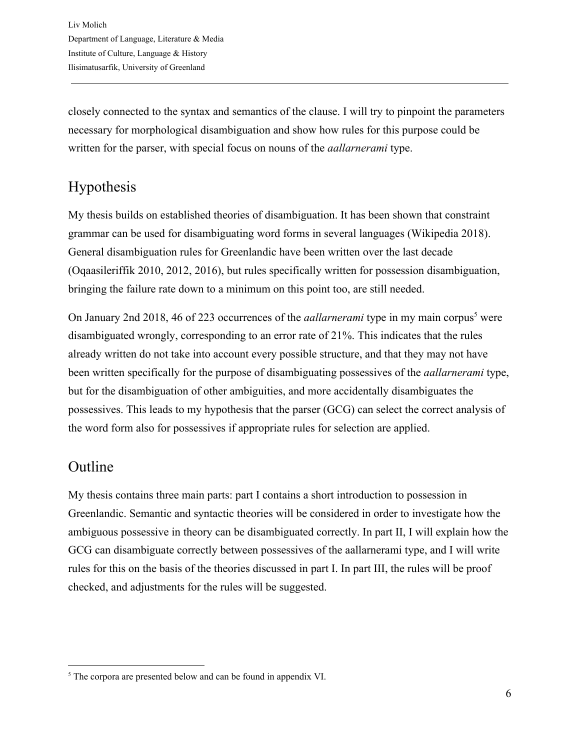closely connected to the syntax and semantics of the clause. I will try to pinpoint the parameters necessary for morphological disambiguation and show how rules for this purpose could be written for the parser, with special focus on nouns of the *aallarnerami* type.

## Hypothesis

My thesis builds on established theories of disambiguation. It has been shown that constraint grammar can be used for disambiguating word forms in several languages (Wikipedia 2018). General disambiguation rules for Greenlandic have been written over the last decade (Oqaasileriffik 2010, 2012, 2016), but rules specifically written for possession disambiguation, bringing the failure rate down to a minimum on this point too, are still needed.

On January 2nd 2018, 46 of 223 occurrences of the *aallarnerami* type in my main corpus[5] were disambiguated wrongly, corresponding to an error rate of 21%. This indicates that the rules already written do not take into account every possible structure, and that they may not have been written specifically for the purpose of disambiguating possessives of the *aallarnerami* type, but for the disambiguation of other ambiguities, and more accidentally disambiguates the possessives. This leads to my hypothesis that the parser (GCG) can select the correct analysis of the word form also for possessives if appropriate rules for selection are applied.

## Outline

My thesis contains three main parts: part I contains a short introduction to possession in Greenlandic. Semantic and syntactic theories will be considered in order to investigate how the ambiguous possessive in theory can be disambiguated correctly. In part II, I will explain how the GCG can disambiguate correctly between possessives of the aallarnerami type, and I will write rules for this on the basis of the theories discussed in part I. In part III, the rules will be proof checked, and adjustments for the rules will be suggested.

[5] The corpora are presented below and can be found in appendix VI.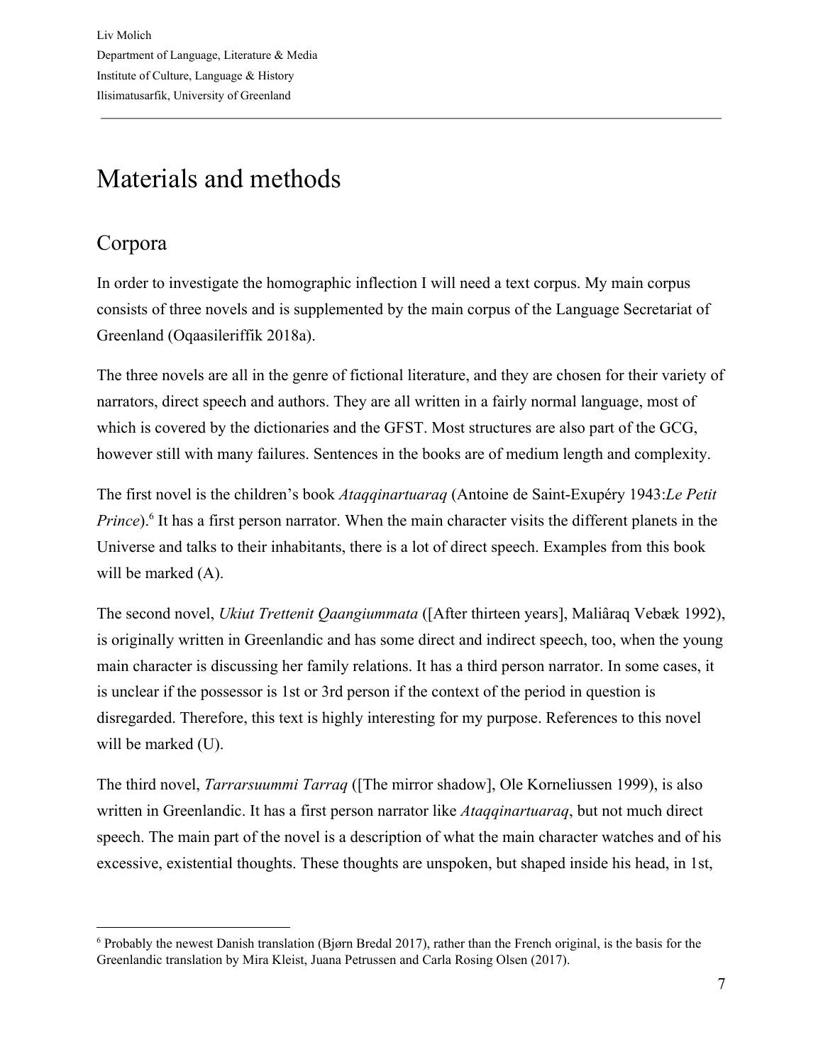# Materials and methods

## Corpora

In order to investigate the homographic inflection I will need a text corpus. My main corpus consists of three novels and is supplemented by the main corpus of the Language Secretariat of Greenland (Oqaasileriffik 2018a).

The three novels are all in the genre of fictional literature, and they are chosen for their variety of narrators, direct speech and authors. They are all written in a fairly normal language, most of which is covered by the dictionaries and the GFST. Most structures are also part of the GCG, however still with many failures. Sentences in the books are of medium length and complexity.

The first novel is the children's book *Ataqqinartuaraq* (Antoine de Saint-Exupéry 1943:*Le Petit Prince*).[6] It has a first person narrator. When the main character visits the different planets in the Universe and talks to their inhabitants, there is a lot of direct speech. Examples from this book will be marked (A).

The second novel, *Ukiut Trettenit Qaangiummata* ([After thirteen years], Maliâraq Vebæk 1992), is originally written in Greenlandic and has some direct and indirect speech, too, when the young main character is discussing her family relations. It has a third person narrator. In some cases, it is unclear if the possessor is 1st or 3rd person if the context of the period in question is disregarded. Therefore, this text is highly interesting for my purpose. References to this novel will be marked (U).

The third novel, *Tarrarsuummi Tarraq* ([The mirror shadow], Ole Korneliussen 1999), is also written in Greenlandic. It has a first person narrator like *Ataqqinartuaraq*, but not much direct speech. The main part of the novel is a description of what the main character watches and of his excessive, existential thoughts. These thoughts are unspoken, but shaped inside his head, in 1st,

[6] Probably the newest Danish translation (Bjørn Bredal 2017), rather than the French original, is the basis for the Greenlandic translation by Mira Kleist, Juana Petrussen and Carla Rosing Olsen (2017).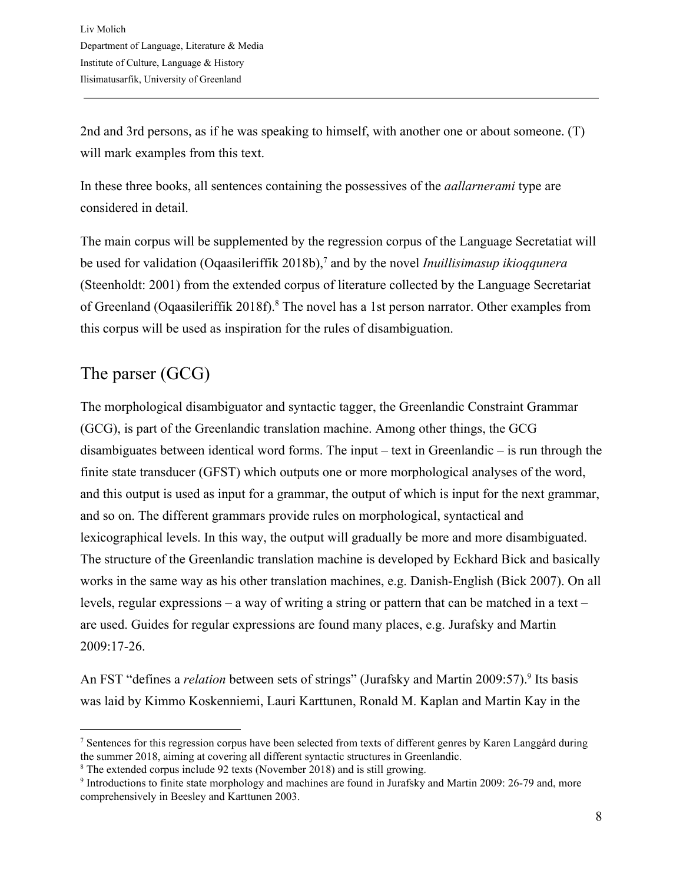2nd and 3rd persons, as if he was speaking to himself, with another one or about someone. (T) will mark examples from this text.

In these three books, all sentences containing the possessives of the *aallarnerami* type are considered in detail.

The main corpus will be supplemented by the regression corpus of the Language Secretatiat will be used for validation (Oqaasileriffik 2018b),[7] and by the novel *Inuillisimasup ikioqqunera* (Steenholdt: 2001) from the extended corpus of literature collected by the Language Secretariat of Greenland (Oqaasileriffik 2018f).[8] The novel has a 1st person narrator. Other examples from this corpus will be used as inspiration for the rules of disambiguation.

## The parser (GCG)

The morphological disambiguator and syntactic tagger, the Greenlandic Constraint Grammar (GCG), is part of the Greenlandic translation machine. Among other things, the GCG disambiguates between identical word forms. The input – text in Greenlandic – is run through the finite state transducer (GFST) which outputs one or more morphological analyses of the word, and this output is used as input for a grammar, the output of which is input for the next grammar, and so on. The different grammars provide rules on morphological, syntactical and lexicographical levels. In this way, the output will gradually be more and more disambiguated. The structure of the Greenlandic translation machine is developed by Eckhard Bick and basically works in the same way as his other translation machines, e.g. Danish-English (Bick 2007). On all levels, regular expressions – a way of writing a string or pattern that can be matched in a text – are used. Guides for regular expressions are found many places, e.g. Jurafsky and Martin 2009:17-26.

An FST "defines a *relation* between sets of strings" (Jurafsky and Martin 2009:57).[9] Its basis was laid by Kimmo Koskenniemi, Lauri Karttunen, Ronald M. Kaplan and Martin Kay in the

---

[7] Sentences for this regression corpus have been selected from texts of different genres by Karen Langgård during the summer 2018, aiming at covering all different syntactic structures in Greenlandic.

[8] The extended corpus include 92 texts (November 2018) and is still growing.

[9] Introductions to finite state morphology and machines are found in Jurafsky and Martin 2009: 26-79 and, more comprehensively in Beesley and Karttunen 2003.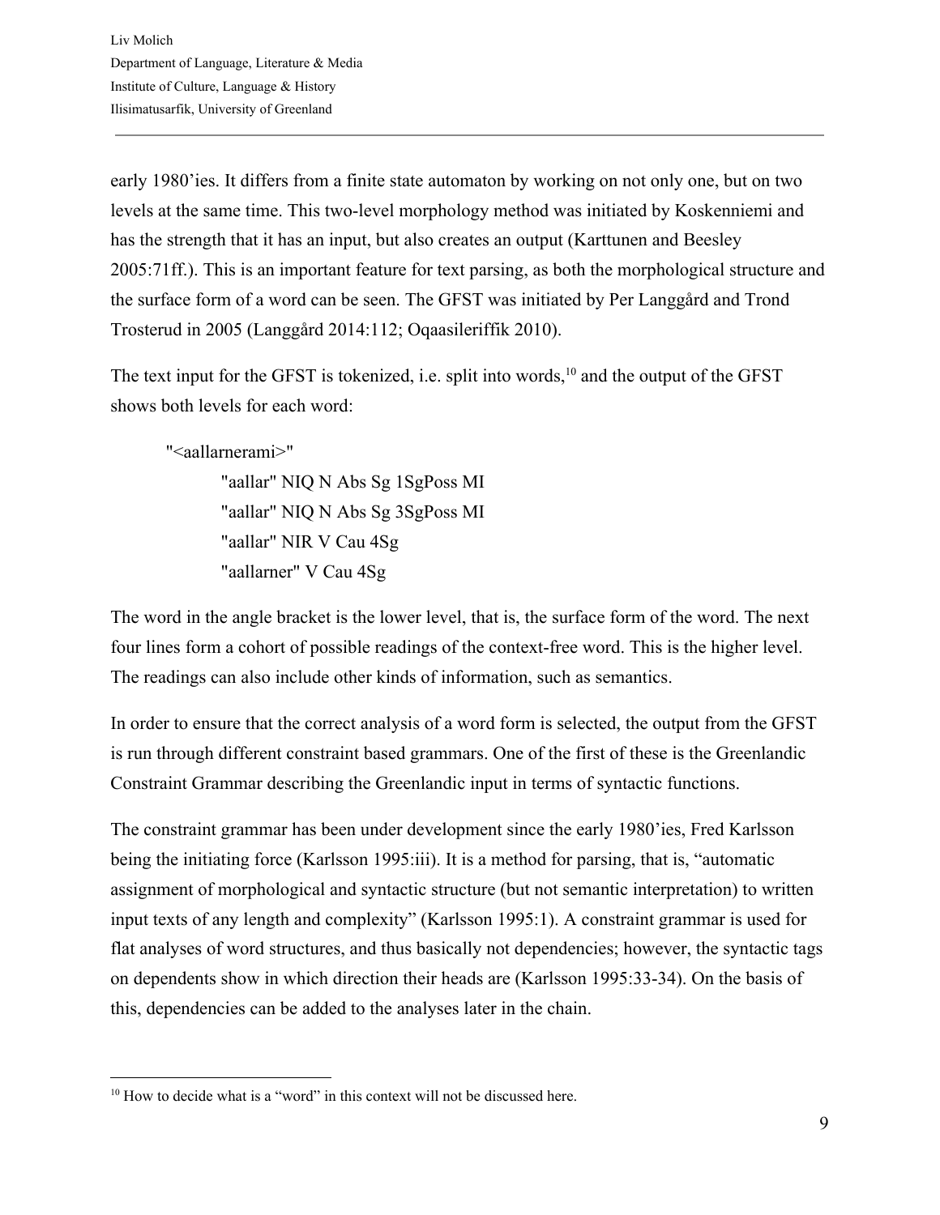early 1980'ies. It differs from a finite state automaton by working on not only one, but on two levels at the same time. This two-level morphology method was initiated by Koskenniemi and has the strength that it has an input, but also creates an output (Karttunen and Beesley 2005:71ff.). This is an important feature for text parsing, as both the morphological structure and the surface form of a word can be seen. The GFST was initiated by Per Langgård and Trond Trosterud in 2005 (Langgård 2014:112; Oqaasileriffik 2010).

The text input for the GFST is tokenized, i.e. split into words,[10] and the output of the GFST shows both levels for each word:

```
"<aallarnerami>"
        "aallar" NIQ N Abs Sg 1SgPoss MI
        "aallar" NIQ N Abs Sg 3SgPoss MI
        "aallar" NIR V Cau 4Sg
        "aallarner" V Cau 4Sg
```

The word in the angle bracket is the lower level, that is, the surface form of the word. The next four lines form a cohort of possible readings of the context-free word. This is the higher level. The readings can also include other kinds of information, such as semantics.

In order to ensure that the correct analysis of a word form is selected, the output from the GFST is run through different constraint based grammars. One of the first of these is the Greenlandic Constraint Grammar describing the Greenlandic input in terms of syntactic functions.

The constraint grammar has been under development since the early 1980'ies, Fred Karlsson being the initiating force (Karlsson 1995:iii). It is a method for parsing, that is, "automatic assignment of morphological and syntactic structure (but not semantic interpretation) to written input texts of any length and complexity" (Karlsson 1995:1). A constraint grammar is used for flat analyses of word structures, and thus basically not dependencies; however, the syntactic tags on dependents show in which direction their heads are (Karlsson 1995:33-34). On the basis of this, dependencies can be added to the analyses later in the chain.

---

[10] How to decide what is a "word" in this context will not be discussed here.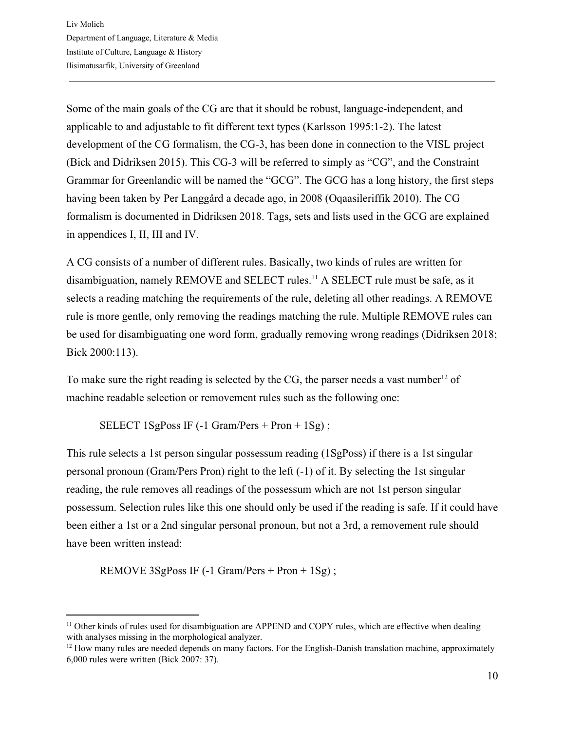Some of the main goals of the CG are that it should be robust, language-independent, and applicable to and adjustable to fit different text types (Karlsson 1995:1-2). The latest development of the CG formalism, the CG-3, has been done in connection to the VISL project (Bick and Didriksen 2015). This CG-3 will be referred to simply as "CG", and the Constraint Grammar for Greenlandic will be named the "GCG". The GCG has a long history, the first steps having been taken by Per Langgård a decade ago, in 2008 (Oqaasileriffik 2010). The CG formalism is documented in Didriksen 2018. Tags, sets and lists used in the GCG are explained in appendices I, II, III and IV.

A CG consists of a number of different rules. Basically, two kinds of rules are written for disambiguation, namely REMOVE and SELECT rules.[11] A SELECT rule must be safe, as it selects a reading matching the requirements of the rule, deleting all other readings. A REMOVE rule is more gentle, only removing the readings matching the rule. Multiple REMOVE rules can be used for disambiguating one word form, gradually removing wrong readings (Didriksen 2018; Bick 2000:113).

To make sure the right reading is selected by the CG, the parser needs a vast number[12] of machine readable selection or removement rules such as the following one:

```
SELECT 1SgPoss IF (-1 Gram/Pers + Pron + 1Sg) ;
```

This rule selects a 1st person singular possessum reading (1SgPoss) if there is a 1st singular personal pronoun (Gram/Pers Pron) right to the left (-1) of it. By selecting the 1st singular reading, the rule removes all readings of the possessum which are not 1st person singular possessum. Selection rules like this one should only be used if the reading is safe. If it could have been either a 1st or a 2nd singular personal pronoun, but not a 3rd, a removement rule should have been written instead:

```
REMOVE 3SgPoss IF (-1 Gram/Pers + Pron + 1Sg) ;
```

---

[11] Other kinds of rules used for disambiguation are APPEND and COPY rules, which are effective when dealing with analyses missing in the morphological analyzer.

[12] How many rules are needed depends on many factors. For the English-Danish translation machine, approximately 6,000 rules were written (Bick 2007: 37).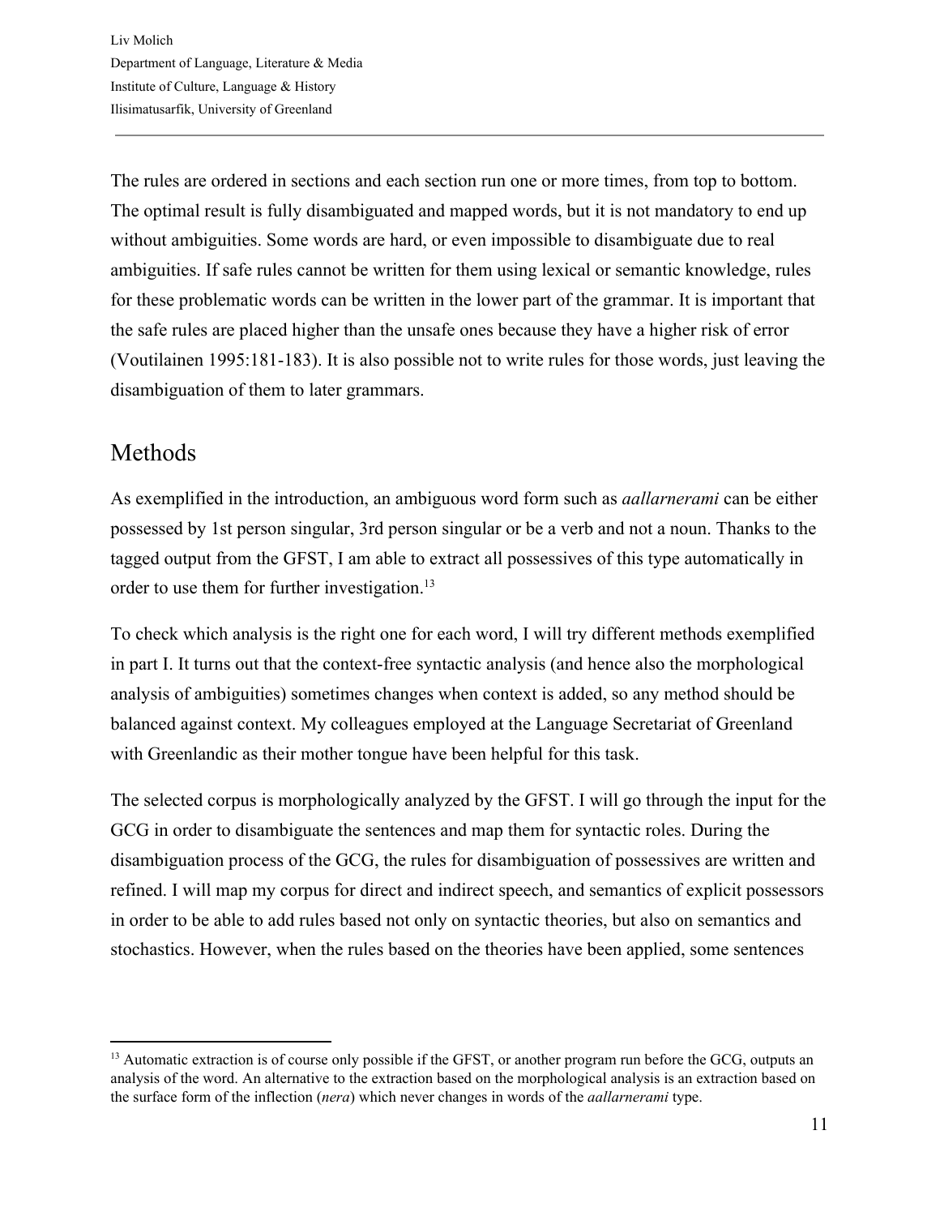The rules are ordered in sections and each section run one or more times, from top to bottom. The optimal result is fully disambiguated and mapped words, but it is not mandatory to end up without ambiguities. Some words are hard, or even impossible to disambiguate due to real ambiguities. If safe rules cannot be written for them using lexical or semantic knowledge, rules for these problematic words can be written in the lower part of the grammar. It is important that the safe rules are placed higher than the unsafe ones because they have a higher risk of error (Voutilainen 1995:181-183). It is also possible not to write rules for those words, just leaving the disambiguation of them to later grammars.

## Methods

As exemplified in the introduction, an ambiguous word form such as *aallarnerami* can be either possessed by 1st person singular, 3rd person singular or be a verb and not a noun. Thanks to the tagged output from the GFST, I am able to extract all possessives of this type automatically in order to use them for further investigation.[13]

To check which analysis is the right one for each word, I will try different methods exemplified in part I. It turns out that the context-free syntactic analysis (and hence also the morphological analysis of ambiguities) sometimes changes when context is added, so any method should be balanced against context. My colleagues employed at the Language Secretariat of Greenland with Greenlandic as their mother tongue have been helpful for this task.

The selected corpus is morphologically analyzed by the GFST. I will go through the input for the GCG in order to disambiguate the sentences and map them for syntactic roles. During the disambiguation process of the GCG, the rules for disambiguation of possessives are written and refined. I will map my corpus for direct and indirect speech, and semantics of explicit possessors in order to be able to add rules based not only on syntactic theories, but also on semantics and stochastics. However, when the rules based on the theories have been applied, some sentences

[13] Automatic extraction is of course only possible if the GFST, or another program run before the GCG, outputs an analysis of the word. An alternative to the extraction based on the morphological analysis is an extraction based on the surface form of the inflection (*nera*) which never changes in words of the *aallarnerami* type.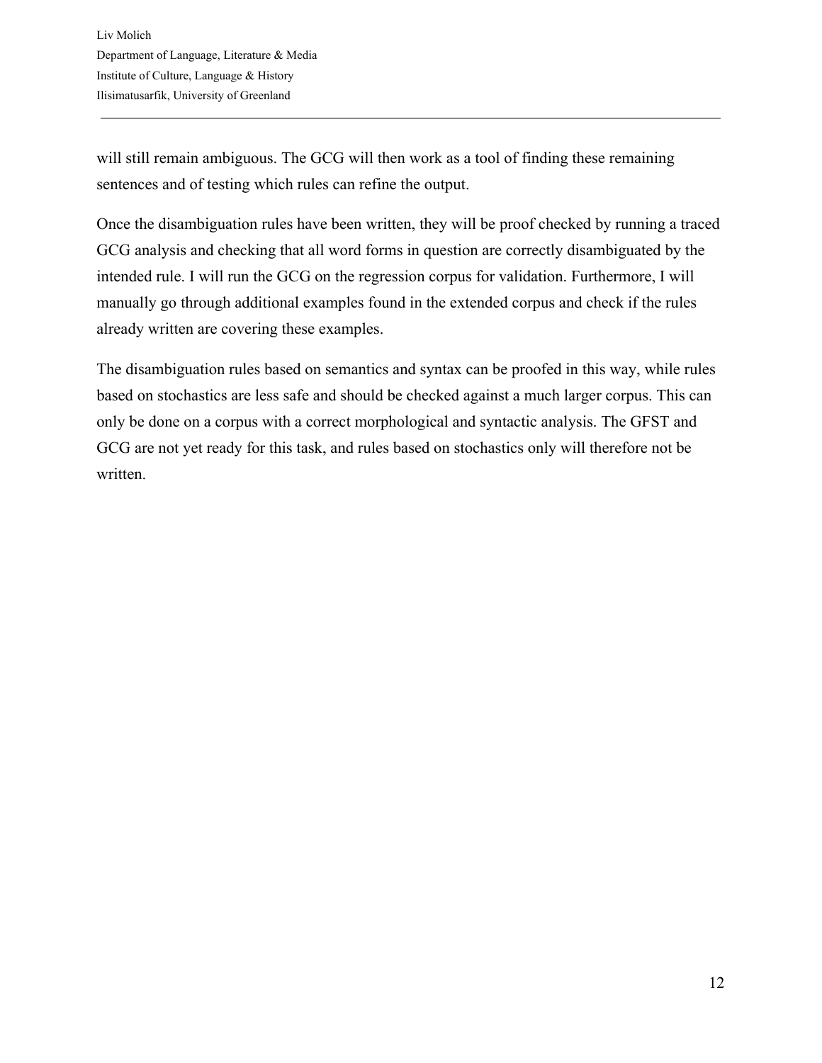will still remain ambiguous. The GCG will then work as a tool of finding these remaining sentences and of testing which rules can refine the output.

Once the disambiguation rules have been written, they will be proof checked by running a traced GCG analysis and checking that all word forms in question are correctly disambiguated by the intended rule. I will run the GCG on the regression corpus for validation. Furthermore, I will manually go through additional examples found in the extended corpus and check if the rules already written are covering these examples.

The disambiguation rules based on semantics and syntax can be proofed in this way, while rules based on stochastics are less safe and should be checked against a much larger corpus. This can only be done on a corpus with a correct morphological and syntactic analysis. The GFST and GCG are not yet ready for this task, and rules based on stochastics only will therefore not be written.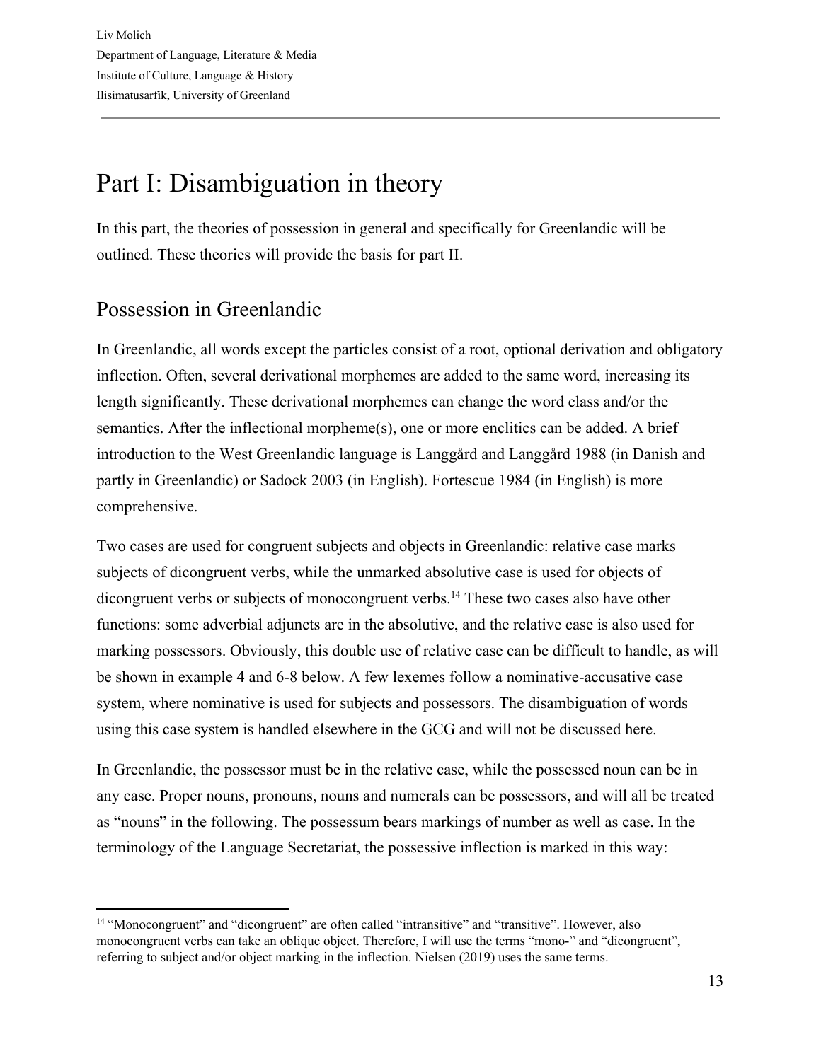# Part I: Disambiguation in theory

In this part, the theories of possession in general and specifically for Greenlandic will be outlined. These theories will provide the basis for part II.

## Possession in Greenlandic

In Greenlandic, all words except the particles consist of a root, optional derivation and obligatory inflection. Often, several derivational morphemes are added to the same word, increasing its length significantly. These derivational morphemes can change the word class and/or the semantics. After the inflectional morpheme(s), one or more enclitics can be added. A brief introduction to the West Greenlandic language is Langgård and Langgård 1988 (in Danish and partly in Greenlandic) or Sadock 2003 (in English). Fortescue 1984 (in English) is more comprehensive.

Two cases are used for congruent subjects and objects in Greenlandic: relative case marks subjects of dicongruent verbs, while the unmarked absolutive case is used for objects of dicongruent verbs or subjects of monocongruent verbs.[14] These two cases also have other functions: some adverbial adjuncts are in the absolutive, and the relative case is also used for marking possessors. Obviously, this double use of relative case can be difficult to handle, as will be shown in example 4 and 6-8 below. A few lexemes follow a nominative-accusative case system, where nominative is used for subjects and possessors. The disambiguation of words using this case system is handled elsewhere in the GCG and will not be discussed here.

In Greenlandic, the possessor must be in the relative case, while the possessed noun can be in any case. Proper nouns, pronouns, nouns and numerals can be possessors, and will all be treated as "nouns" in the following. The possessum bears markings of number as well as case. In the terminology of the Language Secretariat, the possessive inflection is marked in this way:

---

[14] "Monocongruent" and "dicongruent" are often called "intransitive" and "transitive". However, also monocongruent verbs can take an oblique object. Therefore, I will use the terms "mono-" and "dicongruent", referring to subject and/or object marking in the inflection. Nielsen (2019) uses the same terms.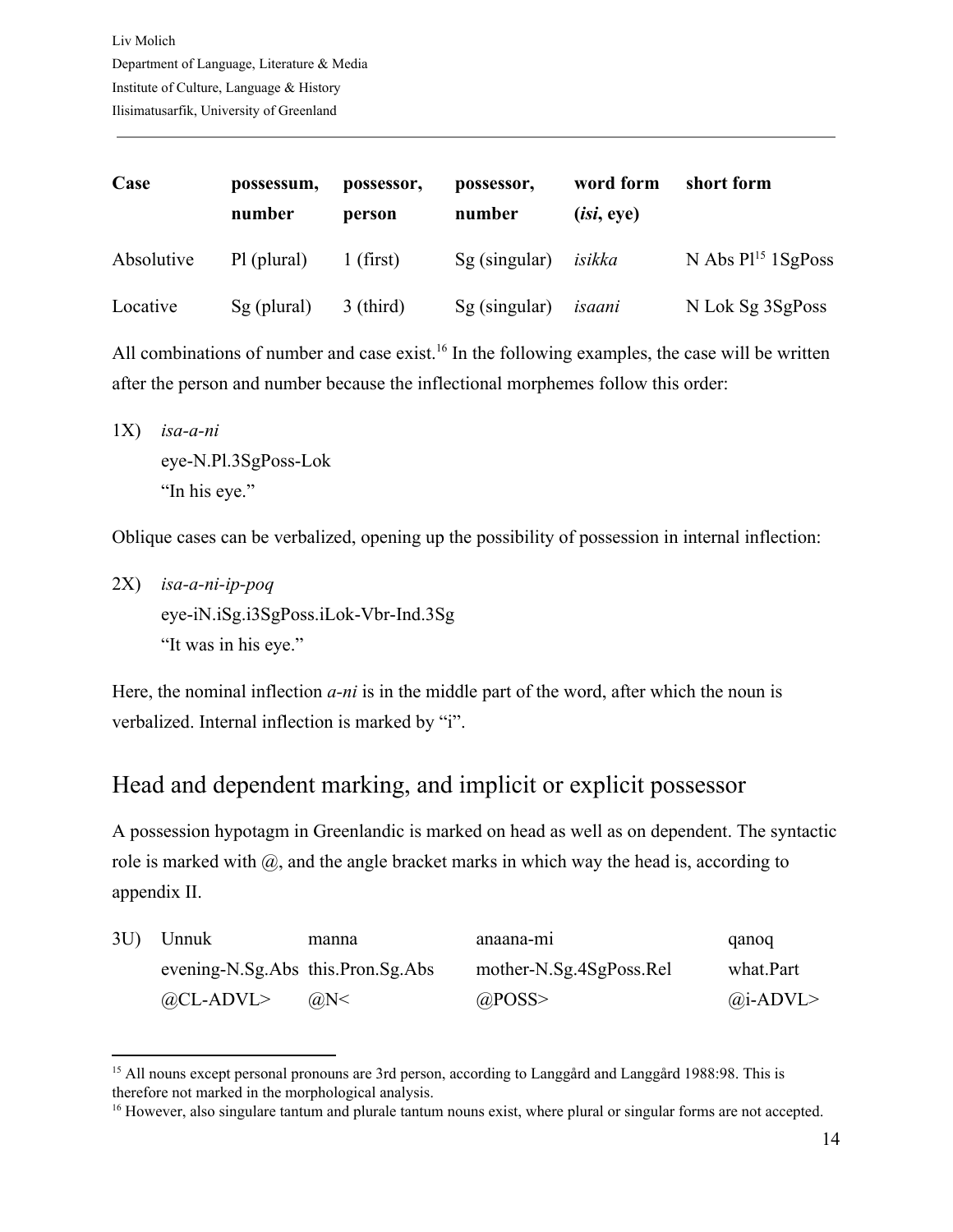| Case | possessum, number | possessor, person | possessor, number | word form (*isi*, eye) | short form |
|---|---|---|---|---|---|
| Absolutive | Pl (plural) | 1 (first) | Sg (singular) | *isikka* | N Abs Pl[15] 1SgPoss |
| Locative | Sg (plural) | 3 (third) | Sg (singular) | *isaani* | N Lok Sg 3SgPoss |

All combinations of number and case exist.[16] In the following examples, the case will be written after the person and number because the inflectional morphemes follow this order:

1X) *isa-a-ni*
eye-N.Pl.3SgPoss-Lok
"In his eye."

Oblique cases can be verbalized, opening up the possibility of possession in internal inflection:

2X) *isa-a-ni-ip-poq*
eye-iN.iSg.i3SgPoss.iLok-Vbr-Ind.3Sg
"It was in his eye."

Here, the nominal inflection *a-ni* is in the middle part of the word, after which the noun is verbalized. Internal inflection is marked by "i".

## Head and dependent marking, and implicit or explicit possessor

A possession hypotagm in Greenlandic is marked on head as well as on dependent. The syntactic role is marked with @, and the angle bracket marks in which way the head is, according to appendix II.

| 3U) | Unnuk | manna | anaana-mi | qanoq |
|---|---|---|---|---|
| | evening-N.Sg.Abs | this.Pron.Sg.Abs | mother-N.Sg.4SgPoss.Rel | what.Part |
| | @CL-ADVL> | @N< | @POSS> | @i-ADVL> |

[15] All nouns except personal pronouns are 3rd person, according to Langgård and Langgård 1988:98. This is therefore not marked in the morphological analysis.

[16] However, also singulare tantum and plurale tantum nouns exist, where plural or singular forms are not accepted.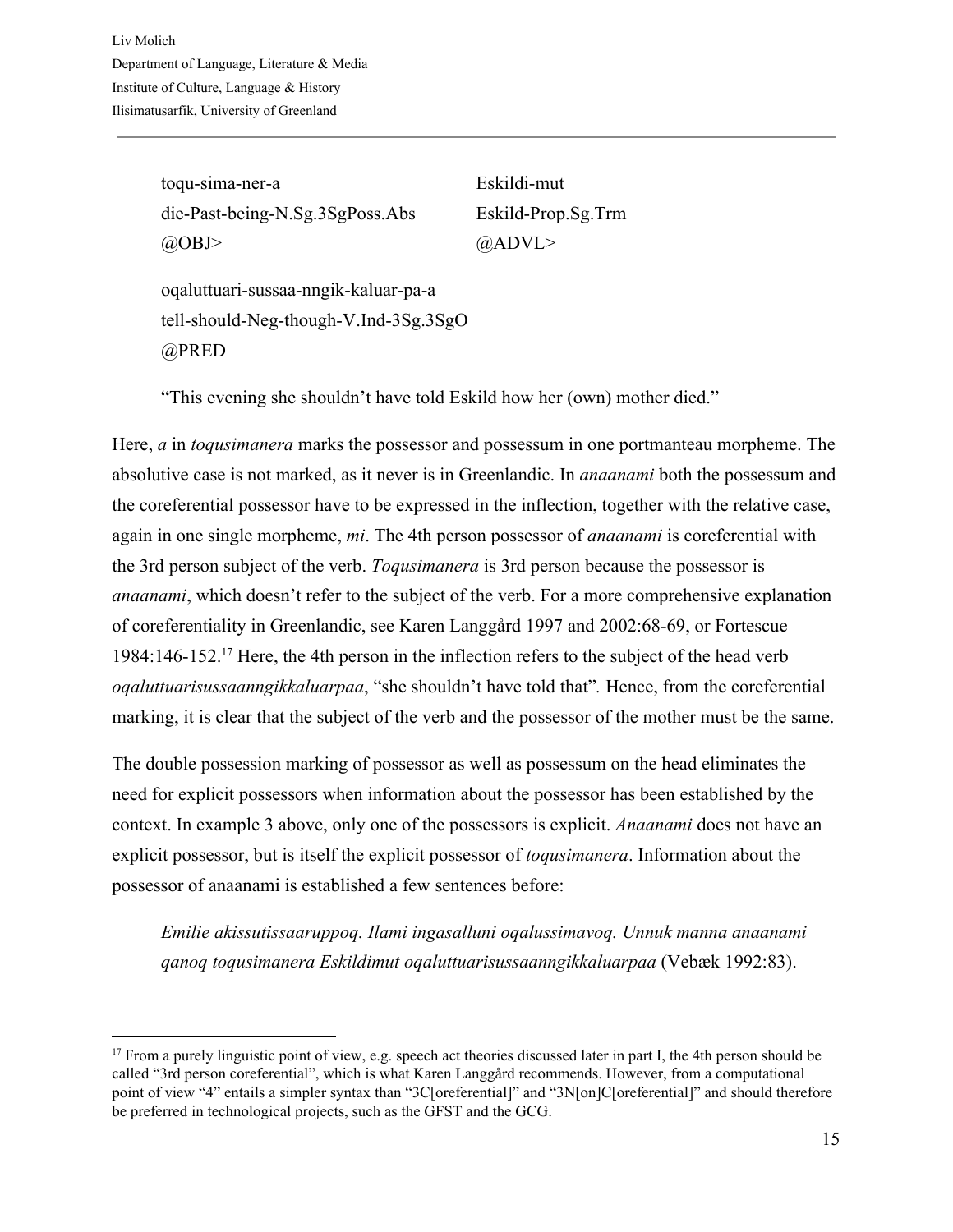| toqu-sima-ner-a | Eskildi-mut |
| --- | --- |
| die-Past-being-N.Sg.3SgPoss.Abs | Eskild-Prop.Sg.Trm |
| @OBJ> | @ADVL> |

oqaluttuari-sussaa-nngik-kaluar-pa-a
tell-should-Neg-though-V.Ind-3Sg.3SgO
@PRED

"This evening she shouldn't have told Eskild how her (own) mother died."

Here, *a* in *toqusimanera* marks the possessor and possessum in one portmanteau morpheme. The absolutive case is not marked, as it never is in Greenlandic. In *anaanami* both the possessum and the coreferential possessor have to be expressed in the inflection, together with the relative case, again in one single morpheme, *mi*. The 4th person possessor of *anaanami* is coreferential with the 3rd person subject of the verb. *Toqusimanera* is 3rd person because the possessor is *anaanami*, which doesn't refer to the subject of the verb. For a more comprehensive explanation of coreferentiality in Greenlandic, see Karen Langgård 1997 and 2002:68-69, or Fortescue 1984:146-152.[17] Here, the 4th person in the inflection refers to the subject of the head verb *oqaluttuarisussaanngikkaluarpaa*, "she shouldn't have told that". Hence, from the coreferential marking, it is clear that the subject of the verb and the possessor of the mother must be the same.

The double possession marking of possessor as well as possessum on the head eliminates the need for explicit possessors when information about the possessor has been established by the context. In example 3 above, only one of the possessors is explicit. *Anaanami* does not have an explicit possessor, but is itself the explicit possessor of *toqusimanera*. Information about the possessor of anaanami is established a few sentences before:

> *Emilie akissutissaaruppoq. Ilami ingasalluni oqalussimavoq. Unnuk manna anaanami qanoq toqusimanera Eskildimut oqaluttuarisussaanngikkaluarpaa* (Vebæk 1992:83).

---

[17] From a purely linguistic point of view, e.g. speech act theories discussed later in part I, the 4th person should be called "3rd person coreferential", which is what Karen Langgård recommends. However, from a computational point of view "4" entails a simpler syntax than "3C[oreferential]" and "3N[on]C[oreferential]" and should therefore be preferred in technological projects, such as the GFST and the GCG.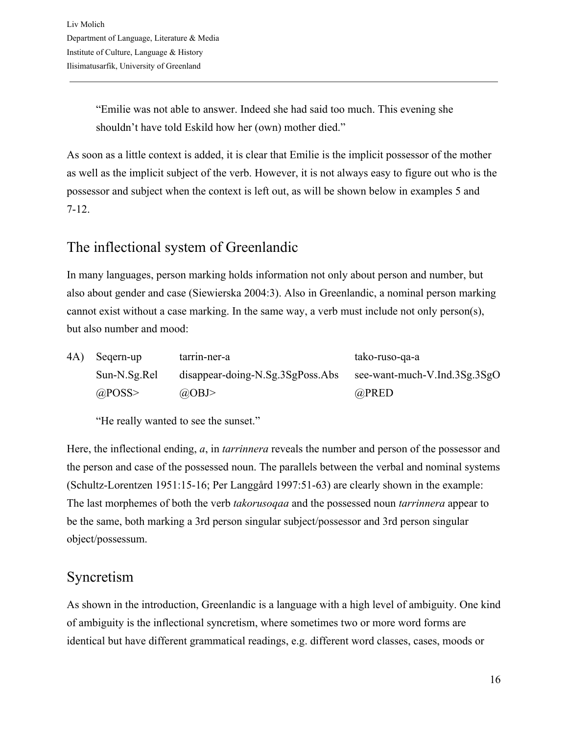“Emilie was not able to answer. Indeed she had said too much. This evening she shouldn’t have told Eskild how her (own) mother died.”

As soon as a little context is added, it is clear that Emilie is the implicit possessor of the mother as well as the implicit subject of the verb. However, it is not always easy to figure out who is the possessor and subject when the context is left out, as will be shown below in examples 5 and 7-12.

## The inflectional system of Greenlandic

In many languages, person marking holds information not only about person and number, but also about gender and case (Siewierska 2004:3). Also in Greenlandic, a nominal person marking cannot exist without a case marking. In the same way, a verb must include not only person(s), but also number and mood:

| 4A) | Seqern-up | tarrin-ner-a | tako-ruso-qa-a |
|---|---|---|---|
| | Sun-N.Sg.Rel | disappear-doing-N.Sg.3SgPoss.Abs | see-want-much-V.Ind.3Sg.3SgO |
| | @POSS> | @OBJ> | @PRED |

“He really wanted to see the sunset.”

Here, the inflectional ending, *a*, in *tarrinnera* reveals the number and person of the possessor and the person and case of the possessed noun. The parallels between the verbal and nominal systems (Schultz-Lorentzen 1951:15-16; Per Langgård 1997:51-63) are clearly shown in the example: The last morphemes of both the verb *takorusoqaa* and the possessed noun *tarrinnera* appear to be the same, both marking a 3rd person singular subject/possessor and 3rd person singular object/possessum.

## Syncretism

As shown in the introduction, Greenlandic is a language with a high level of ambiguity. One kind of ambiguity is the inflectional syncretism, where sometimes two or more word forms are identical but have different grammatical readings, e.g. different word classes, cases, moods or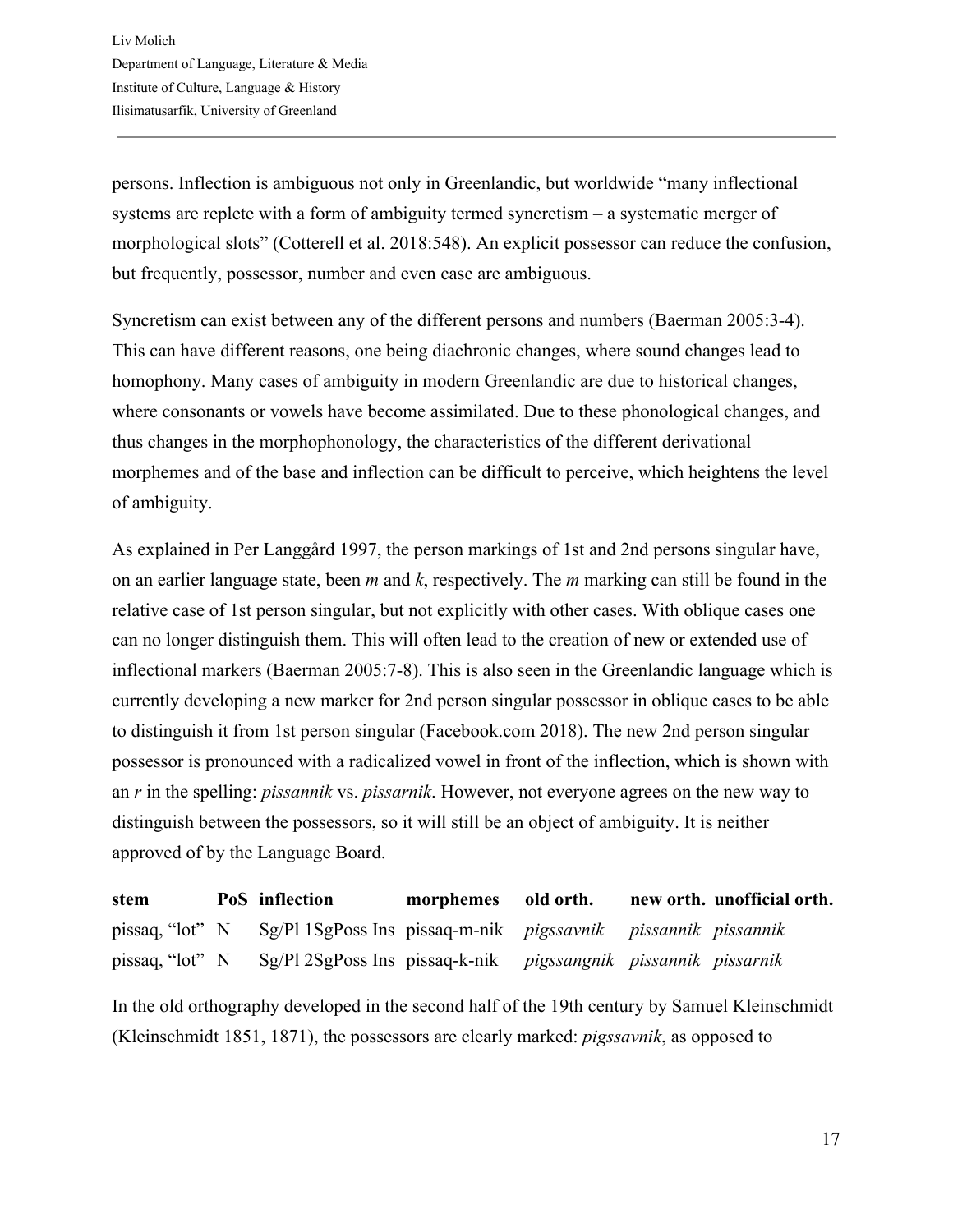persons. Inflection is ambiguous not only in Greenlandic, but worldwide "many inflectional systems are replete with a form of ambiguity termed syncretism – a systematic merger of morphological slots" (Cotterell et al. 2018:548). An explicit possessor can reduce the confusion, but frequently, possessor, number and even case are ambiguous.

Syncretism can exist between any of the different persons and numbers (Baerman 2005:3-4). This can have different reasons, one being diachronic changes, where sound changes lead to homophony. Many cases of ambiguity in modern Greenlandic are due to historical changes, where consonants or vowels have become assimilated. Due to these phonological changes, and thus changes in the morphophonology, the characteristics of the different derivational morphemes and of the base and inflection can be difficult to perceive, which heightens the level of ambiguity.

As explained in Per Langgård 1997, the person markings of 1st and 2nd persons singular have, on an earlier language state, been *m* and *k*, respectively. The *m* marking can still be found in the relative case of 1st person singular, but not explicitly with other cases. With oblique cases one can no longer distinguish them. This will often lead to the creation of new or extended use of inflectional markers (Baerman 2005:7-8). This is also seen in the Greenlandic language which is currently developing a new marker for 2nd person singular possessor in oblique cases to be able to distinguish it from 1st person singular (Facebook.com 2018). The new 2nd person singular possessor is pronounced with a radicalized vowel in front of the inflection, which is shown with an *r* in the spelling: *pissannik* vs. *pissarnik*. However, not everyone agrees on the new way to distinguish between the possessors, so it will still be an object of ambiguity. It is neither approved of by the Language Board.

| **stem** | **PoS** | **inflection** | **morphemes** | **old orth.** | **new orth.** | **unofficial orth.** |
|---|---|---|---|---|---|---|
| pissaq, "lot" | N | Sg/Pl 1SgPoss Ins | pissaq-m-nik | *pigssavnik* | *pissannik* | *pissannik* |
| pissaq, "lot" | N | Sg/Pl 2SgPoss Ins | pissaq-k-nik | *pigssangnik* | *pissannik* | *pissarnik* |

In the old orthography developed in the second half of the 19th century by Samuel Kleinschmidt (Kleinschmidt 1851, 1871), the possessors are clearly marked: *pigssavnik*, as opposed to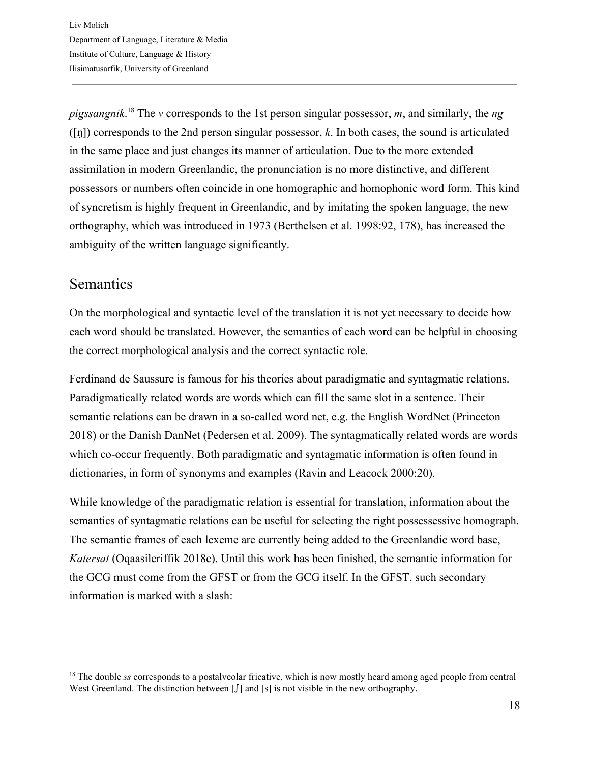*pigssangnik*.[18] The *v* corresponds to the 1st person singular possessor, *m*, and similarly, the *ng* ([ŋ]) corresponds to the 2nd person singular possessor, *k*. In both cases, the sound is articulated in the same place and just changes its manner of articulation. Due to the more extended assimilation in modern Greenlandic, the pronunciation is no more distinctive, and different possessors or numbers often coincide in one homographic and homophonic word form. This kind of syncretism is highly frequent in Greenlandic, and by imitating the spoken language, the new orthography, which was introduced in 1973 (Berthelsen et al. 1998:92, 178), has increased the ambiguity of the written language significantly.

## Semantics

On the morphological and syntactic level of the translation it is not yet necessary to decide how each word should be translated. However, the semantics of each word can be helpful in choosing the correct morphological analysis and the correct syntactic role.

Ferdinand de Saussure is famous for his theories about paradigmatic and syntagmatic relations. Paradigmatically related words are words which can fill the same slot in a sentence. Their semantic relations can be drawn in a so-called word net, e.g. the English WordNet (Princeton 2018) or the Danish DanNet (Pedersen et al. 2009). The syntagmatically related words are words which co-occur frequently. Both paradigmatic and syntagmatic information is often found in dictionaries, in form of synonyms and examples (Ravin and Leacock 2000:20).

While knowledge of the paradigmatic relation is essential for translation, information about the semantics of syntagmatic relations can be useful for selecting the right possessessive homograph. The semantic frames of each lexeme are currently being added to the Greenlandic word base, *Katersat* (Oqaasileriffik 2018c). Until this work has been finished, the semantic information for the GCG must come from the GFST or from the GCG itself. In the GFST, such secondary information is marked with a slash:

---

[18] The double *ss* corresponds to a postalveolar fricative, which is now mostly heard among aged people from central West Greenland. The distinction between [ʃ] and [s] is not visible in the new orthography.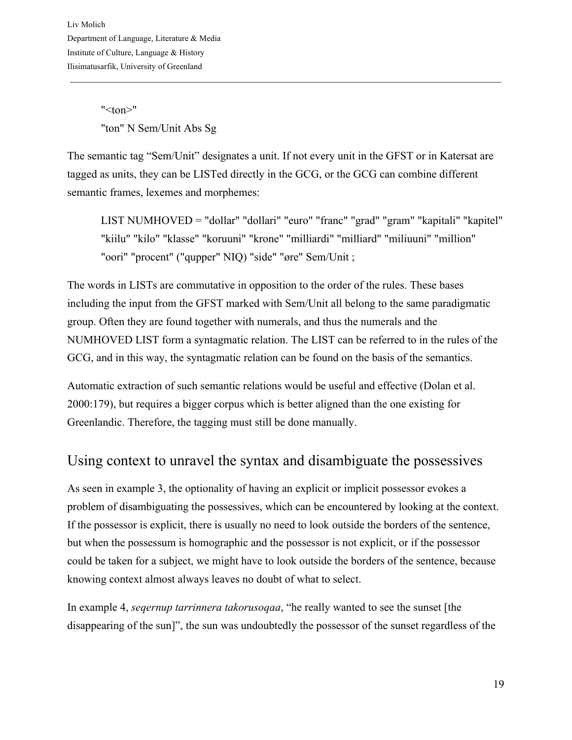```
"<ton>"
"ton" N Sem/Unit Abs Sg
```

The semantic tag "Sem/Unit" designates a unit. If not every unit in the GFST or in Katersat are tagged as units, they can be LISTed directly in the GCG, or the GCG can combine different semantic frames, lexemes and morphemes:

```
LIST NUMHOVED = "dollar" "dollari" "euro" "franc" "grad" "gram" "kapitali" "kapitel" "kiilu" "kilo" "klasse" "koruuni" "krone" "milliardi" "milliard" "miliuuni" "million" "oori" "procent" ("qupper" NIQ) "side" "øre" Sem/Unit ;
```

The words in LISTs are commutative in opposition to the order of the rules. These bases including the input from the GFST marked with Sem/Unit all belong to the same paradigmatic group. Often they are found together with numerals, and thus the numerals and the NUMHOVED LIST form a syntagmatic relation. The LIST can be referred to in the rules of the GCG, and in this way, the syntagmatic relation can be found on the basis of the semantics.

Automatic extraction of such semantic relations would be useful and effective (Dolan et al. 2000:179), but requires a bigger corpus which is better aligned than the one existing for Greenlandic. Therefore, the tagging must still be done manually.

## Using context to unravel the syntax and disambiguate the possessives

As seen in example 3, the optionality of having an explicit or implicit possessor evokes a problem of disambiguating the possessives, which can be encountered by looking at the context. If the possessor is explicit, there is usually no need to look outside the borders of the sentence, but when the possessum is homographic and the possessor is not explicit, or if the possessor could be taken for a subject, we might have to look outside the borders of the sentence, because knowing context almost always leaves no doubt of what to select.

In example 4, *seqernup tarrinnera takorusoqaa*, "he really wanted to see the sunset [the disappearing of the sun]", the sun was undoubtedly the possessor of the sunset regardless of the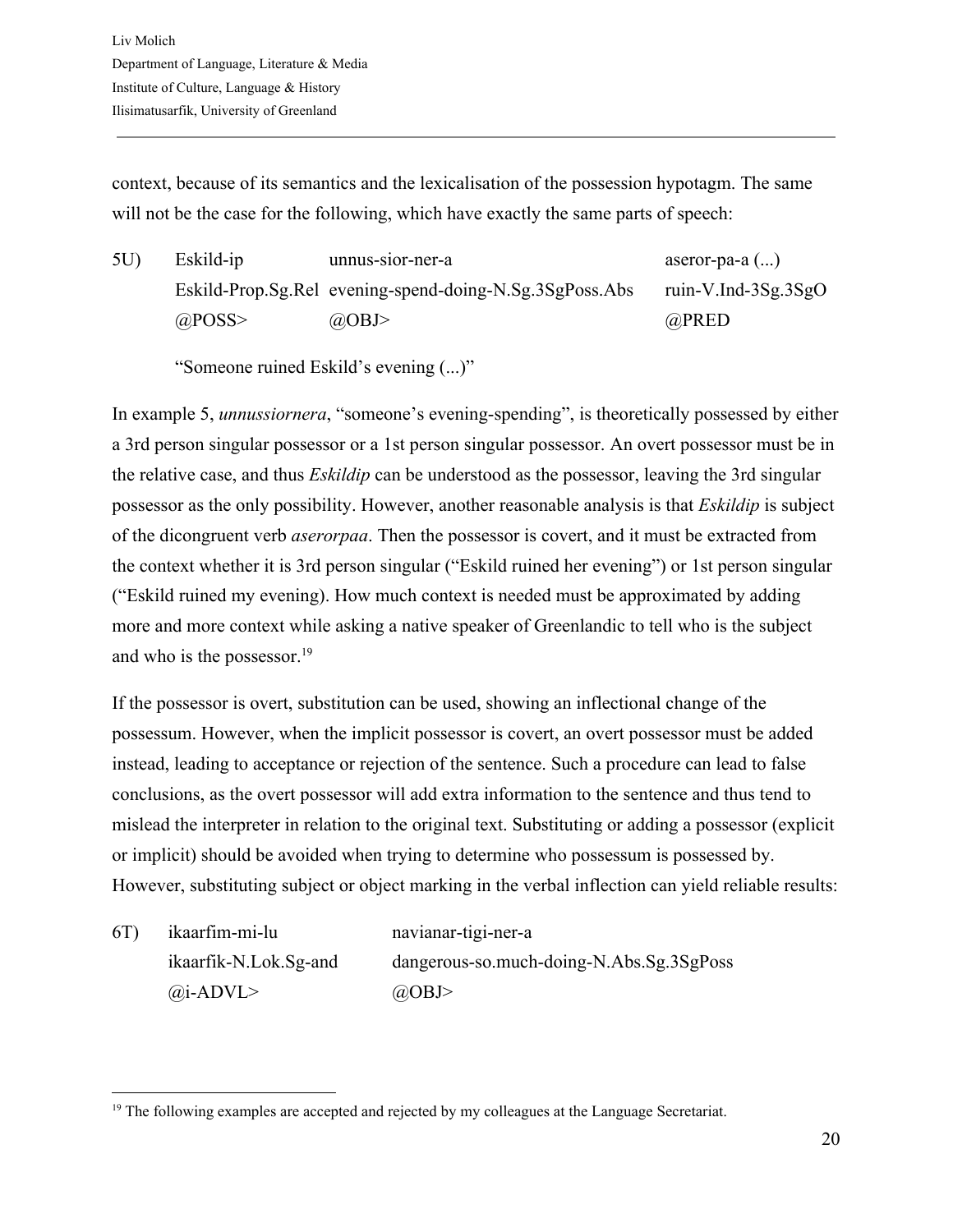context, because of its semantics and the lexicalisation of the possession hypotagm. The same will not be the case for the following, which have exactly the same parts of speech:

| 5U) | Eskild-ip | unnus-sior-ner-a | aseror-pa-a (...) |
|---|---|---|---|
| | Eskild-Prop.Sg.Rel | evening-spend-doing-N.Sg.3SgPoss.Abs | ruin-V.Ind-3Sg.3SgO |
| | @POSS> | @OBJ> | @PRED |

“Someone ruined Eskild’s evening (...)”

In example 5, *unnussiornera*, “someone’s evening-spending”, is theoretically possessed by either a 3rd person singular possessor or a 1st person singular possessor. An overt possessor must be in the relative case, and thus *Eskildip* can be understood as the possessor, leaving the 3rd singular possessor as the only possibility. However, another reasonable analysis is that *Eskildip* is subject of the dicongruent verb *aserorpaa*. Then the possessor is covert, and it must be extracted from the context whether it is 3rd person singular (“Eskild ruined her evening”) or 1st person singular (“Eskild ruined my evening). How much context is needed must be approximated by adding more and more context while asking a native speaker of Greenlandic to tell who is the subject and who is the possessor.[19]

If the possessor is overt, substitution can be used, showing an inflectional change of the possessum. However, when the implicit possessor is covert, an overt possessor must be added instead, leading to acceptance or rejection of the sentence. Such a procedure can lead to false conclusions, as the overt possessor will add extra information to the sentence and thus tend to mislead the interpreter in relation to the original text. Substituting or adding a possessor (explicit or implicit) should be avoided when trying to determine who possessum is possessed by. However, substituting subject or object marking in the verbal inflection can yield reliable results:

| 6T) | ikaarfim-mi-lu | navianar-tigi-ner-a |
|---|---|---|
| | ikaarfik-N.Lok.Sg-and | dangerous-so.much-doing-N.Abs.Sg.3SgPoss |
| | @i-ADVL> | @OBJ> |

---

[19] The following examples are accepted and rejected by my colleagues at the Language Secretariat.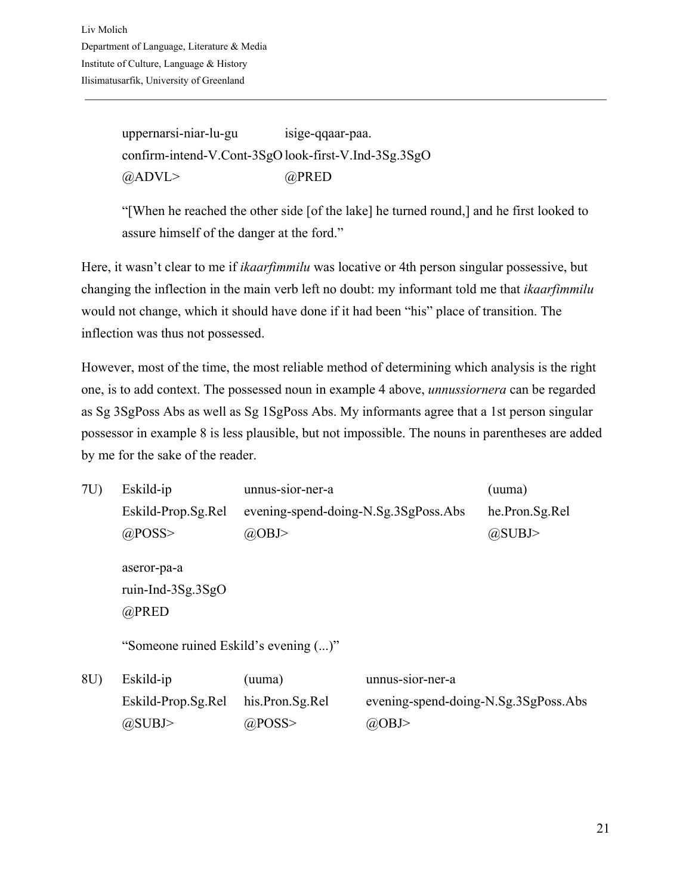| uppernarsi-niar-lu-gu | isige-qqaar-paa. |
|---|---|
| confirm-intend-V.Cont-3SgO | look-first-V.Ind-3Sg.3SgO |
| @ADVL> | @PRED |

"[When he reached the other side [of the lake] he turned round,] and he first looked to assure himself of the danger at the ford."

Here, it wasn't clear to me if *ikaarfimmilu* was locative or 4th person singular possessive, but changing the inflection in the main verb left no doubt: my informant told me that *ikaarfimmilu* would not change, which it should have done if it had been "his" place of transition. The inflection was thus not possessed.

However, most of the time, the most reliable method of determining which analysis is the right one, is to add context. The possessed noun in example 4 above, *unnussiornera* can be regarded as Sg 3SgPoss Abs as well as Sg 1SgPoss Abs. My informants agree that a 1st person singular possessor in example 8 is less plausible, but not impossible. The nouns in parentheses are added by me for the sake of the reader.

| 7U) | Eskild-ip | unnus-sior-ner-a | (uuma) |
|---|---|---|---|
| | Eskild-Prop.Sg.Rel | evening-spend-doing-N.Sg.3SgPoss.Abs | he.Pron.Sg.Rel |
| | @POSS> | @OBJ> | @SUBJ> |
| | aseror-pa-a | | |
| | ruin-Ind-3Sg.3SgO | | |
| | @PRED | | |

"Someone ruined Eskild's evening (...)"

| 8U) | Eskild-ip | (uuma) | unnus-sior-ner-a |
|---|---|---|---|
| | Eskild-Prop.Sg.Rel | his.Pron.Sg.Rel | evening-spend-doing-N.Sg.3SgPoss.Abs |
| | @SUBJ> | @POSS> | @OBJ> |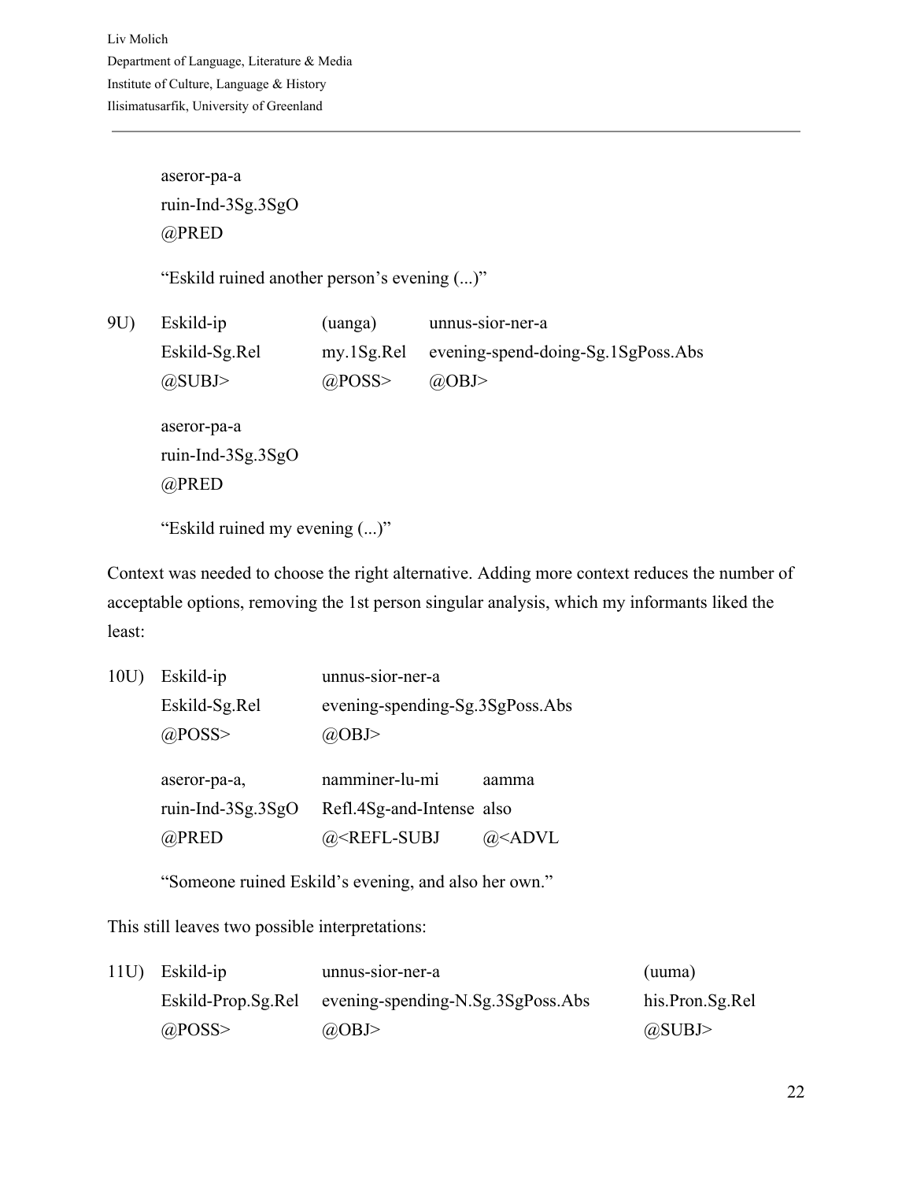aseror-pa-a
ruin-Ind-3Sg.3SgO
@PRED

"Eskild ruined another person's evening (...)"

| 9U) | Eskild-ip | (uanga) | unnus-sior-ner-a |
|---|---|---|---|
| | Eskild-Sg.Rel | my.1Sg.Rel | evening-spend-doing-Sg.1SgPoss.Abs |
| | @SUBJ> | @POSS> | @OBJ> |

aseror-pa-a
ruin-Ind-3Sg.3SgO
@PRED

"Eskild ruined my evening (...)"

Context was needed to choose the right alternative. Adding more context reduces the number of acceptable options, removing the 1st person singular analysis, which my informants liked the least:

| 10U) | Eskild-ip | unnus-sior-ner-a | |
|---|---|---|---|
| | Eskild-Sg.Rel | evening-spending-Sg.3SgPoss.Abs | |
| | @POSS> | @OBJ> | |
| | aseror-pa-a, | namminer-lu-mi | aamma |
| | ruin-Ind-3Sg.3SgO | Refl.4Sg-and-Intense | also |
| | @PRED | @<REFL-SUBJ | @<ADVL |

"Someone ruined Eskild's evening, and also her own."

This still leaves two possible interpretations:

| 11U) | Eskild-ip | unnus-sior-ner-a | (uuma) |
|---|---|---|---|
| | Eskild-Prop.Sg.Rel | evening-spending-N.Sg.3SgPoss.Abs | his.Pron.Sg.Rel |
| | @POSS> | @OBJ> | @SUBJ> |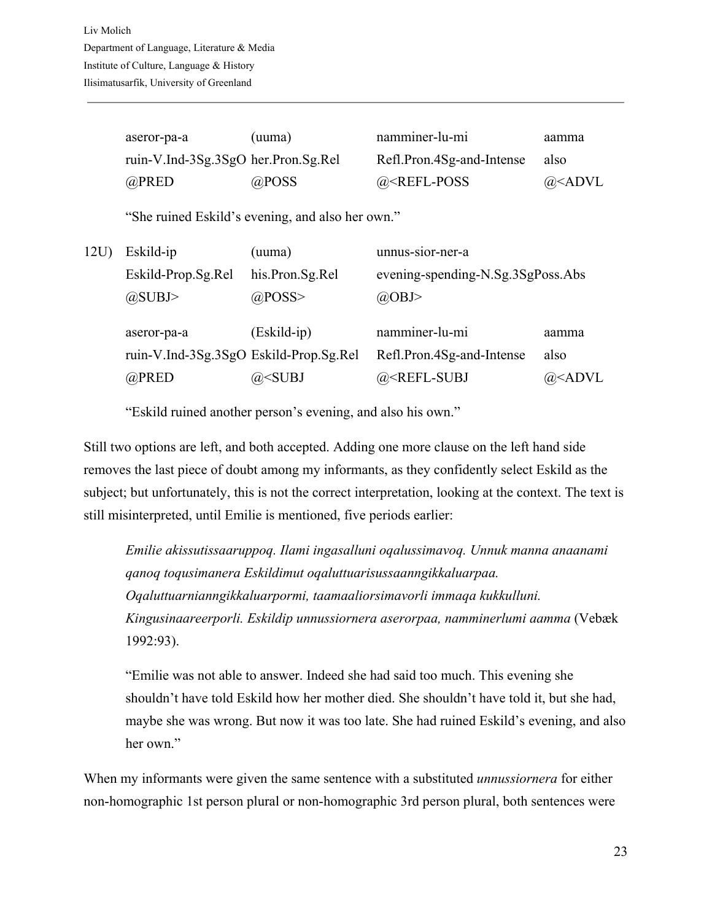| | | | | |
|---|---|---|---|---|
| | aseror-pa-a | (uuma) | namminer-lu-mi | aamma |
| | ruin-V.Ind-3Sg.3SgO | her.Pron.Sg.Rel | Refl.Pron.4Sg-and-Intense | also |
| | @PRED | @POSS | @<REFL-POSS | @<ADVL |

"She ruined Eskild's evening, and also her own."

| | | | | |
|---|---|---|---|---|
| 12U) | Eskild-ip | (uuma) | unnus-sior-ner-a | |
| | Eskild-Prop.Sg.Rel | his.Pron.Sg.Rel | evening-spending-N.Sg.3SgPoss.Abs | |
| | @SUBJ> | @POSS> | @OBJ> | |
| | aseror-pa-a | (Eskild-ip) | namminer-lu-mi | aamma |
| | ruin-V.Ind-3Sg.3SgO | Eskild-Prop.Sg.Rel | Refl.Pron.4Sg-and-Intense | also |
| | @PRED | @<SUBJ | @<REFL-SUBJ | @<ADVL |

"Eskild ruined another person's evening, and also his own."

Still two options are left, and both accepted. Adding one more clause on the left hand side removes the last piece of doubt among my informants, as they confidently select Eskild as the subject; but unfortunately, this is not the correct interpretation, looking at the context. The text is still misinterpreted, until Emilie is mentioned, five periods earlier:

> *Emilie akissutissaaruppoq. Ilami ingasalluni oqalussimavoq. Unnuk manna anaanami qanoq toqusimanera Eskildimut oqaluttuarisussaanngikkaluarpaa. Oqaluttuarnianngikkaluarpormi, taamaaliorsimavorli immaqa kukkulluni. Kingusinaareerporli. Eskildip unnussiornera aserorpaa, namminerlumi aamma* (Vebæk 1992:93).
>
> "Emilie was not able to answer. Indeed she had said too much. This evening she shouldn't have told Eskild how her mother died. She shouldn't have told it, but she had, maybe she was wrong. But now it was too late. She had ruined Eskild's evening, and also her own."

When my informants were given the same sentence with a substituted *unnussiornera* for either non-homographic 1st person plural or non-homographic 3rd person plural, both sentences were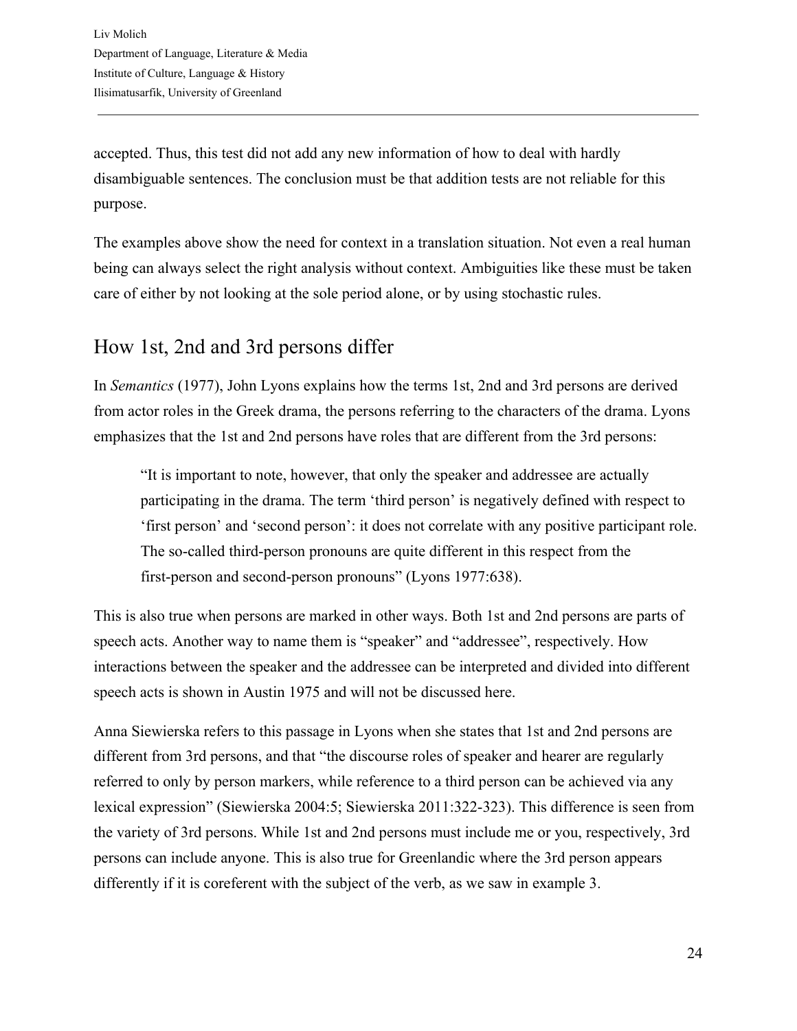accepted. Thus, this test did not add any new information of how to deal with hardly disambiguable sentences. The conclusion must be that addition tests are not reliable for this purpose.

The examples above show the need for context in a translation situation. Not even a real human being can always select the right analysis without context. Ambiguities like these must be taken care of either by not looking at the sole period alone, or by using stochastic rules.

## How 1st, 2nd and 3rd persons differ

In *Semantics* (1977), John Lyons explains how the terms 1st, 2nd and 3rd persons are derived from actor roles in the Greek drama, the persons referring to the characters of the drama. Lyons emphasizes that the 1st and 2nd persons have roles that are different from the 3rd persons:

> "It is important to note, however, that only the speaker and addressee are actually participating in the drama. The term 'third person' is negatively defined with respect to 'first person' and 'second person': it does not correlate with any positive participant role. The so-called third-person pronouns are quite different in this respect from the first-person and second-person pronouns" (Lyons 1977:638).

This is also true when persons are marked in other ways. Both 1st and 2nd persons are parts of speech acts. Another way to name them is "speaker" and "addressee", respectively. How interactions between the speaker and the addressee can be interpreted and divided into different speech acts is shown in Austin 1975 and will not be discussed here.

Anna Siewierska refers to this passage in Lyons when she states that 1st and 2nd persons are different from 3rd persons, and that "the discourse roles of speaker and hearer are regularly referred to only by person markers, while reference to a third person can be achieved via any lexical expression" (Siewierska 2004:5; Siewierska 2011:322-323). This difference is seen from the variety of 3rd persons. While 1st and 2nd persons must include me or you, respectively, 3rd persons can include anyone. This is also true for Greenlandic where the 3rd person appears differently if it is coreferent with the subject of the verb, as we saw in example 3.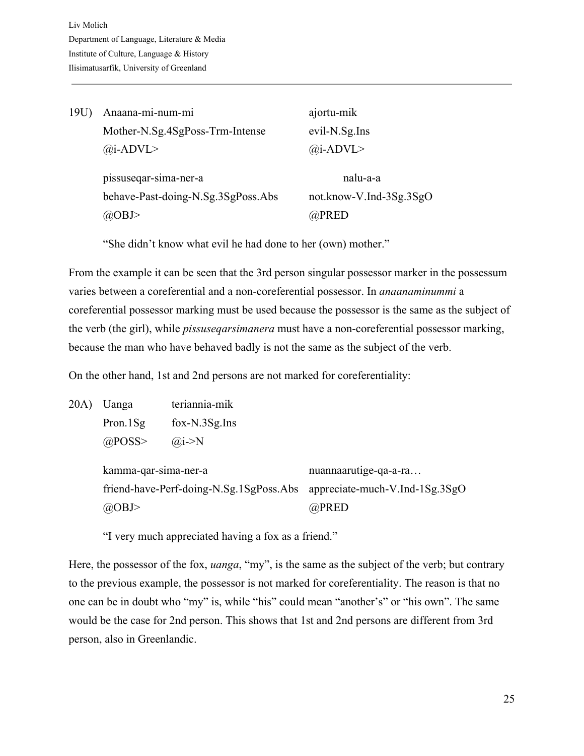19U) Anaana-mi-num-mi ajortu-mik
Mother-N.Sg.4SgPoss-Trm-Intense evil-N.Sg.Ins
@i-ADVL> @i-ADVL>

pissuseqar-sima-ner-a nalu-a-a
behave-Past-doing-N.Sg.3SgPoss.Abs not.know-V.Ind-3Sg.3SgO
@OBJ> @PRED

"She didn't know what evil he had done to her (own) mother."

From the example it can be seen that the 3rd person singular possessor marker in the possessum varies between a coreferential and a non-coreferential possessor. In *anaanaminummi* a coreferential possessor marking must be used because the possessor is the same as the subject of the verb (the girl), while *pissuseqarsimanera* must have a non-coreferential possessor marking, because the man who have behaved badly is not the same as the subject of the verb.

On the other hand, 1st and 2nd persons are not marked for coreferentiality:

20A) Uanga teriannia-mik
Pron.1Sg fox-N.3Sg.Ins
@POSS> @i->N

kamma-qar-sima-ner-a nuannaarutige-qa-a-ra…
friend-have-Perf-doing-N.Sg.1SgPoss.Abs appreciate-much-V.Ind-1Sg.3SgO
@OBJ> @PRED

"I very much appreciated having a fox as a friend."

Here, the possessor of the fox, *uanga*, "my", is the same as the subject of the verb; but contrary to the previous example, the possessor is not marked for coreferentiality. The reason is that no one can be in doubt who "my" is, while "his" could mean "another's" or "his own". The same would be the case for 2nd person. This shows that 1st and 2nd persons are different from 3rd person, also in Greenlandic.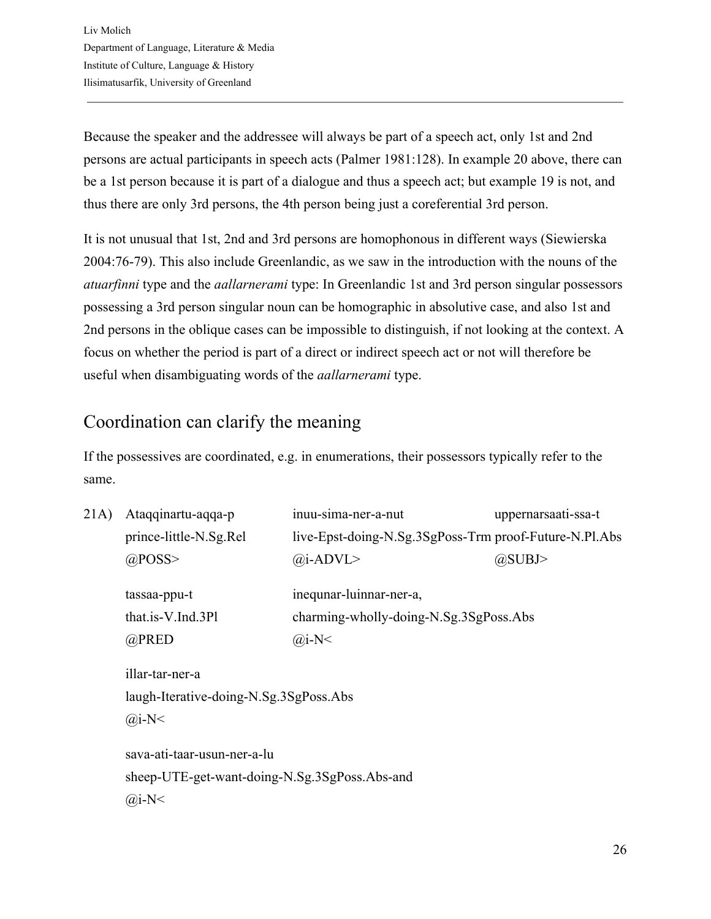Because the speaker and the addressee will always be part of a speech act, only 1st and 2nd persons are actual participants in speech acts (Palmer 1981:128). In example 20 above, there can be a 1st person because it is part of a dialogue and thus a speech act; but example 19 is not, and thus there are only 3rd persons, the 4th person being just a coreferential 3rd person.

It is not unusual that 1st, 2nd and 3rd persons are homophonous in different ways (Siewierska 2004:76-79). This also include Greenlandic, as we saw in the introduction with the nouns of the *atuarfinni* type and the *aallarnerami* type: In Greenlandic 1st and 3rd person singular possessors possessing a 3rd person singular noun can be homographic in absolutive case, and also 1st and 2nd persons in the oblique cases can be impossible to distinguish, if not looking at the context. A focus on whether the period is part of a direct or indirect speech act or not will therefore be useful when disambiguating words of the *aallarnerami* type.

## Coordination can clarify the meaning

If the possessives are coordinated, e.g. in enumerations, their possessors typically refer to the same.

| 21A) | Ataqqinartu-aqqa-p | inuu-sima-ner-a-nut | uppernarsaati-ssa-t |
|---|---|---|---|
| | prince-little-N.Sg.Rel | live-Epst-doing-N.Sg.3SgPoss-Trm | proof-Future-N.Pl.Abs |
| | @POSS> | @i-ADVL> | @SUBJ> |
| | tassaa-ppu-t | inequnar-luinnar-ner-a, | |
| | that.is-V.Ind.3Pl | charming-wholly-doing-N.Sg.3SgPoss.Abs | |
| | @PRED | @i-N< | |
| | illar-tar-ner-a | | |
| | laugh-Iterative-doing-N.Sg.3SgPoss.Abs | | |
| | @i-N< | | |
| | sava-ati-taar-usun-ner-a-lu | | |
| | sheep-UTE-get-want-doing-N.Sg.3SgPoss.Abs-and | | |
| | @i-N< | | |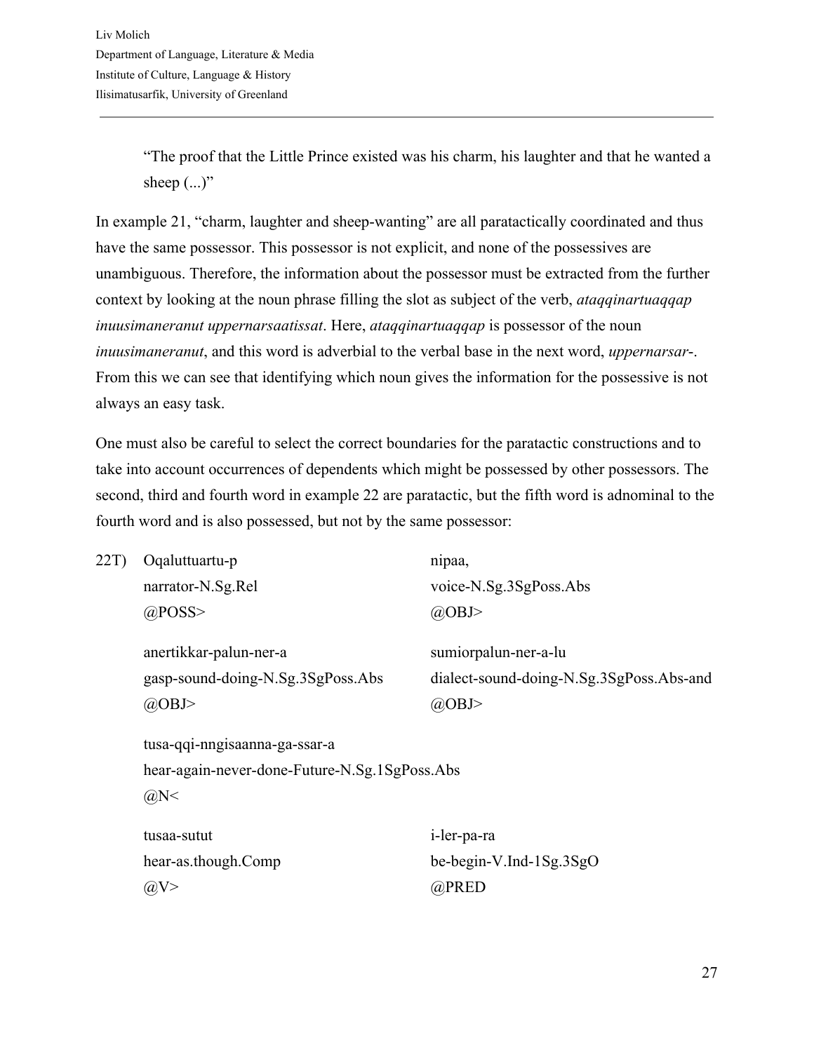> "The proof that the Little Prince existed was his charm, his laughter and that he wanted a sheep (...)"

In example 21, "charm, laughter and sheep-wanting" are all paratactically coordinated and thus have the same possessor. This possessor is not explicit, and none of the possessives are unambiguous. Therefore, the information about the possessor must be extracted from the further context by looking at the noun phrase filling the slot as subject of the verb, *ataqqinartuaqqap inuusimaneranut uppernarsaatissat*. Here, *ataqqinartuaqqap* is possessor of the noun *inuusimaneranut*, and this word is adverbial to the verbal base in the next word, *uppernarsar*-. From this we can see that identifying which noun gives the information for the possessive is not always an easy task.

One must also be careful to select the correct boundaries for the paratactic constructions and to take into account occurrences of dependents which might be possessed by other possessors. The second, third and fourth word in example 22 are paratactic, but the fifth word is adnominal to the fourth word and is also possessed, but not by the same possessor:

22T)

| | |
|---|---|
| Oqaluttuartu-p<br>narrator-N.Sg.Rel<br>@POSS> | nipaa,<br>voice-N.Sg.3SgPoss.Abs<br>@OBJ> |
| anertikkar-palun-ner-a<br>gasp-sound-doing-N.Sg.3SgPoss.Abs<br>@OBJ> | sumiorpalun-ner-a-lu<br>dialect-sound-doing-N.Sg.3SgPoss.Abs-and<br>@OBJ> |
| tusa-qqi-nngisaanna-ga-ssar-a<br>hear-again-never-done-Future-N.Sg.1SgPoss.Abs<br>@N< | |
| tusaa-sutut<br>hear-as.though.Comp<br>@V> | i-ler-pa-ra<br>be-begin-V.Ind-1Sg.3SgO<br>@PRED |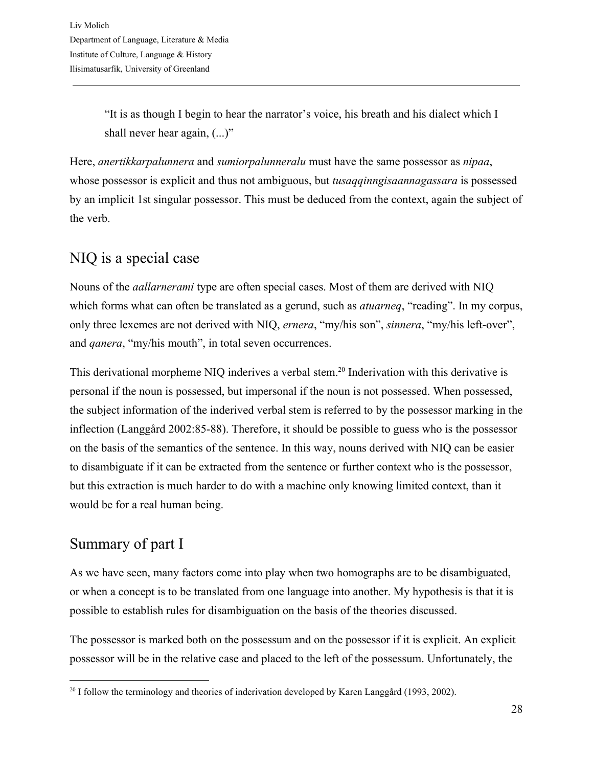> "It is as though I begin to hear the narrator's voice, his breath and his dialect which I shall never hear again, (...)"

Here, *anertikkarpalunnera* and *sumiorpalunneralu* must have the same possessor as *nipaa*, whose possessor is explicit and thus not ambiguous, but *tusaqqinngisaannagassara* is possessed by an implicit 1st singular possessor. This must be deduced from the context, again the subject of the verb.

## NIQ is a special case

Nouns of the *aallarnerami* type are often special cases. Most of them are derived with NIQ which forms what can often be translated as a gerund, such as *atuarneq*, "reading". In my corpus, only three lexemes are not derived with NIQ, *ernera*, "my/his son", *sinnera*, "my/his left-over", and *qanera*, "my/his mouth", in total seven occurrences.

This derivational morpheme NIQ inderives a verbal stem.[20] Inderivation with this derivative is personal if the noun is possessed, but impersonal if the noun is not possessed. When possessed, the subject information of the inderived verbal stem is referred to by the possessor marking in the inflection (Langgård 2002:85-88). Therefore, it should be possible to guess who is the possessor on the basis of the semantics of the sentence. In this way, nouns derived with NIQ can be easier to disambiguate if it can be extracted from the sentence or further context who is the possessor, but this extraction is much harder to do with a machine only knowing limited context, than it would be for a real human being.

## Summary of part I

As we have seen, many factors come into play when two homographs are to be disambiguated, or when a concept is to be translated from one language into another. My hypothesis is that it is possible to establish rules for disambiguation on the basis of the theories discussed.

The possessor is marked both on the possessum and on the possessor if it is explicit. An explicit possessor will be in the relative case and placed to the left of the possessum. Unfortunately, the

[20] I follow the terminology and theories of inderivation developed by Karen Langgård (1993, 2002).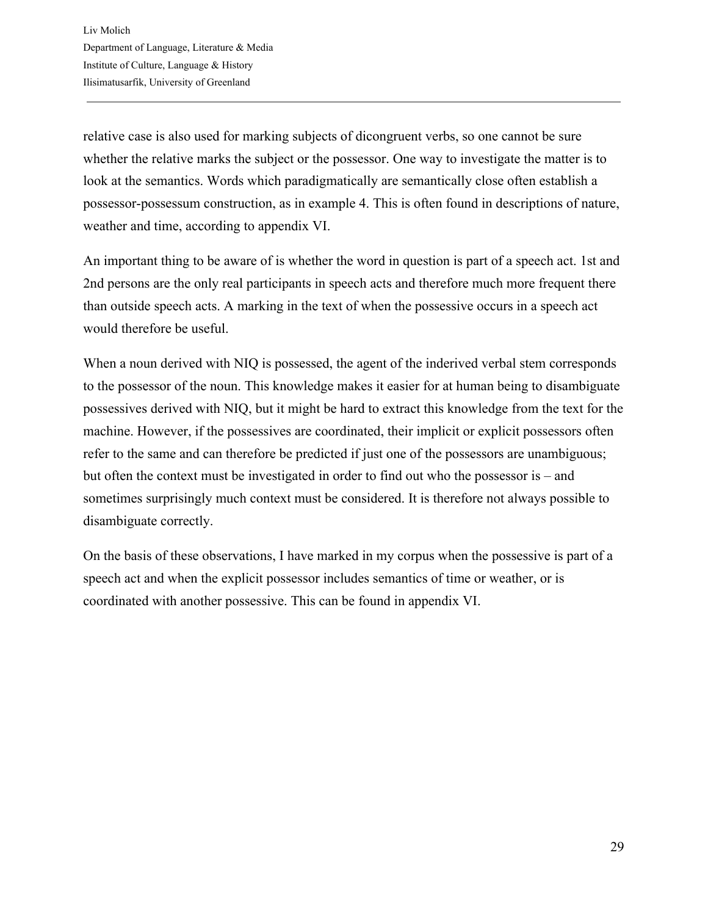relative case is also used for marking subjects of dicongruent verbs, so one cannot be sure whether the relative marks the subject or the possessor. One way to investigate the matter is to look at the semantics. Words which paradigmatically are semantically close often establish a possessor-possessum construction, as in example 4. This is often found in descriptions of nature, weather and time, according to appendix VI.

An important thing to be aware of is whether the word in question is part of a speech act. 1st and 2nd persons are the only real participants in speech acts and therefore much more frequent there than outside speech acts. A marking in the text of when the possessive occurs in a speech act would therefore be useful.

When a noun derived with NIQ is possessed, the agent of the inderived verbal stem corresponds to the possessor of the noun. This knowledge makes it easier for at human being to disambiguate possessives derived with NIQ, but it might be hard to extract this knowledge from the text for the machine. However, if the possessives are coordinated, their implicit or explicit possessors often refer to the same and can therefore be predicted if just one of the possessors are unambiguous; but often the context must be investigated in order to find out who the possessor is – and sometimes surprisingly much context must be considered. It is therefore not always possible to disambiguate correctly.

On the basis of these observations, I have marked in my corpus when the possessive is part of a speech act and when the explicit possessor includes semantics of time or weather, or is coordinated with another possessive. This can be found in appendix VI.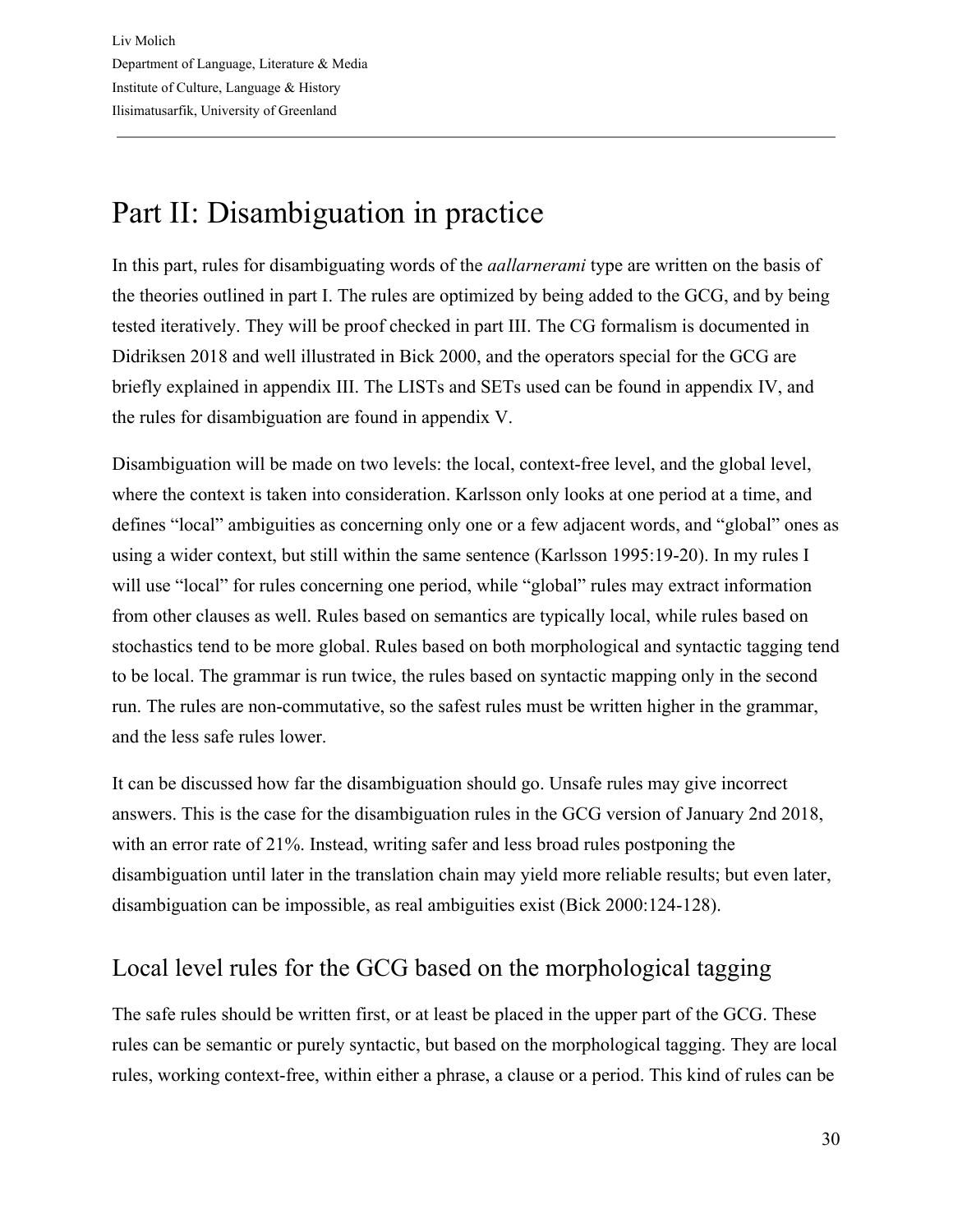# Part II: Disambiguation in practice

In this part, rules for disambiguating words of the *aallarnerami* type are written on the basis of the theories outlined in part I. The rules are optimized by being added to the GCG, and by being tested iteratively. They will be proof checked in part III. The CG formalism is documented in Didriksen 2018 and well illustrated in Bick 2000, and the operators special for the GCG are briefly explained in appendix III. The LISTs and SETs used can be found in appendix IV, and the rules for disambiguation are found in appendix V.

Disambiguation will be made on two levels: the local, context-free level, and the global level, where the context is taken into consideration. Karlsson only looks at one period at a time, and defines "local" ambiguities as concerning only one or a few adjacent words, and "global" ones as using a wider context, but still within the same sentence (Karlsson 1995:19-20). In my rules I will use "local" for rules concerning one period, while "global" rules may extract information from other clauses as well. Rules based on semantics are typically local, while rules based on stochastics tend to be more global. Rules based on both morphological and syntactic tagging tend to be local. The grammar is run twice, the rules based on syntactic mapping only in the second run. The rules are non-commutative, so the safest rules must be written higher in the grammar, and the less safe rules lower.

It can be discussed how far the disambiguation should go. Unsafe rules may give incorrect answers. This is the case for the disambiguation rules in the GCG version of January 2nd 2018, with an error rate of 21%. Instead, writing safer and less broad rules postponing the disambiguation until later in the translation chain may yield more reliable results; but even later, disambiguation can be impossible, as real ambiguities exist (Bick 2000:124-128).

## Local level rules for the GCG based on the morphological tagging

The safe rules should be written first, or at least be placed in the upper part of the GCG. These rules can be semantic or purely syntactic, but based on the morphological tagging. They are local rules, working context-free, within either a phrase, a clause or a period. This kind of rules can be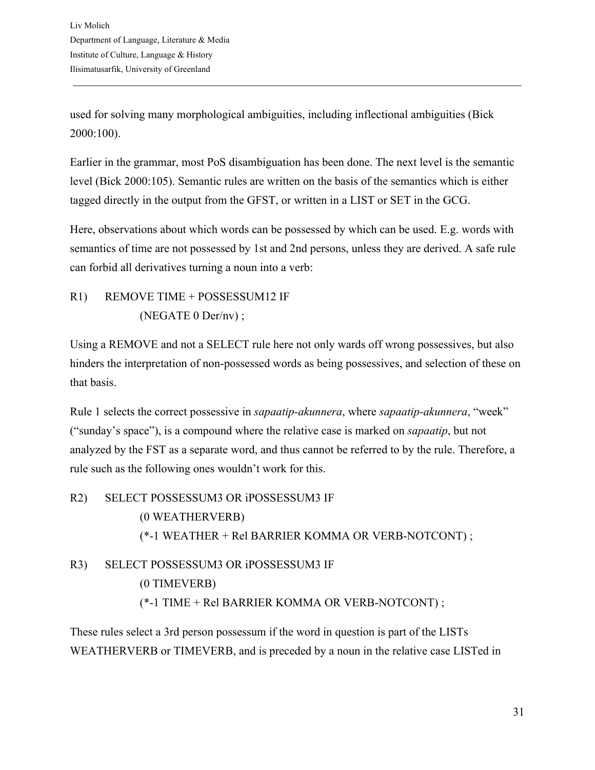used for solving many morphological ambiguities, including inflectional ambiguities (Bick 2000:100).

Earlier in the grammar, most PoS disambiguation has been done. The next level is the semantic level (Bick 2000:105). Semantic rules are written on the basis of the semantics which is either tagged directly in the output from the GFST, or written in a LIST or SET in the GCG.

Here, observations about which words can be possessed by which can be used. E.g. words with semantics of time are not possessed by 1st and 2nd persons, unless they are derived. A safe rule can forbid all derivatives turning a noun into a verb:

```
R1)   REMOVE TIME + POSSESSUM12 IF
          (NEGATE 0 Der/nv) ;
```

Using a REMOVE and not a SELECT rule here not only wards off wrong possessives, but also hinders the interpretation of non-possessed words as being possessives, and selection of these on that basis.

Rule 1 selects the correct possessive in *sapaatip-akunnera*, where *sapaatip-akunnera*, "week" ("sunday's space"), is a compound where the relative case is marked on *sapaatip*, but not analyzed by the FST as a separate word, and thus cannot be referred to by the rule. Therefore, a rule such as the following ones wouldn't work for this.

```
R2)   SELECT POSSESSUM3 OR iPOSSESSUM3 IF
          (0 WEATHERVERB)
          (*-1 WEATHER + Rel BARRIER KOMMA OR VERB-NOTCONT) ;

R3)   SELECT POSSESSUM3 OR iPOSSESSUM3 IF
          (0 TIMEVERB)
          (*-1 TIME + Rel BARRIER KOMMA OR VERB-NOTCONT) ;
```

These rules select a 3rd person possessum if the word in question is part of the LISTs WEATHERVERB or TIMEVERB, and is preceded by a noun in the relative case LISTed in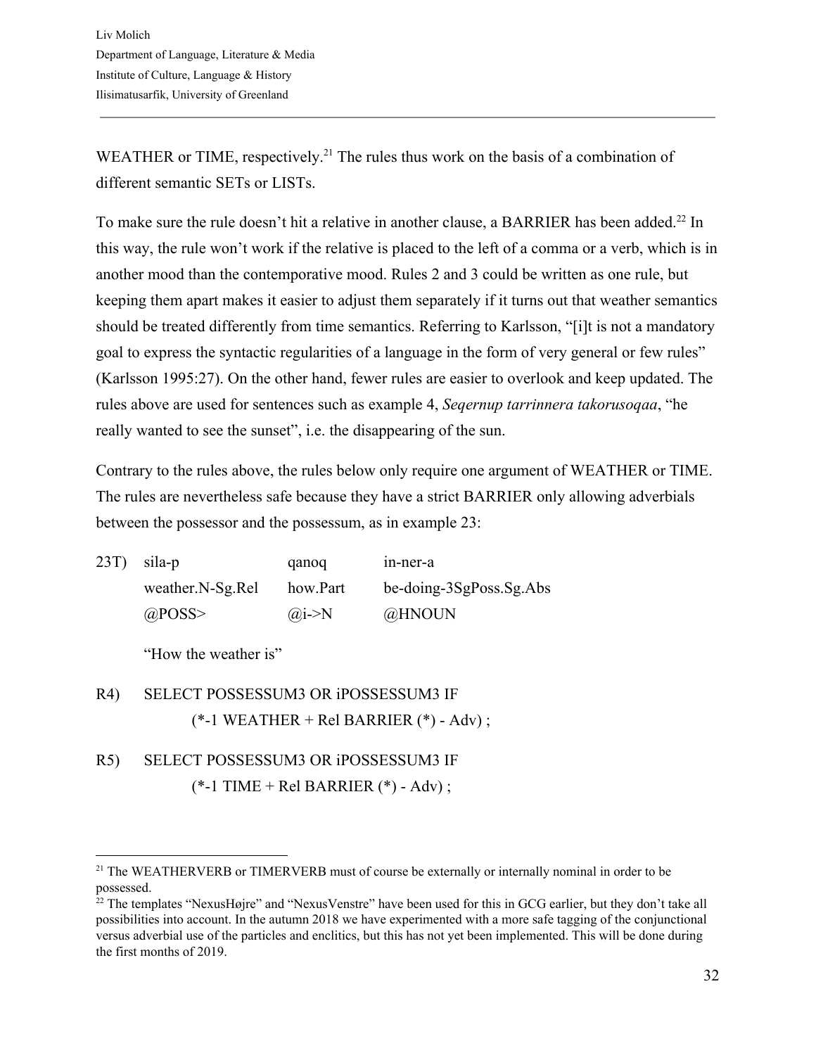WEATHER or TIME, respectively.[21] The rules thus work on the basis of a combination of different semantic SETs or LISTs.

To make sure the rule doesn't hit a relative in another clause, a BARRIER has been added.[22] In this way, the rule won't work if the relative is placed to the left of a comma or a verb, which is in another mood than the contemporative mood. Rules 2 and 3 could be written as one rule, but keeping them apart makes it easier to adjust them separately if it turns out that weather semantics should be treated differently from time semantics. Referring to Karlsson, "[i]t is not a mandatory goal to express the syntactic regularities of a language in the form of very general or few rules" (Karlsson 1995:27). On the other hand, fewer rules are easier to overlook and keep updated. The rules above are used for sentences such as example 4, *Seqernup tarrinnera takorusoqaa*, "he really wanted to see the sunset", i.e. the disappearing of the sun.

Contrary to the rules above, the rules below only require one argument of WEATHER or TIME. The rules are nevertheless safe because they have a strict BARRIER only allowing adverbials between the possessor and the possessum, as in example 23:

| 23T) | sila-p | qanoq | in-ner-a |
|---|---|---|---|
| | weather.N-Sg.Rel | how.Part | be-doing-3SgPoss.Sg.Abs |
| | @POSS> | @i->N | @HNOUN |

"How the weather is"

R4) SELECT POSSESSUM3 OR iPOSSESSUM3 IF
(*-1 WEATHER + Rel BARRIER (*) - Adv) ;

R5) SELECT POSSESSUM3 OR iPOSSESSUM3 IF
(*-1 TIME + Rel BARRIER (*) - Adv) ;

---

[21] The WEATHERVERB or TIMERVERB must of course be externally or internally nominal in order to be possessed.

[22] The templates "NexusHøjre" and "NexusVenstre" have been used for this in GCG earlier, but they don't take all possibilities into account. In the autumn 2018 we have experimented with a more safe tagging of the conjunctional versus adverbial use of the particles and enclitics, but this has not yet been implemented. This will be done during the first months of 2019.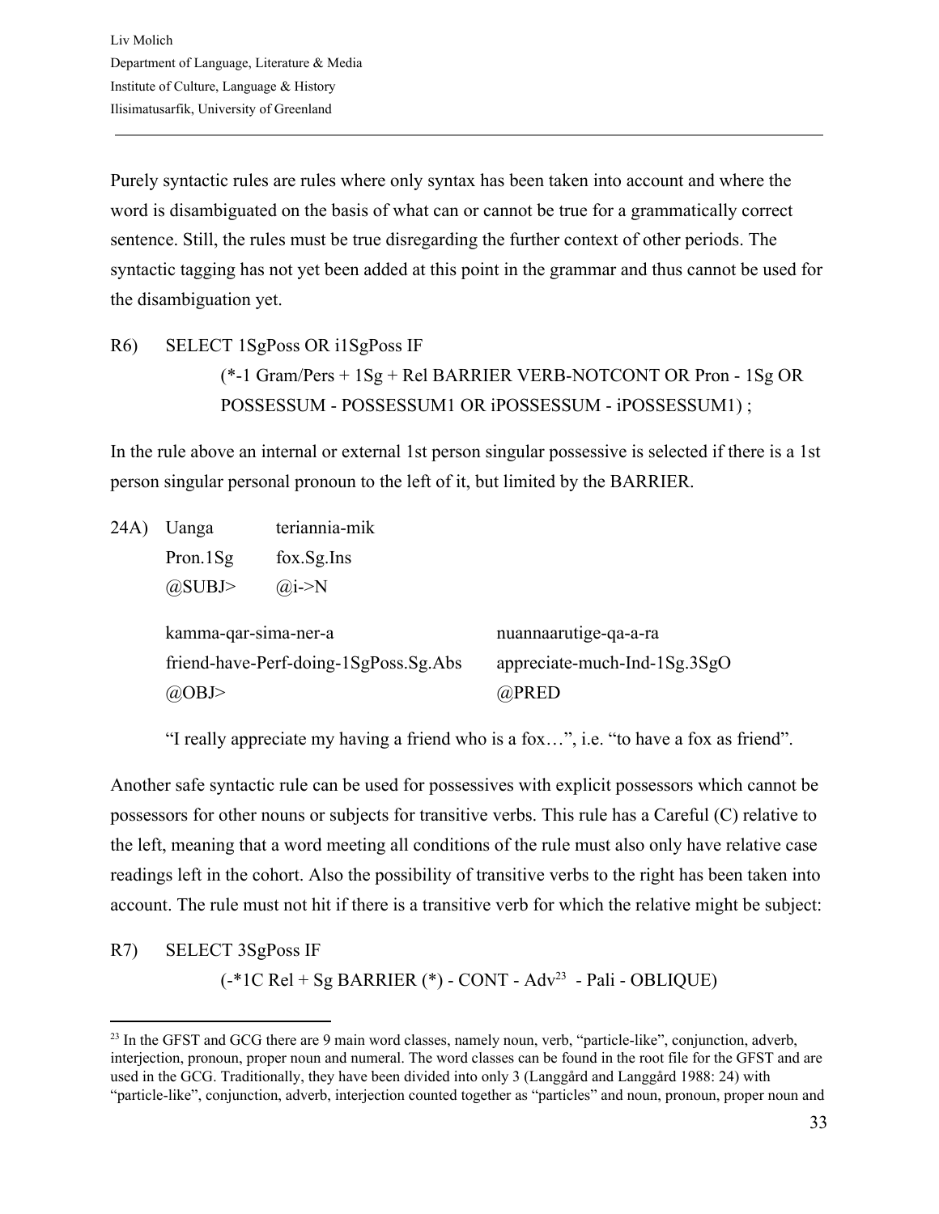Purely syntactic rules are rules where only syntax has been taken into account and where the word is disambiguated on the basis of what can or cannot be true for a grammatically correct sentence. Still, the rules must be true disregarding the further context of other periods. The syntactic tagging has not yet been added at this point in the grammar and thus cannot be used for the disambiguation yet.

```
R6)   SELECT 1SgPoss OR i1SgPoss IF
          (*-1 Gram/Pers + 1Sg + Rel BARRIER VERB-NOTCONT OR Pron - 1Sg OR
          POSSESSUM - POSSESSUM1 OR iPOSSESSUM - iPOSSESSUM1) ;
```

In the rule above an internal or external 1st person singular possessive is selected if there is a 1st person singular personal pronoun to the left of it, but limited by the BARRIER.

| 24A) | Uanga | teriannia-mik |
|---|---|---|
| | Pron.1Sg | fox.Sg.Ins |
| | @SUBJ> | @i->N |

| | kamma-qar-sima-ner-a | nuannaarutige-qa-a-ra |
|---|---|---|
| | friend-have-Perf-doing-1SgPoss.Sg.Abs | appreciate-much-Ind-1Sg.3SgO |
| | @OBJ> | @PRED |

"I really appreciate my having a friend who is a fox…", i.e. "to have a fox as friend".

Another safe syntactic rule can be used for possessives with explicit possessors which cannot be possessors for other nouns or subjects for transitive verbs. This rule has a Careful (C) relative to the left, meaning that a word meeting all conditions of the rule must also only have relative case readings left in the cohort. Also the possibility of transitive verbs to the right has been taken into account. The rule must not hit if there is a transitive verb for which the relative might be subject:

```
R7)   SELECT 3SgPoss IF
          (-*1C Rel + Sg BARRIER (*) - CONT - Adv[23]  - Pali - OBLIQUE)
```

[23] In the GFST and GCG there are 9 main word classes, namely noun, verb, "particle-like", conjunction, adverb, interjection, pronoun, proper noun and numeral. The word classes can be found in the root file for the GFST and are used in the GCG. Traditionally, they have been divided into only 3 (Langgård and Langgård 1988: 24) with "particle-like", conjunction, adverb, interjection counted together as "particles" and noun, pronoun, proper noun and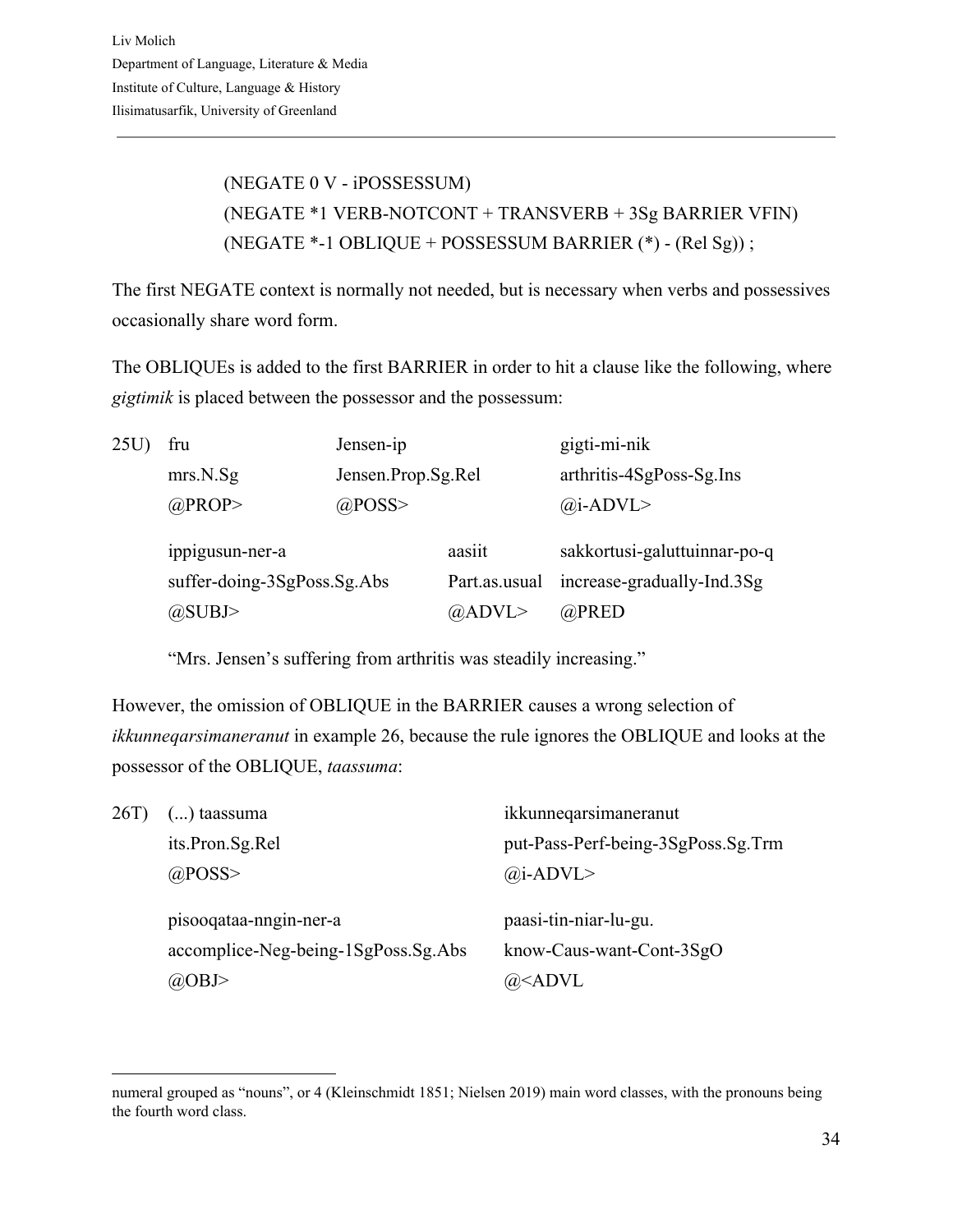(NEGATE 0 V - iPOSSESSUM)
(NEGATE *1 VERB-NOTCONT + TRANSVERB + 3Sg BARRIER VFIN)
(NEGATE *-1 OBLIQUE + POSSESSUM BARRIER (*) - (Rel Sg)) ;

The first NEGATE context is normally not needed, but is necessary when verbs and possessives occasionally share word form.

The OBLIQUEs is added to the first BARRIER in order to hit a clause like the following, where *gigtimik* is placed between the possessor and the possessum:

| 25U) | fru | Jensen-ip | gigti-mi-nik |
|---|---|---|---|
| | mrs.N.Sg | Jensen.Prop.Sg.Rel | arthritis-4SgPoss-Sg.Ins |
| | @PROP> | @POSS> | @i-ADVL> |

| | ippigusun-ner-a | aasiit | sakkortusi-galuttuinnar-po-q |
|---|---|---|---|
| | suffer-doing-3SgPoss.Sg.Abs | Part.as.usual | increase-gradually-Ind.3Sg |
| | @SUBJ> | @ADVL> | @PRED |

"Mrs. Jensen's suffering from arthritis was steadily increasing."

However, the omission of OBLIQUE in the BARRIER causes a wrong selection of *ikkunneqarsimaneranut* in example 26, because the rule ignores the OBLIQUE and looks at the possessor of the OBLIQUE, *taassuma*:

| 26T) | (...) taassuma | ikkunneqarsimaneranut |
|---|---|---|
| | its.Pron.Sg.Rel | put-Pass-Perf-being-3SgPoss.Sg.Trm |
| | @POSS> | @i-ADVL> |

| | pisooqataa-nngin-ner-a | paasi-tin-niar-lu-gu. |
|---|---|---|
| | accomplice-Neg-being-1SgPoss.Sg.Abs | know-Caus-want-Cont-3SgO |
| | @OBJ> | @<ADVL |

numeral grouped as "nouns", or 4 (Kleinschmidt 1851; Nielsen 2019) main word classes, with the pronouns being the fourth word class.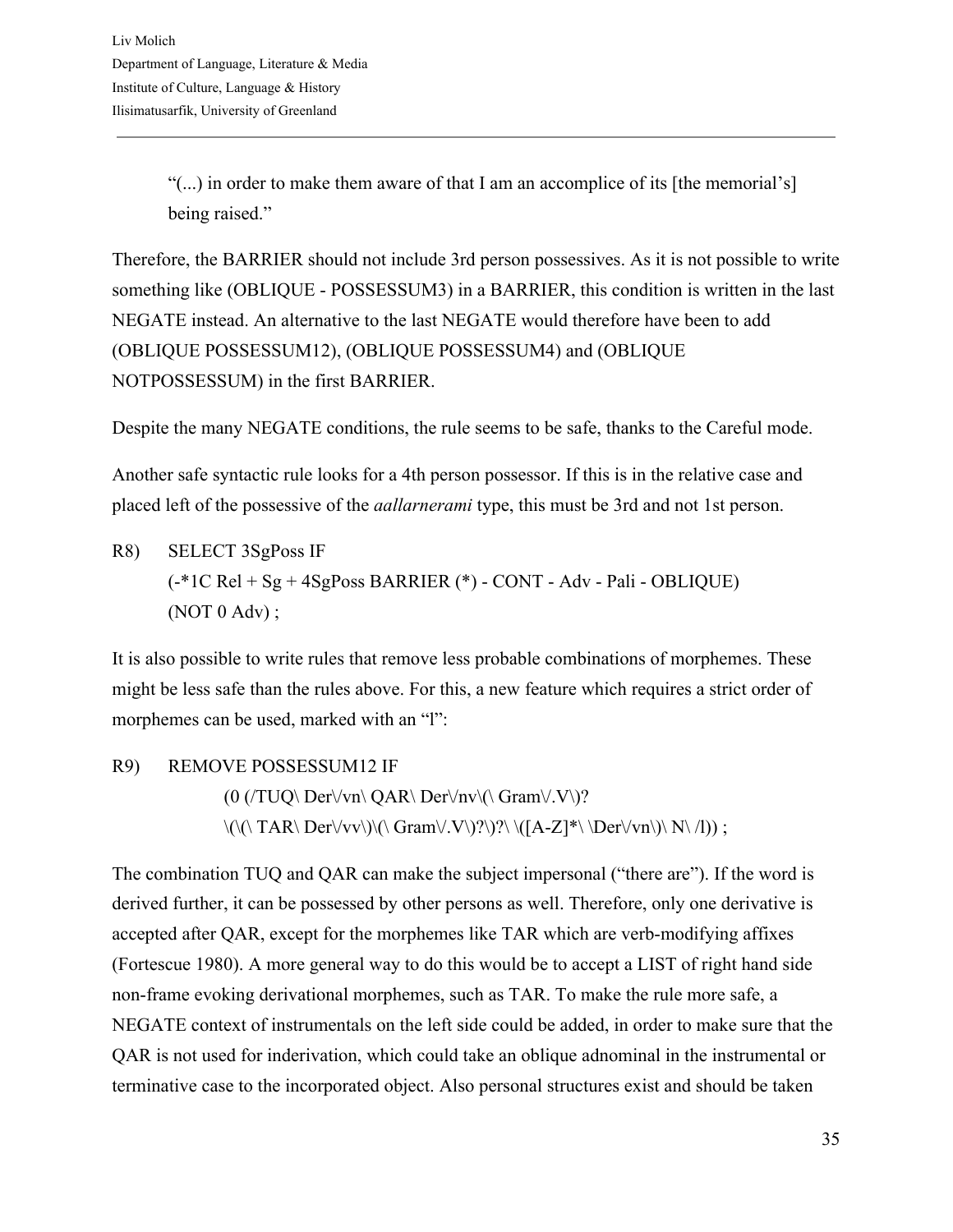"(...) in order to make them aware of that I am an accomplice of its [the memorial's] being raised."

Therefore, the BARRIER should not include 3rd person possessives. As it is not possible to write something like (OBLIQUE - POSSESSUM3) in a BARRIER, this condition is written in the last NEGATE instead. An alternative to the last NEGATE would therefore have been to add (OBLIQUE POSSESSUM12), (OBLIQUE POSSESSUM4) and (OBLIQUE NOTPOSSESSUM) in the first BARRIER.

Despite the many NEGATE conditions, the rule seems to be safe, thanks to the Careful mode.

Another safe syntactic rule looks for a 4th person possessor. If this is in the relative case and placed left of the possessive of the *aallarnerami* type, this must be 3rd and not 1st person.

```
R8)  SELECT 3SgPoss IF
     (-*1C Rel + Sg + 4SgPoss BARRIER (*) - CONT - Adv - Pali - OBLIQUE)
     (NOT 0 Adv) ;
```

It is also possible to write rules that remove less probable combinations of morphemes. These might be less safe than the rules above. For this, a new feature which requires a strict order of morphemes can be used, marked with an "l":

```
R9)  REMOVE POSSESSUM12 IF
         (0 (/TUQ\ Der\/vn\ QAR\ Der\/nv\(\ Gram\/.V\)?
         \(\(\ TAR\ Der\/vv\)\(\ Gram\/.V\)?\)?\ \([A-Z]*\ \Der\/vn\)\ N\ /l)) ;
```

The combination TUQ and QAR can make the subject impersonal ("there are"). If the word is derived further, it can be possessed by other persons as well. Therefore, only one derivative is accepted after QAR, except for the morphemes like TAR which are verb-modifying affixes (Fortescue 1980). A more general way to do this would be to accept a LIST of right hand side non-frame evoking derivational morphemes, such as TAR. To make the rule more safe, a NEGATE context of instrumentals on the left side could be added, in order to make sure that the QAR is not used for inderivation, which could take an oblique adnominal in the instrumental or terminative case to the incorporated object. Also personal structures exist and should be taken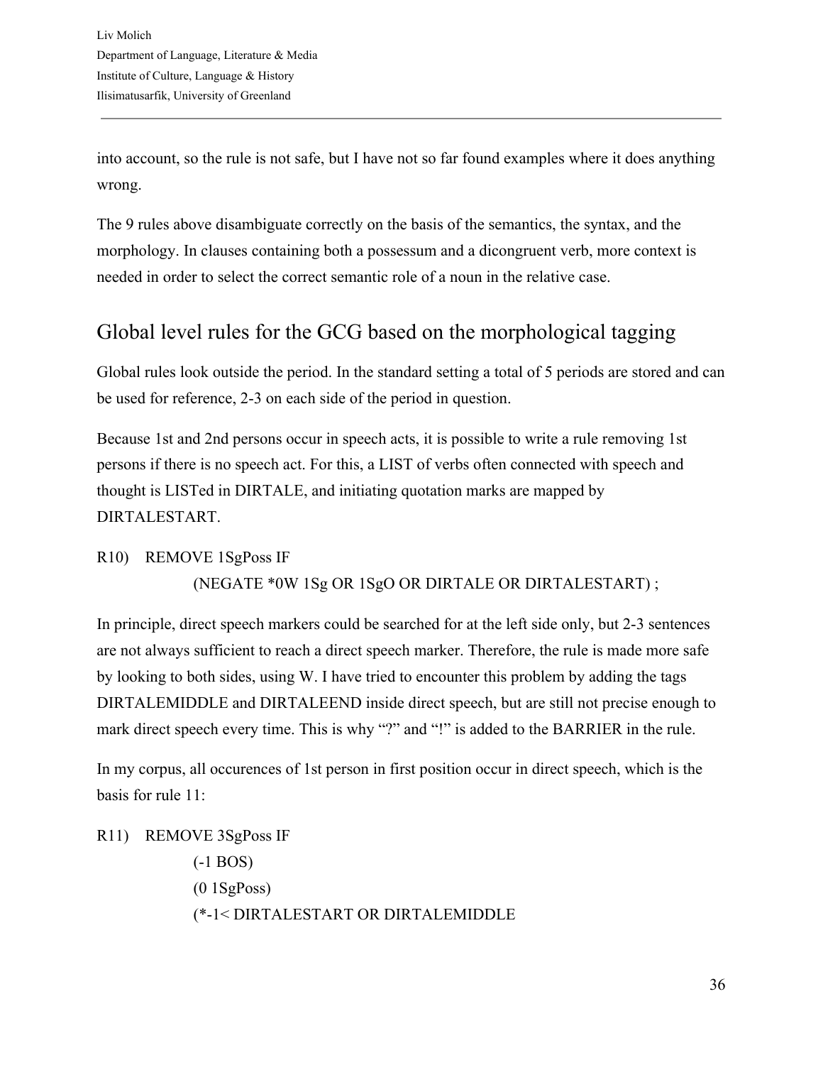into account, so the rule is not safe, but I have not so far found examples where it does anything wrong.

The 9 rules above disambiguate correctly on the basis of the semantics, the syntax, and the morphology. In clauses containing both a possessum and a dicongruent verb, more context is needed in order to select the correct semantic role of a noun in the relative case.

## Global level rules for the GCG based on the morphological tagging

Global rules look outside the period. In the standard setting a total of 5 periods are stored and can be used for reference, 2-3 on each side of the period in question.

Because 1st and 2nd persons occur in speech acts, it is possible to write a rule removing 1st persons if there is no speech act. For this, a LIST of verbs often connected with speech and thought is LISTed in DIRTALE, and initiating quotation marks are mapped by DIRTALESTART.

```
R10)  REMOVE 1SgPoss IF
          (NEGATE *0W 1Sg OR 1SgO OR DIRTALE OR DIRTALESTART) ;
```

In principle, direct speech markers could be searched for at the left side only, but 2-3 sentences are not always sufficient to reach a direct speech marker. Therefore, the rule is made more safe by looking to both sides, using W. I have tried to encounter this problem by adding the tags DIRTALEMIDDLE and DIRTALEEND inside direct speech, but are still not precise enough to mark direct speech every time. This is why "?" and "!" is added to the BARRIER in the rule.

In my corpus, all occurences of 1st person in first position occur in direct speech, which is the basis for rule 11:

```
R11)  REMOVE 3SgPoss IF
          (-1 BOS)
          (0 1SgPoss)
          (*-1< DIRTALESTART OR DIRTALEMIDDLE
```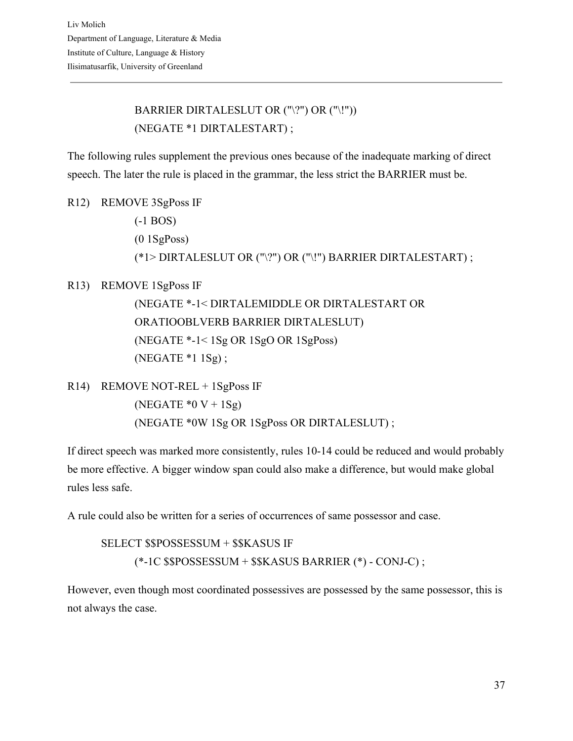```
BARRIER DIRTALESLUT OR ("\?") OR ("\!"))
(NEGATE *1 DIRTALESTART) ;
```

The following rules supplement the previous ones because of the inadequate marking of direct speech. The later the rule is placed in the grammar, the less strict the BARRIER must be.

```
R12)  REMOVE 3SgPoss IF
          (-1 BOS)
          (0 1SgPoss)
          (*1> DIRTALESLUT OR ("\?") OR ("\!") BARRIER DIRTALESTART) ;

R13)  REMOVE 1SgPoss IF
          (NEGATE *-1< DIRTALEMIDDLE OR DIRTALESTART OR
          ORATIOOBLVERB BARRIER DIRTALESLUT)
          (NEGATE *-1< 1Sg OR 1SgO OR 1SgPoss)
          (NEGATE *1 1Sg) ;

R14)  REMOVE NOT-REL + 1SgPoss IF
          (NEGATE *0 V + 1Sg)
          (NEGATE *0W 1Sg OR 1SgPoss OR DIRTALESLUT) ;
```

If direct speech was marked more consistently, rules 10-14 could be reduced and would probably be more effective. A bigger window span could also make a difference, but would make global rules less safe.

A rule could also be written for a series of occurrences of same possessor and case.

```
SELECT $$POSSESSUM + $$KASUS IF
      (*-1C $$POSSESSUM + $$KASUS BARRIER (*) - CONJ-C) ;
```

However, even though most coordinated possessives are possessed by the same possessor, this is not always the case.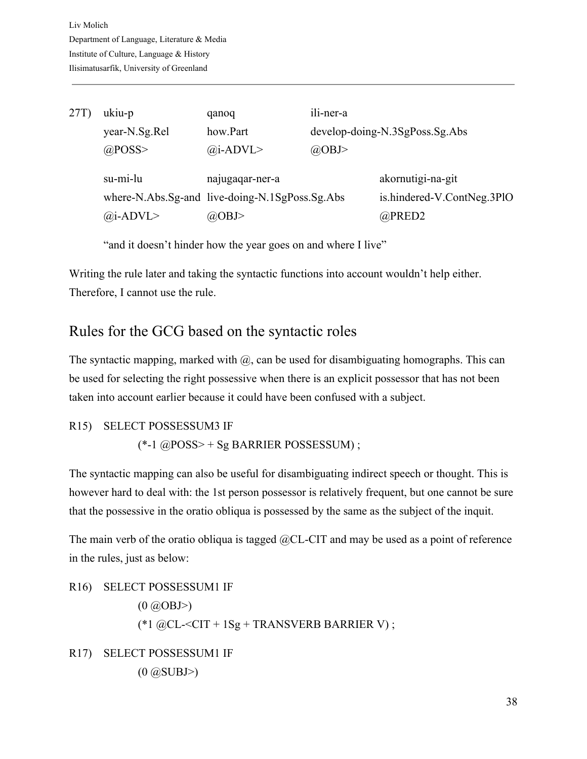27T)

| ukiu-p | qanoq | ili-ner-a |
|---|---|---|
| year-N.Sg.Rel | how.Part | develop-doing-N.3SgPoss.Sg.Abs |
| @POSS> | @i-ADVL> | @OBJ> |

| su-mi-lu | najugaqar-ner-a | akornutigi-na-git |
|---|---|---|
| where-N.Abs.Sg-and | live-doing-N.1SgPoss.Sg.Abs | is.hindered-V.ContNeg.3PlO |
| @i-ADVL> | @OBJ> | @PRED2 |

"and it doesn't hinder how the year goes on and where I live"

Writing the rule later and taking the syntactic functions into account wouldn't help either. Therefore, I cannot use the rule.

## Rules for the GCG based on the syntactic roles

The syntactic mapping, marked with @, can be used for disambiguating homographs. This can be used for selecting the right possessive when there is an explicit possessor that has not been taken into account earlier because it could have been confused with a subject.

```
R15)  SELECT POSSESSUM3 IF
          (*-1 @POSS> + Sg BARRIER POSSESSUM) ;
```

The syntactic mapping can also be useful for disambiguating indirect speech or thought. This is however hard to deal with: the 1st person possessor is relatively frequent, but one cannot be sure that the possessive in the oratio obliqua is possessed by the same as the subject of the inquit.

The main verb of the oratio obliqua is tagged @CL-CIT and may be used as a point of reference in the rules, just as below:

```
R16)  SELECT POSSESSUM1 IF
          (0 @OBJ>)
          (*1 @CL-<CIT + 1Sg + TRANSVERB BARRIER V) ;

R17)  SELECT POSSESSUM1 IF
          (0 @SUBJ>)
```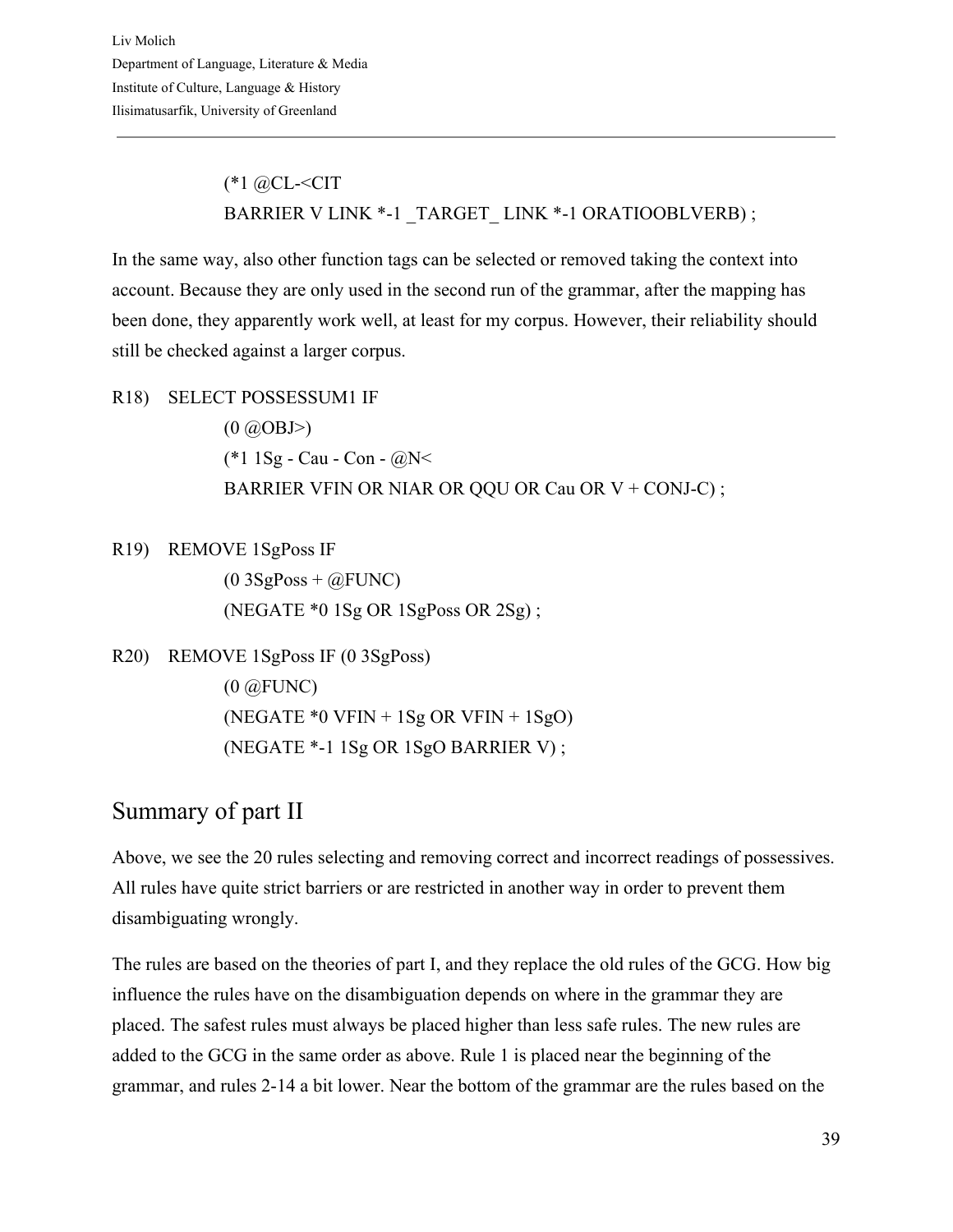```
(*1 @CL-<CIT
BARRIER V LINK *-1 _TARGET_ LINK *-1 ORATIOOBLVERB) ;
```

In the same way, also other function tags can be selected or removed taking the context into account. Because they are only used in the second run of the grammar, after the mapping has been done, they apparently work well, at least for my corpus. However, their reliability should still be checked against a larger corpus.

```
R18)  SELECT POSSESSUM1 IF
          (0 @OBJ>)
          (*1 1Sg - Cau - Con - @N<
          BARRIER VFIN OR NIAR OR QQU OR Cau OR V + CONJ-C) ;

R19)  REMOVE 1SgPoss IF
          (0 3SgPoss + @FUNC)
          (NEGATE *0 1Sg OR 1SgPoss OR 2Sg) ;

R20)  REMOVE 1SgPoss IF (0 3SgPoss)
          (0 @FUNC)
          (NEGATE *0 VFIN + 1Sg OR VFIN + 1SgO)
          (NEGATE *-1 1Sg OR 1SgO BARRIER V) ;
```

## Summary of part II

Above, we see the 20 rules selecting and removing correct and incorrect readings of possessives. All rules have quite strict barriers or are restricted in another way in order to prevent them disambiguating wrongly.

The rules are based on the theories of part I, and they replace the old rules of the GCG. How big influence the rules have on the disambiguation depends on where in the grammar they are placed. The safest rules must always be placed higher than less safe rules. The new rules are added to the GCG in the same order as above. Rule 1 is placed near the beginning of the grammar, and rules 2-14 a bit lower. Near the bottom of the grammar are the rules based on the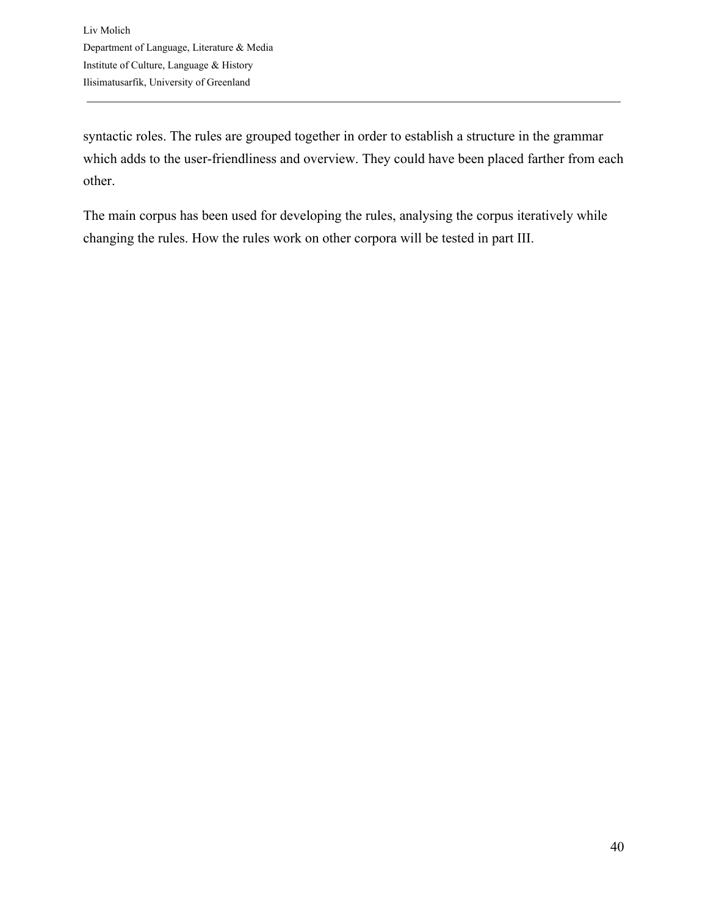syntactic roles. The rules are grouped together in order to establish a structure in the grammar which adds to the user-friendliness and overview. They could have been placed farther from each other.

The main corpus has been used for developing the rules, analysing the corpus iteratively while changing the rules. How the rules work on other corpora will be tested in part III.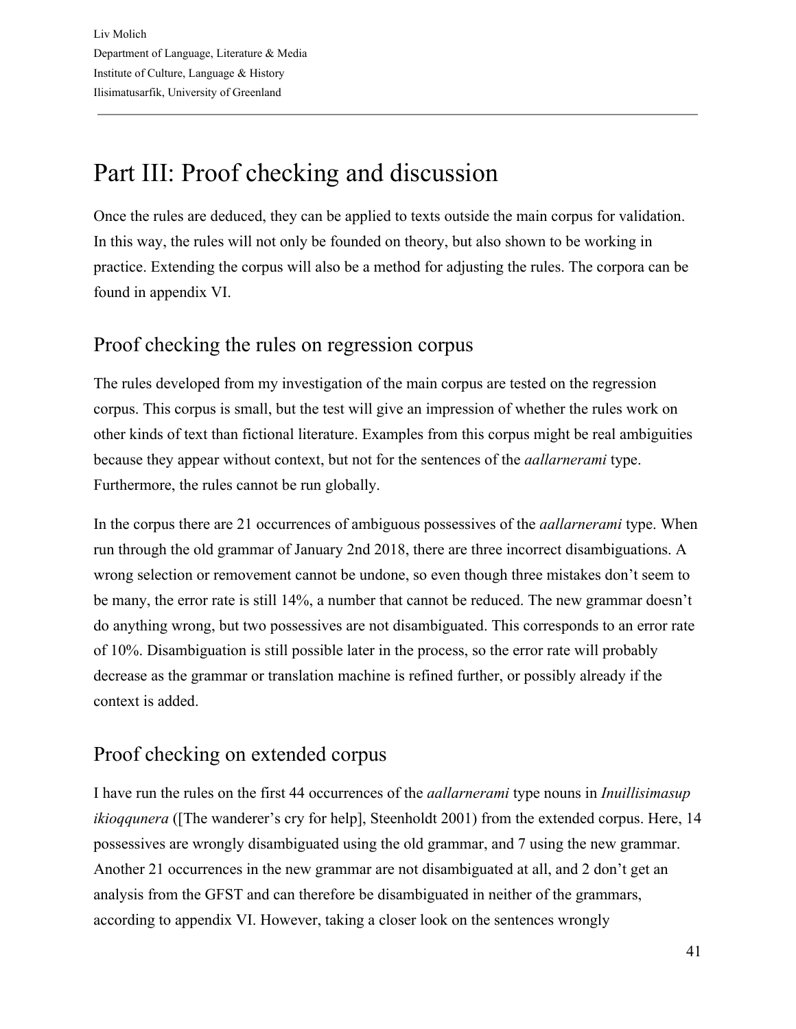# Part III: Proof checking and discussion

Once the rules are deduced, they can be applied to texts outside the main corpus for validation. In this way, the rules will not only be founded on theory, but also shown to be working in practice. Extending the corpus will also be a method for adjusting the rules. The corpora can be found in appendix VI.

## Proof checking the rules on regression corpus

The rules developed from my investigation of the main corpus are tested on the regression corpus. This corpus is small, but the test will give an impression of whether the rules work on other kinds of text than fictional literature. Examples from this corpus might be real ambiguities because they appear without context, but not for the sentences of the *aallarnerami* type. Furthermore, the rules cannot be run globally.

In the corpus there are 21 occurrences of ambiguous possessives of the *aallarnerami* type. When run through the old grammar of January 2nd 2018, there are three incorrect disambiguations. A wrong selection or removement cannot be undone, so even though three mistakes don't seem to be many, the error rate is still 14%, a number that cannot be reduced. The new grammar doesn't do anything wrong, but two possessives are not disambiguated. This corresponds to an error rate of 10%. Disambiguation is still possible later in the process, so the error rate will probably decrease as the grammar or translation machine is refined further, or possibly already if the context is added.

## Proof checking on extended corpus

I have run the rules on the first 44 occurrences of the *aallarnerami* type nouns in *Inuillisimasup ikioqqunera* ([The wanderer's cry for help], Steenholdt 2001) from the extended corpus. Here, 14 possessives are wrongly disambiguated using the old grammar, and 7 using the new grammar. Another 21 occurrences in the new grammar are not disambiguated at all, and 2 don't get an analysis from the GFST and can therefore be disambiguated in neither of the grammars, according to appendix VI. However, taking a closer look on the sentences wrongly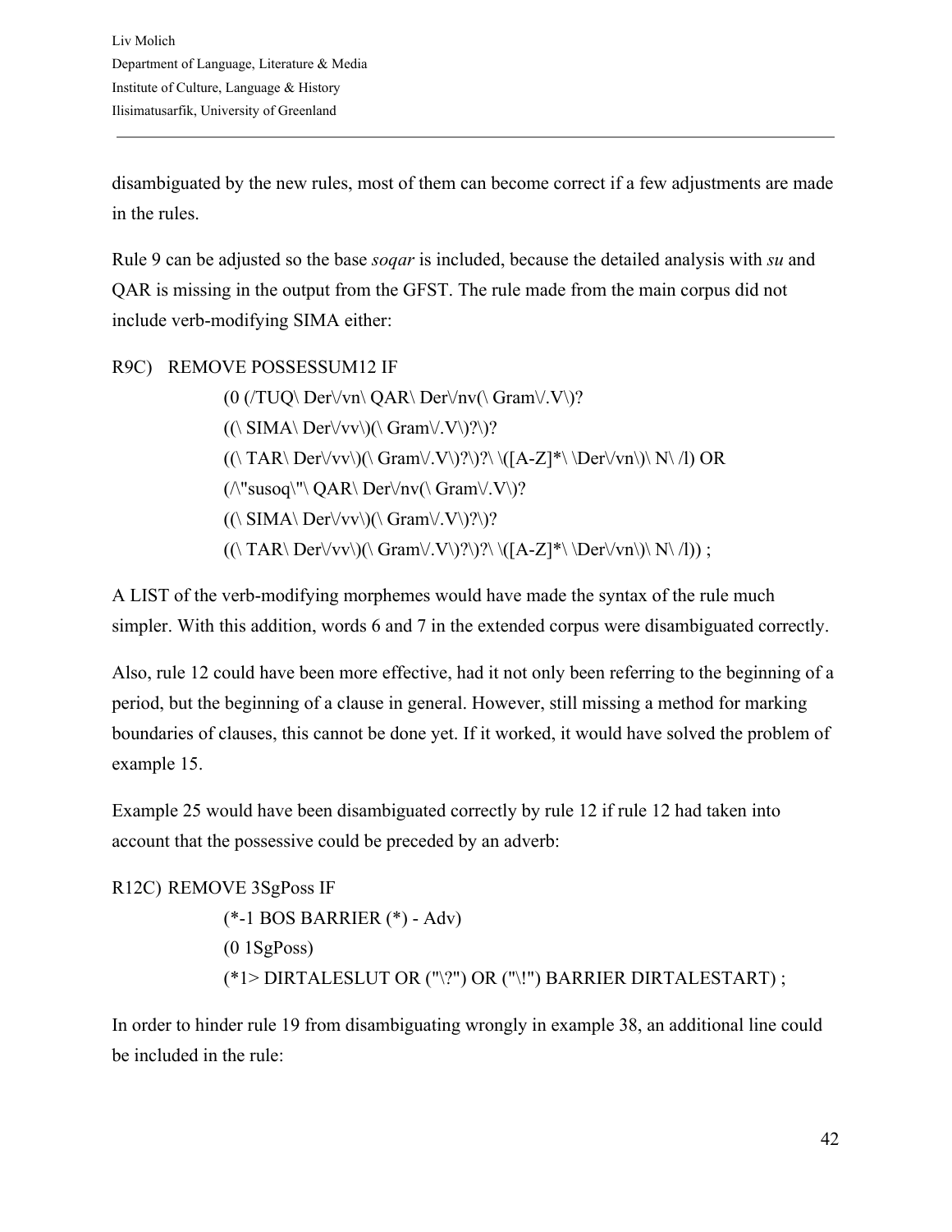disambiguated by the new rules, most of them can become correct if a few adjustments are made in the rules.

Rule 9 can be adjusted so the base *soqar* is included, because the detailed analysis with *su* and QAR is missing in the output from the GFST. The rule made from the main corpus did not include verb-modifying SIMA either:

```
R9C)   REMOVE POSSESSUM12 IF
            (0 (/TUQ\ Der\/vn\ QAR\ Der\/nv(\ Gram\/.V\)?
            ((\ SIMA\ Der\/vv\)(\ Gram\/.V\)?\)?
            ((\ TAR\ Der\/vv\)(\ Gram\/.V\)?\)?\ \([A-Z]*\ \Der\/vn\)\ N\ /l) OR
            (/\"susoq\"\ QAR\ Der\/nv(\ Gram\/.V\)?
            ((\ SIMA\ Der\/vv\)(\ Gram\/.V\)?\)?
            ((\ TAR\ Der\/vv\)(\ Gram\/.V\)?\)?\ \([A-Z]*\ \Der\/vn\)\ N\ /l)) ;
```

A LIST of the verb-modifying morphemes would have made the syntax of the rule much simpler. With this addition, words 6 and 7 in the extended corpus were disambiguated correctly.

Also, rule 12 could have been more effective, had it not only been referring to the beginning of a period, but the beginning of a clause in general. However, still missing a method for marking boundaries of clauses, this cannot be done yet. If it worked, it would have solved the problem of example 15.

Example 25 would have been disambiguated correctly by rule 12 if rule 12 had taken into account that the possessive could be preceded by an adverb:

```
R12C) REMOVE 3SgPoss IF
            (*-1 BOS BARRIER (*) - Adv)
            (0 1SgPoss)
            (*1> DIRTALESLUT OR ("\?") OR ("\!") BARRIER DIRTALESTART) ;
```

In order to hinder rule 19 from disambiguating wrongly in example 38, an additional line could be included in the rule: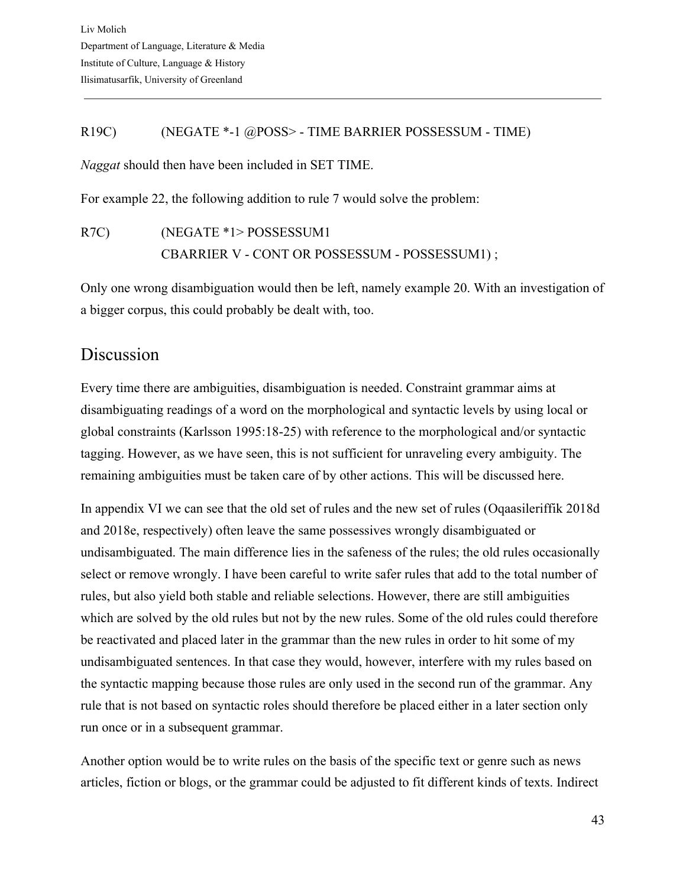R19C)        (NEGATE *-1 @POSS> - TIME BARRIER POSSESSUM - TIME)

*Naggat* should then have been included in SET TIME.

For example 22, the following addition to rule 7 would solve the problem:

R7C)        (NEGATE *1> POSSESSUM1
            CBARRIER V - CONT OR POSSESSUM - POSSESSUM1) ;

Only one wrong disambiguation would then be left, namely example 20. With an investigation of a bigger corpus, this could probably be dealt with, too.

## Discussion

Every time there are ambiguities, disambiguation is needed. Constraint grammar aims at disambiguating readings of a word on the morphological and syntactic levels by using local or global constraints (Karlsson 1995:18-25) with reference to the morphological and/or syntactic tagging. However, as we have seen, this is not sufficient for unraveling every ambiguity. The remaining ambiguities must be taken care of by other actions. This will be discussed here.

In appendix VI we can see that the old set of rules and the new set of rules (Oqaasileriffik 2018d and 2018e, respectively) often leave the same possessives wrongly disambiguated or undisambiguated. The main difference lies in the safeness of the rules; the old rules occasionally select or remove wrongly. I have been careful to write safer rules that add to the total number of rules, but also yield both stable and reliable selections. However, there are still ambiguities which are solved by the old rules but not by the new rules. Some of the old rules could therefore be reactivated and placed later in the grammar than the new rules in order to hit some of my undisambiguated sentences. In that case they would, however, interfere with my rules based on the syntactic mapping because those rules are only used in the second run of the grammar. Any rule that is not based on syntactic roles should therefore be placed either in a later section only run once or in a subsequent grammar.

Another option would be to write rules on the basis of the specific text or genre such as news articles, fiction or blogs, or the grammar could be adjusted to fit different kinds of texts. Indirect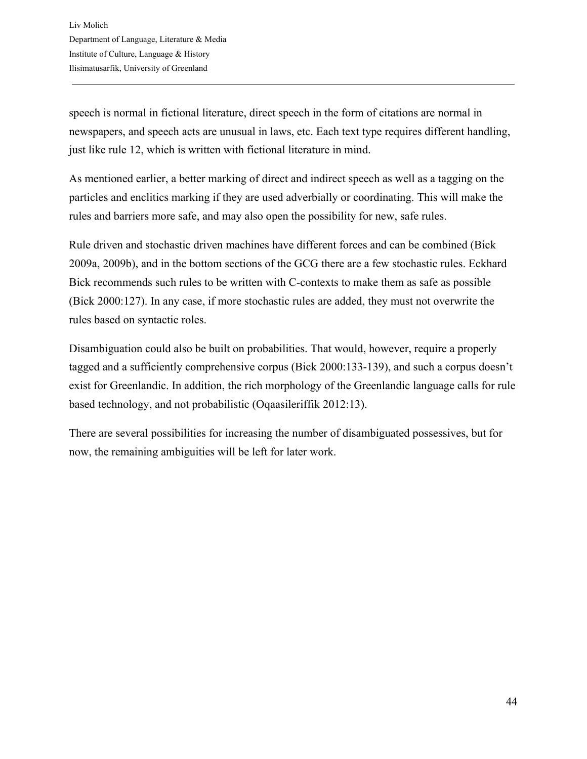speech is normal in fictional literature, direct speech in the form of citations are normal in newspapers, and speech acts are unusual in laws, etc. Each text type requires different handling, just like rule 12, which is written with fictional literature in mind.

As mentioned earlier, a better marking of direct and indirect speech as well as a tagging on the particles and enclitics marking if they are used adverbially or coordinating. This will make the rules and barriers more safe, and may also open the possibility for new, safe rules.

Rule driven and stochastic driven machines have different forces and can be combined (Bick 2009a, 2009b), and in the bottom sections of the GCG there are a few stochastic rules. Eckhard Bick recommends such rules to be written with C-contexts to make them as safe as possible (Bick 2000:127). In any case, if more stochastic rules are added, they must not overwrite the rules based on syntactic roles.

Disambiguation could also be built on probabilities. That would, however, require a properly tagged and a sufficiently comprehensive corpus (Bick 2000:133-139), and such a corpus doesn't exist for Greenlandic. In addition, the rich morphology of the Greenlandic language calls for rule based technology, and not probabilistic (Oqaasileriffik 2012:13).

There are several possibilities for increasing the number of disambiguated possessives, but for now, the remaining ambiguities will be left for later work.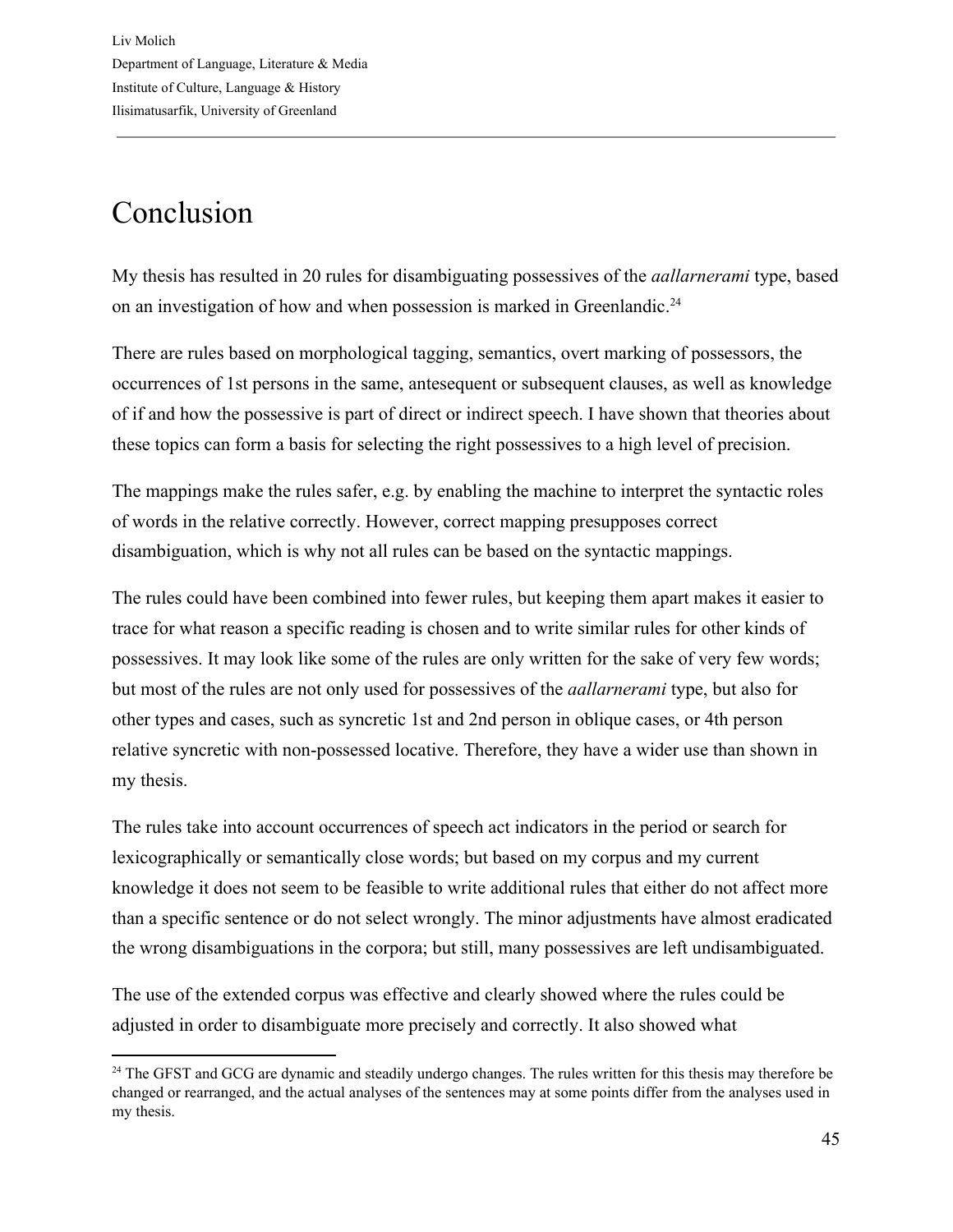# Conclusion

My thesis has resulted in 20 rules for disambiguating possessives of the *aallarnerami* type, based on an investigation of how and when possession is marked in Greenlandic.[24]

There are rules based on morphological tagging, semantics, overt marking of possessors, the occurrences of 1st persons in the same, antesequent or subsequent clauses, as well as knowledge of if and how the possessive is part of direct or indirect speech. I have shown that theories about these topics can form a basis for selecting the right possessives to a high level of precision.

The mappings make the rules safer, e.g. by enabling the machine to interpret the syntactic roles of words in the relative correctly. However, correct mapping presupposes correct disambiguation, which is why not all rules can be based on the syntactic mappings.

The rules could have been combined into fewer rules, but keeping them apart makes it easier to trace for what reason a specific reading is chosen and to write similar rules for other kinds of possessives. It may look like some of the rules are only written for the sake of very few words; but most of the rules are not only used for possessives of the *aallarnerami* type, but also for other types and cases, such as syncretic 1st and 2nd person in oblique cases, or 4th person relative syncretic with non-possessed locative. Therefore, they have a wider use than shown in my thesis.

The rules take into account occurrences of speech act indicators in the period or search for lexicographically or semantically close words; but based on my corpus and my current knowledge it does not seem to be feasible to write additional rules that either do not affect more than a specific sentence or do not select wrongly. The minor adjustments have almost eradicated the wrong disambiguations in the corpora; but still, many possessives are left undisambiguated.

The use of the extended corpus was effective and clearly showed where the rules could be adjusted in order to disambiguate more precisely and correctly. It also showed what

[24] The GFST and GCG are dynamic and steadily undergo changes. The rules written for this thesis may therefore be changed or rearranged, and the actual analyses of the sentences may at some points differ from the analyses used in my thesis.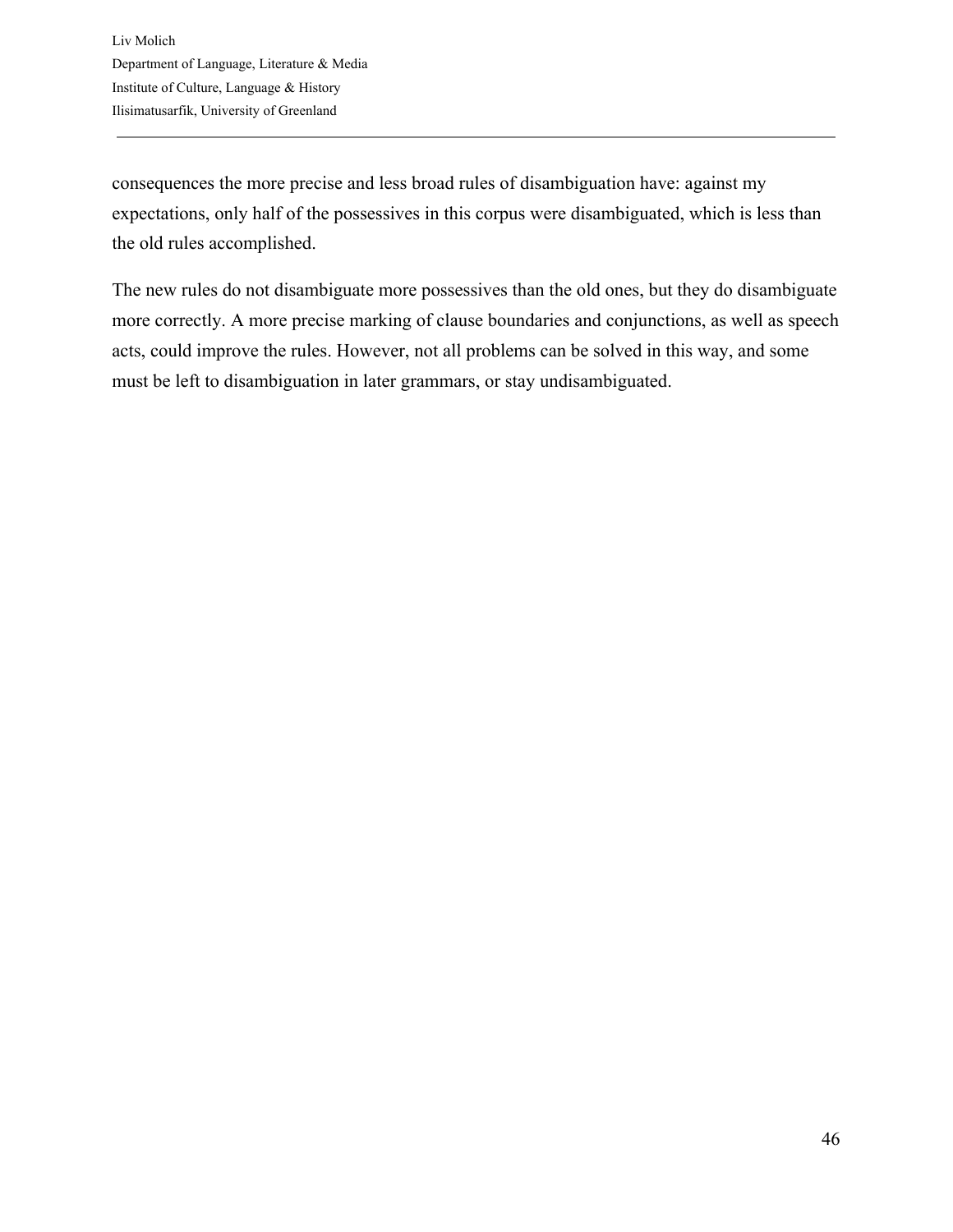consequences the more precise and less broad rules of disambiguation have: against my expectations, only half of the possessives in this corpus were disambiguated, which is less than the old rules accomplished.

The new rules do not disambiguate more possessives than the old ones, but they do disambiguate more correctly. A more precise marking of clause boundaries and conjunctions, as well as speech acts, could improve the rules. However, not all problems can be solved in this way, and some must be left to disambiguation in later grammars, or stay undisambiguated.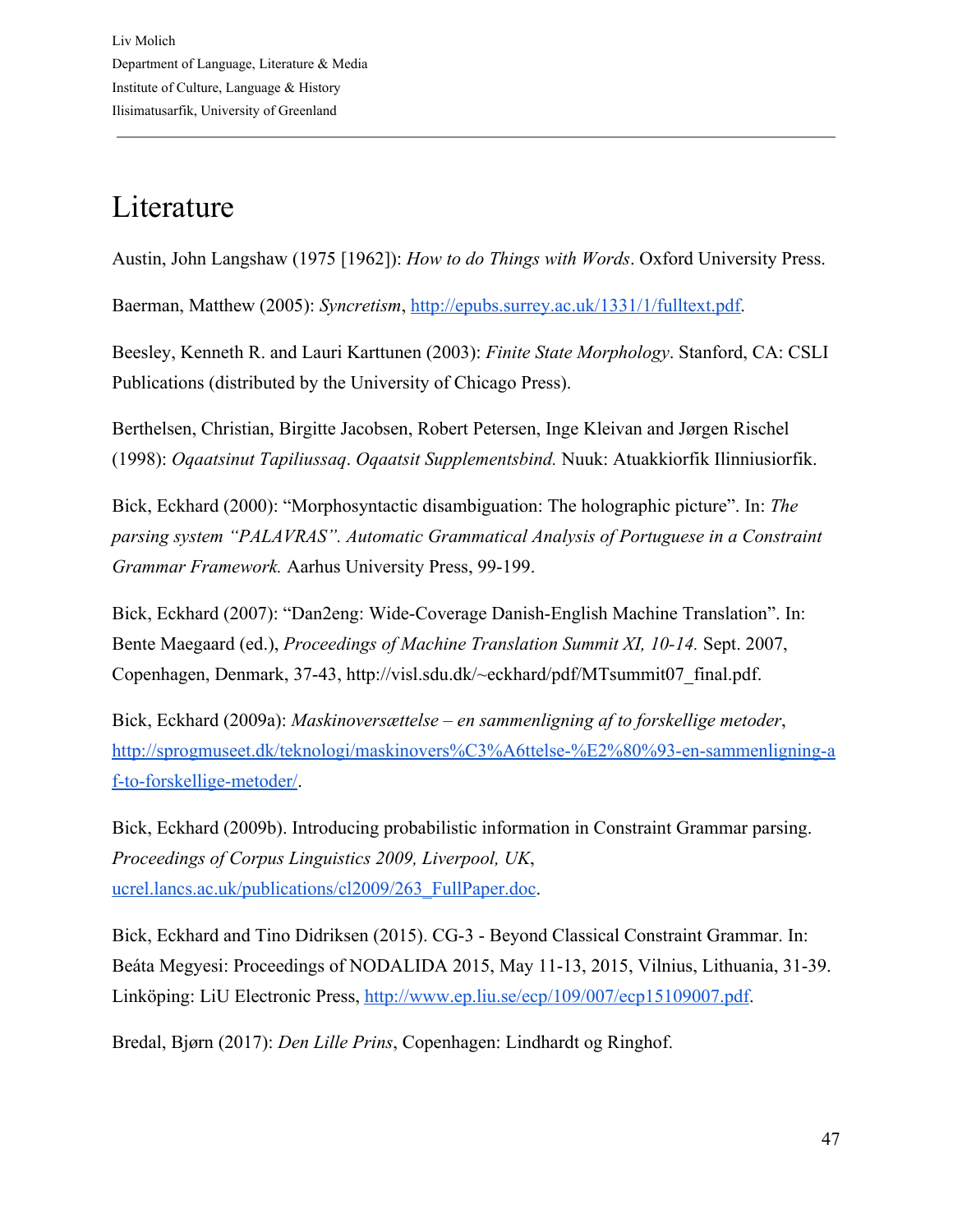# Literature

Austin, John Langshaw (1975 [1962]): *How to do Things with Words*. Oxford University Press.

Baerman, Matthew (2005): *Syncretism*, [http://epubs.surrey.ac.uk/1331/1/fulltext.pdf](http://epubs.surrey.ac.uk/1331/1/fulltext.pdf).

Beesley, Kenneth R. and Lauri Karttunen (2003): *Finite State Morphology*. Stanford, CA: CSLI Publications (distributed by the University of Chicago Press).

Berthelsen, Christian, Birgitte Jacobsen, Robert Petersen, Inge Kleivan and Jørgen Rischel (1998): *Oqaatsinut Tapiliussaq*. *Oqaatsit Supplementsbind.* Nuuk: Atuakkiorfik Ilinniusiorfik.

Bick, Eckhard (2000): "Morphosyntactic disambiguation: The holographic picture". In: *The parsing system "PALAVRAS". Automatic Grammatical Analysis of Portuguese in a Constraint Grammar Framework.* Aarhus University Press, 99-199.

Bick, Eckhard (2007): "Dan2eng: Wide-Coverage Danish-English Machine Translation". In: Bente Maegaard (ed.), *Proceedings of Machine Translation Summit XI, 10-14.* Sept. 2007, Copenhagen, Denmark, 37-43, http://visl.sdu.dk/~eckhard/pdf/MTsummit07_final.pdf.

Bick, Eckhard (2009a): *Maskinoversættelse – en sammenligning af to forskellige metoder*, [http://sprogmuseet.dk/teknologi/maskinovers%C3%A6ttelse-%E2%80%93-en-sammenligning-af-to-forskellige-metoder/](http://sprogmuseet.dk/teknologi/maskinovers%C3%A6ttelse-%E2%80%93-en-sammenligning-af-to-forskellige-metoder/).

Bick, Eckhard (2009b). Introducing probabilistic information in Constraint Grammar parsing. *Proceedings of Corpus Linguistics 2009, Liverpool, UK*, [ucrel.lancs.ac.uk/publications/cl2009/263_FullPaper.doc](ucrel.lancs.ac.uk/publications/cl2009/263_FullPaper.doc).

Bick, Eckhard and Tino Didriksen (2015). CG-3 - Beyond Classical Constraint Grammar. In: Beáta Megyesi: Proceedings of NODALIDA 2015, May 11-13, 2015, Vilnius, Lithuania, 31-39. Linköping: LiU Electronic Press, [http://www.ep.liu.se/ecp/109/007/ecp15109007.pdf](http://www.ep.liu.se/ecp/109/007/ecp15109007.pdf).

Bredal, Bjørn (2017): *Den Lille Prins*, Copenhagen: Lindhardt og Ringhof.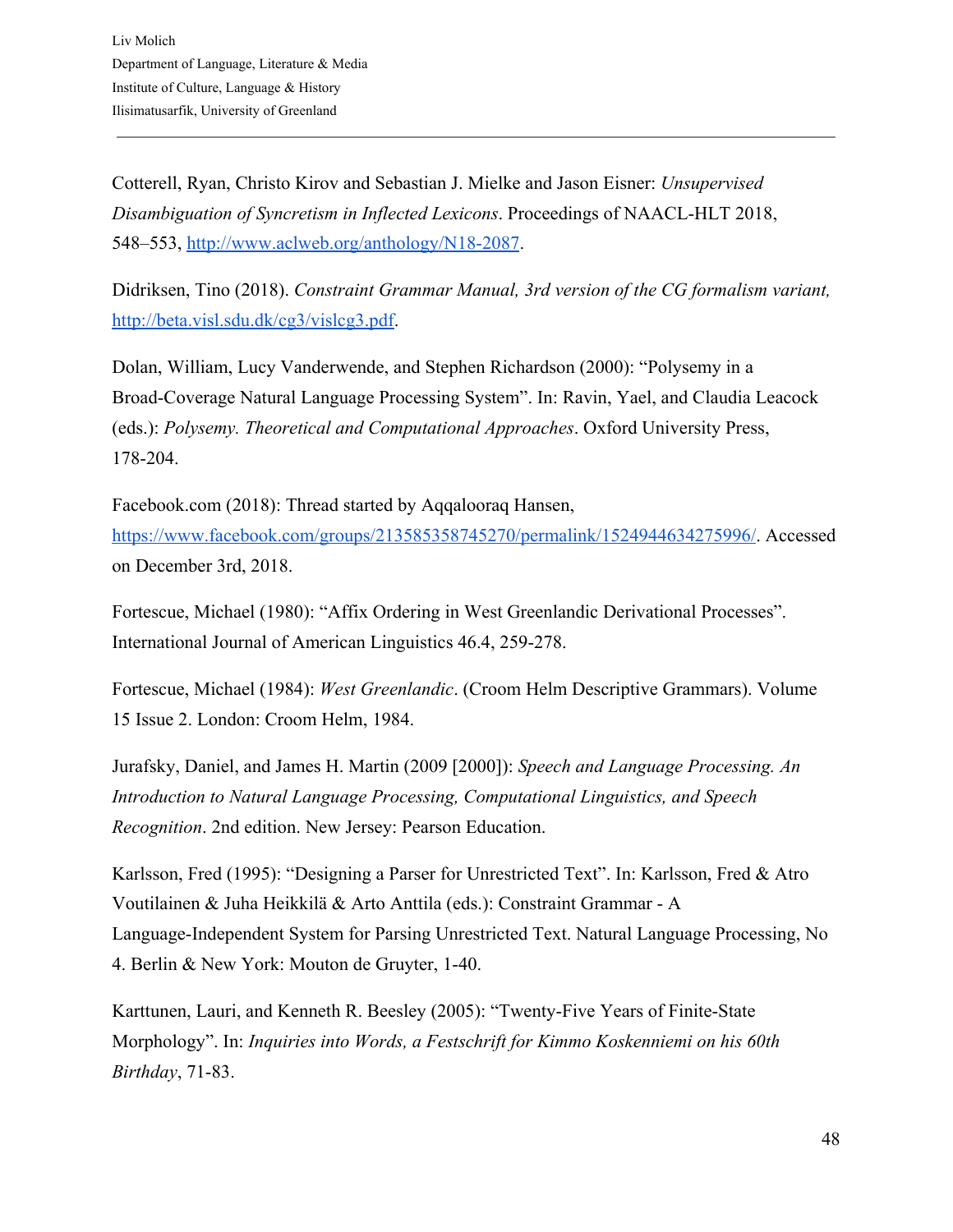Cotterell, Ryan, Christo Kirov and Sebastian J. Mielke and Jason Eisner: *Unsupervised Disambiguation of Syncretism in Inflected Lexicons*. Proceedings of NAACL-HLT 2018, 548–553, http://www.aclweb.org/anthology/N18-2087.

Didriksen, Tino (2018). *Constraint Grammar Manual, 3rd version of the CG formalism variant,* http://beta.visl.sdu.dk/cg3/vislcg3.pdf.

Dolan, William, Lucy Vanderwende, and Stephen Richardson (2000): "Polysemy in a Broad-Coverage Natural Language Processing System". In: Ravin, Yael, and Claudia Leacock (eds.): *Polysemy. Theoretical and Computational Approaches*. Oxford University Press, 178-204.

Facebook.com (2018): Thread started by Aqqalooraq Hansen, https://www.facebook.com/groups/213585358745270/permalink/1524944634275996/. Accessed on December 3rd, 2018.

Fortescue, Michael (1980): "Affix Ordering in West Greenlandic Derivational Processes". International Journal of American Linguistics 46.4, 259-278.

Fortescue, Michael (1984): *West Greenlandic*. (Croom Helm Descriptive Grammars). Volume 15 Issue 2. London: Croom Helm, 1984.

Jurafsky, Daniel, and James H. Martin (2009 [2000]): *Speech and Language Processing. An Introduction to Natural Language Processing, Computational Linguistics, and Speech Recognition*. 2nd edition. New Jersey: Pearson Education.

Karlsson, Fred (1995): "Designing a Parser for Unrestricted Text". In: Karlsson, Fred & Atro Voutilainen & Juha Heikkilä & Arto Anttila (eds.): Constraint Grammar - A Language-Independent System for Parsing Unrestricted Text. Natural Language Processing, No 4. Berlin & New York: Mouton de Gruyter, 1-40.

Karttunen, Lauri, and Kenneth R. Beesley (2005): "Twenty-Five Years of Finite-State Morphology". In: *Inquiries into Words, a Festschrift for Kimmo Koskenniemi on his 60th Birthday*, 71-83.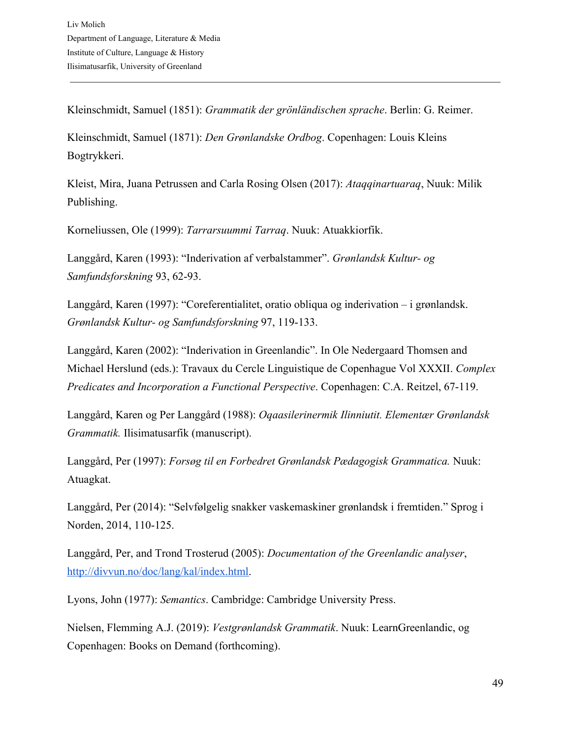Kleinschmidt, Samuel (1851): *Grammatik der grönländischen sprache*. Berlin: G. Reimer.

Kleinschmidt, Samuel (1871): *Den Grønlandske Ordbog*. Copenhagen: Louis Kleins Bogtrykkeri.

Kleist, Mira, Juana Petrussen and Carla Rosing Olsen (2017): *Ataqqinartuaraq*, Nuuk: Milik Publishing.

Korneliussen, Ole (1999): *Tarrarsuummi Tarraq*. Nuuk: Atuakkiorfik.

Langgård, Karen (1993): "Inderivation af verbalstammer". *Grønlandsk Kultur- og Samfundsforskning* 93, 62-93.

Langgård, Karen (1997): "Coreferentialitet, oratio obliqua og inderivation – i grønlandsk. *Grønlandsk Kultur- og Samfundsforskning* 97, 119-133.

Langgård, Karen (2002): "Inderivation in Greenlandic". In Ole Nedergaard Thomsen and Michael Herslund (eds.): Travaux du Cercle Linguistique de Copenhague Vol XXXII. *Complex Predicates and Incorporation a Functional Perspective*. Copenhagen: C.A. Reitzel, 67-119.

Langgård, Karen og Per Langgård (1988): *Oqaasilerinermik Ilinniutit. Elementær Grønlandsk Grammatik.* Ilisimatusarfik (manuscript).

Langgård, Per (1997): *Forsøg til en Forbedret Grønlandsk Pædagogisk Grammatica.* Nuuk: Atuagkat.

Langgård, Per (2014): "Selvfølgelig snakker vaskemaskiner grønlandsk i fremtiden." Sprog i Norden, 2014, 110-125.

Langgård, Per, and Trond Trosterud (2005): *Documentation of the Greenlandic analyser*, http://divvun.no/doc/lang/kal/index.html.

Lyons, John (1977): *Semantics*. Cambridge: Cambridge University Press.

Nielsen, Flemming A.J. (2019): *Vestgrønlandsk Grammatik*. Nuuk: LearnGreenlandic, og Copenhagen: Books on Demand (forthcoming).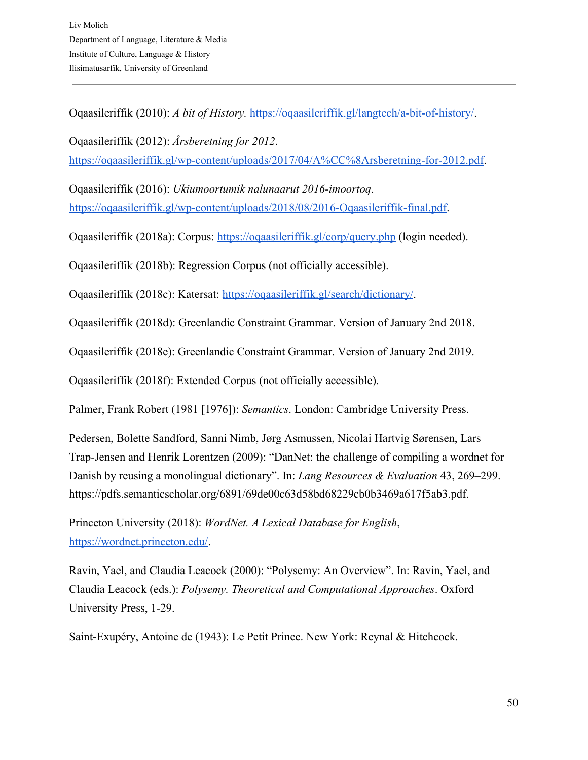Oqaasileriffik (2010): *A bit of History.* [https://oqaasileriffik.gl/langtech/a-bit-of-history/](https://oqaasileriffik.gl/langtech/a-bit-of-history/).

Oqaasileriffik (2012): *Årsberetning for 2012*. [https://oqaasileriffik.gl/wp-content/uploads/2017/04/A%CC%8Arsberetning-for-2012.pdf](https://oqaasileriffik.gl/wp-content/uploads/2017/04/A%CC%8Arsberetning-for-2012.pdf).

Oqaasileriffik (2016): *Ukiumoortumik nalunaarut 2016-imoortoq*. [https://oqaasileriffik.gl/wp-content/uploads/2018/08/2016-Oqaasileriffik-final.pdf](https://oqaasileriffik.gl/wp-content/uploads/2018/08/2016-Oqaasileriffik-final.pdf).

Oqaasileriffik (2018a): Corpus: [https://oqaasileriffik.gl/corp/query.php](https://oqaasileriffik.gl/corp/query.php) (login needed).

Oqaasileriffik (2018b): Regression Corpus (not officially accessible).

Oqaasileriffik (2018c): Katersat: [https://oqaasileriffik.gl/search/dictionary/](https://oqaasileriffik.gl/search/dictionary/).

Oqaasileriffik (2018d): Greenlandic Constraint Grammar. Version of January 2nd 2018.

Oqaasileriffik (2018e): Greenlandic Constraint Grammar. Version of January 2nd 2019.

Oqaasileriffik (2018f): Extended Corpus (not officially accessible).

Palmer, Frank Robert (1981 [1976]): *Semantics*. London: Cambridge University Press.

Pedersen, Bolette Sandford, Sanni Nimb, Jørg Asmussen, Nicolai Hartvig Sørensen, Lars Trap-Jensen and Henrik Lorentzen (2009): "DanNet: the challenge of compiling a wordnet for Danish by reusing a monolingual dictionary". In: *Lang Resources & Evaluation* 43, 269–299. https://pdfs.semanticscholar.org/6891/69de00c63d58bd68229cb0b3469a617f5ab3.pdf.

Princeton University (2018): *WordNet. A Lexical Database for English*, [https://wordnet.princeton.edu/](https://wordnet.princeton.edu/).

Ravin, Yael, and Claudia Leacock (2000): "Polysemy: An Overview". In: Ravin, Yael, and Claudia Leacock (eds.): *Polysemy. Theoretical and Computational Approaches*. Oxford University Press, 1-29.

Saint-Exupéry, Antoine de (1943): Le Petit Prince. New York: Reynal & Hitchcock.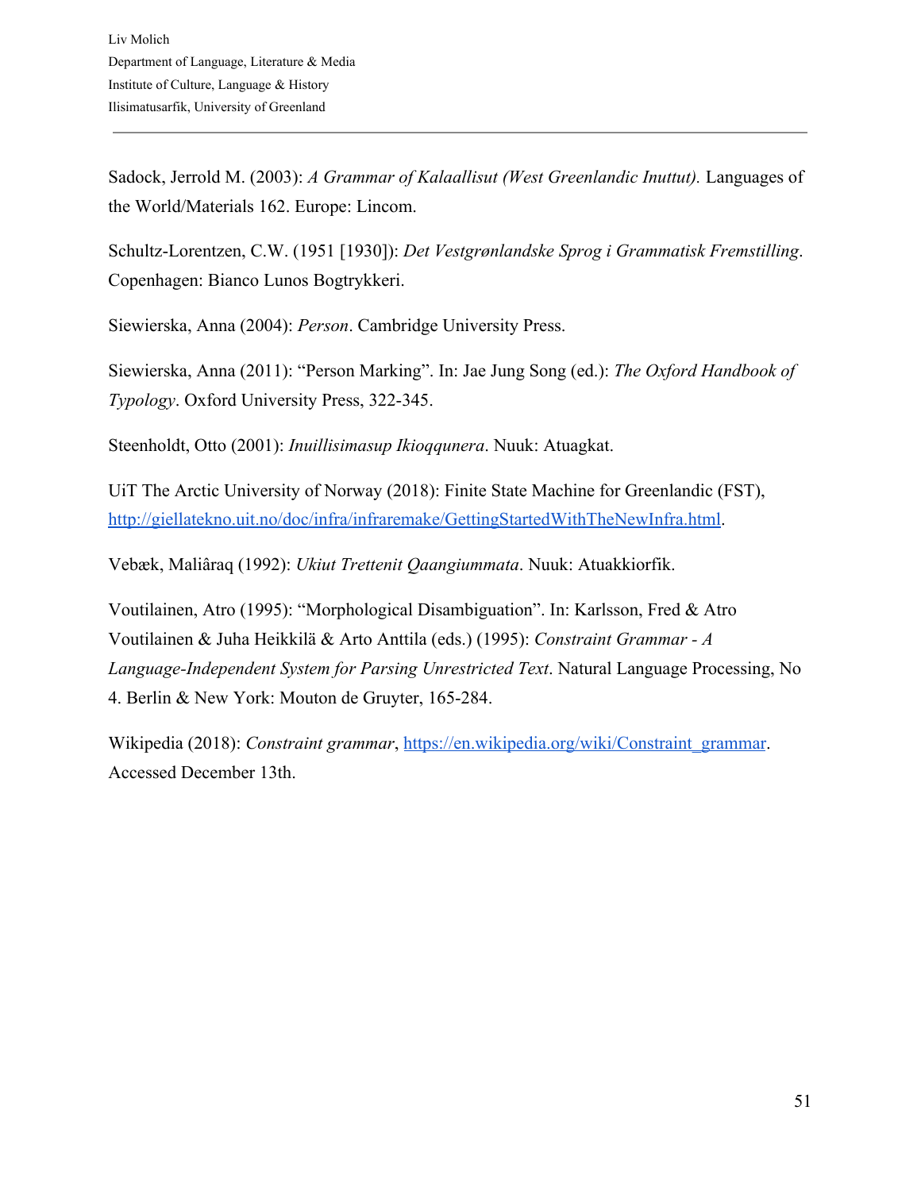Sadock, Jerrold M. (2003): *A Grammar of Kalaallisut (West Greenlandic Inuttut).* Languages of the World/Materials 162. Europe: Lincom.

Schultz-Lorentzen, C.W. (1951 [1930]): *Det Vestgrønlandske Sprog i Grammatisk Fremstilling*. Copenhagen: Bianco Lunos Bogtrykkeri.

Siewierska, Anna (2004): *Person*. Cambridge University Press.

Siewierska, Anna (2011): "Person Marking". In: Jae Jung Song (ed.): *The Oxford Handbook of Typology*. Oxford University Press, 322-345.

Steenholdt, Otto (2001): *Inuillisimasup Ikioqqunera*. Nuuk: Atuagkat.

UiT The Arctic University of Norway (2018): Finite State Machine for Greenlandic (FST), [http://giellatekno.uit.no/doc/infra/infraremake/GettingStartedWithTheNewInfra.html](http://giellatekno.uit.no/doc/infra/infraremake/GettingStartedWithTheNewInfra.html).

Vebæk, Maliâraq (1992): *Ukiut Trettenit Qaangiummata*. Nuuk: Atuakkiorfik.

Voutilainen, Atro (1995): "Morphological Disambiguation". In: Karlsson, Fred & Atro Voutilainen & Juha Heikkilä & Arto Anttila (eds.) (1995): *Constraint Grammar - A Language-Independent System for Parsing Unrestricted Text*. Natural Language Processing, No 4. Berlin & New York: Mouton de Gruyter, 165-284.

Wikipedia (2018): *Constraint grammar*, [https://en.wikipedia.org/wiki/Constraint_grammar](https://en.wikipedia.org/wiki/Constraint_grammar). Accessed December 13th.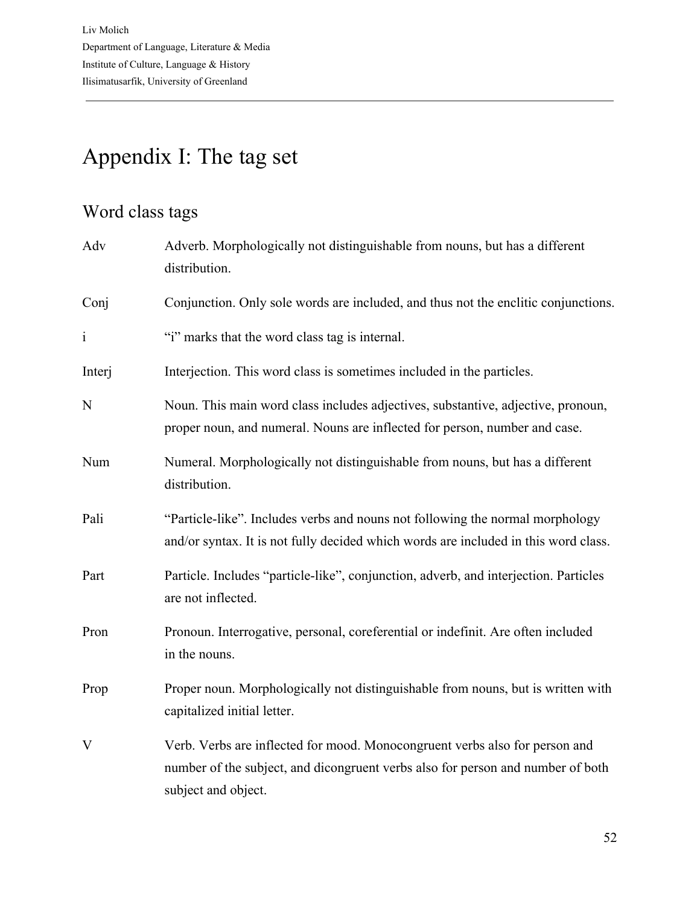# Appendix I: The tag set

## Word class tags

| Tag | Description |
|---|---|
| Adv | Adverb. Morphologically not distinguishable from nouns, but has a different distribution. |
| Conj | Conjunction. Only sole words are included, and thus not the enclitic conjunctions. |
| i | "i" marks that the word class tag is internal. |
| Interj | Interjection. This word class is sometimes included in the particles. |
| N | Noun. This main word class includes adjectives, substantive, adjective, pronoun, proper noun, and numeral. Nouns are inflected for person, number and case. |
| Num | Numeral. Morphologically not distinguishable from nouns, but has a different distribution. |
| Pali | "Particle-like". Includes verbs and nouns not following the normal morphology and/or syntax. It is not fully decided which words are included in this word class. |
| Part | Particle. Includes "particle-like", conjunction, adverb, and interjection. Particles are not inflected. |
| Pron | Pronoun. Interrogative, personal, coreferential or indefinit. Are often included in the nouns. |
| Prop | Proper noun. Morphologically not distinguishable from nouns, but is written with capitalized initial letter. |
| V | Verb. Verbs are inflected for mood. Monocongruent verbs also for person and number of the subject, and dicongruent verbs also for person and number of both subject and object. |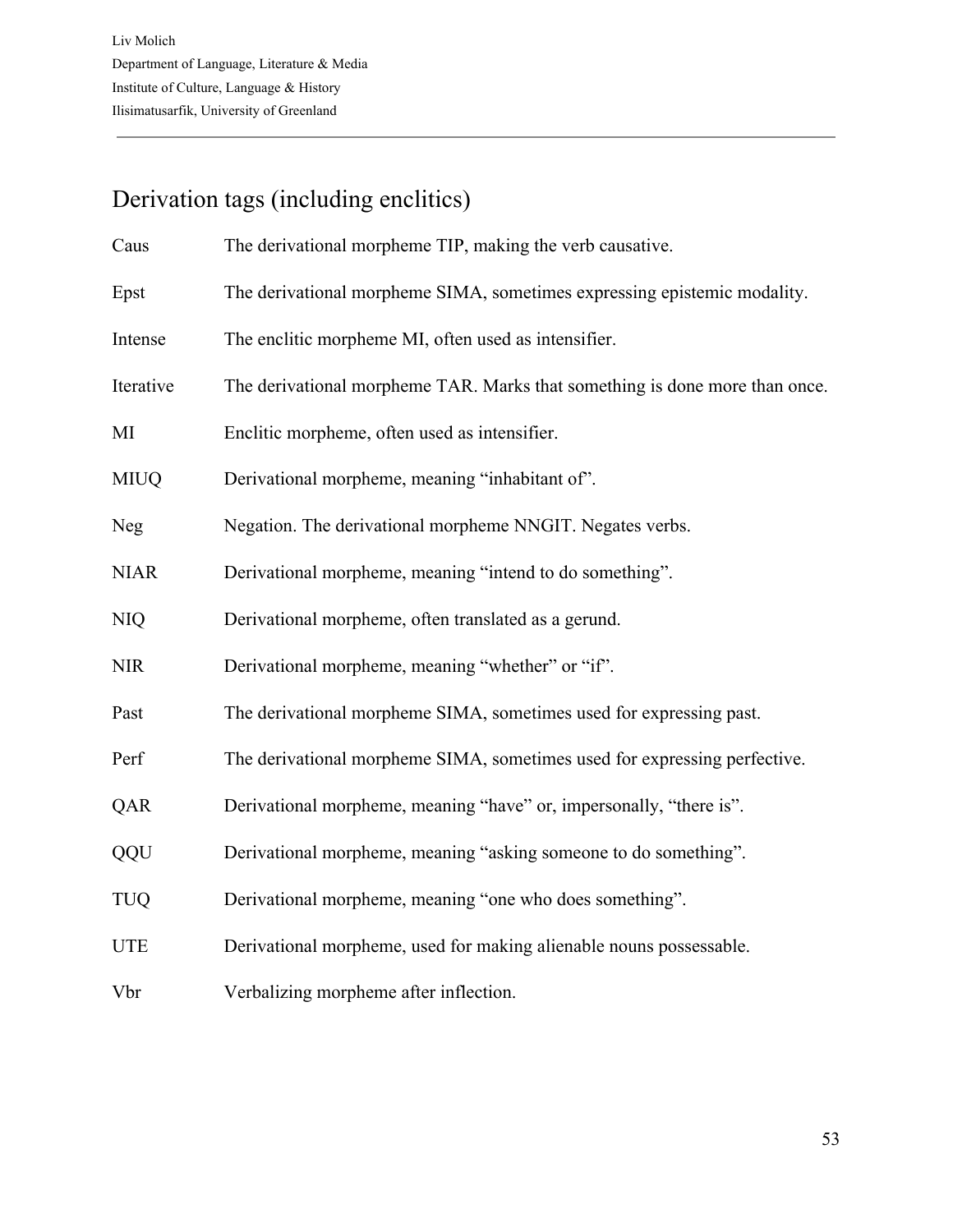## Derivation tags (including enclitics)

Caus    The derivational morpheme TIP, making the verb causative.

Epst    The derivational morpheme SIMA, sometimes expressing epistemic modality.

Intense    The enclitic morpheme MI, often used as intensifier.

Iterative    The derivational morpheme TAR. Marks that something is done more than once.

MI    Enclitic morpheme, often used as intensifier.

MIUQ    Derivational morpheme, meaning "inhabitant of".

Neg    Negation. The derivational morpheme NNGIT. Negates verbs.

NIAR    Derivational morpheme, meaning "intend to do something".

NIQ    Derivational morpheme, often translated as a gerund.

NIR    Derivational morpheme, meaning "whether" or "if".

Past    The derivational morpheme SIMA, sometimes used for expressing past.

Perf    The derivational morpheme SIMA, sometimes used for expressing perfective.

QAR    Derivational morpheme, meaning "have" or, impersonally, "there is".

QQU    Derivational morpheme, meaning "asking someone to do something".

TUQ    Derivational morpheme, meaning "one who does something".

UTE    Derivational morpheme, used for making alienable nouns possessable.

Vbr    Verbalizing morpheme after inflection.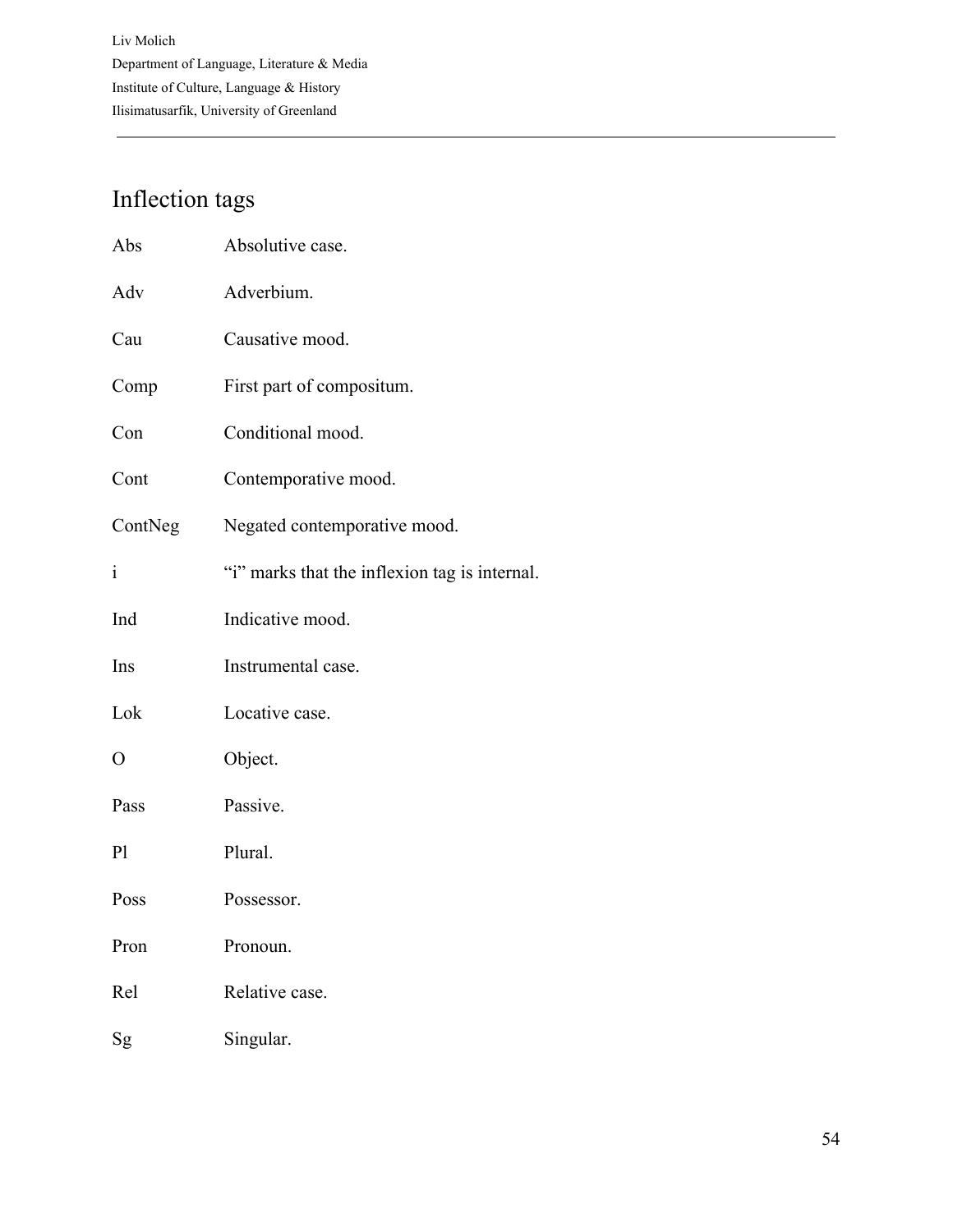## Inflection tags

| | |
|---|---|
| Abs | Absolutive case. |
| Adv | Adverbium. |
| Cau | Causative mood. |
| Comp | First part of compositum. |
| Con | Conditional mood. |
| Cont | Contemporative mood. |
| ContNeg | Negated contemporative mood. |
| i | “i” marks that the inflexion tag is internal. |
| Ind | Indicative mood. |
| Ins | Instrumental case. |
| Lok | Locative case. |
| O | Object. |
| Pass | Passive. |
| Pl | Plural. |
| Poss | Possessor. |
| Pron | Pronoun. |
| Rel | Relative case. |
| Sg | Singular. |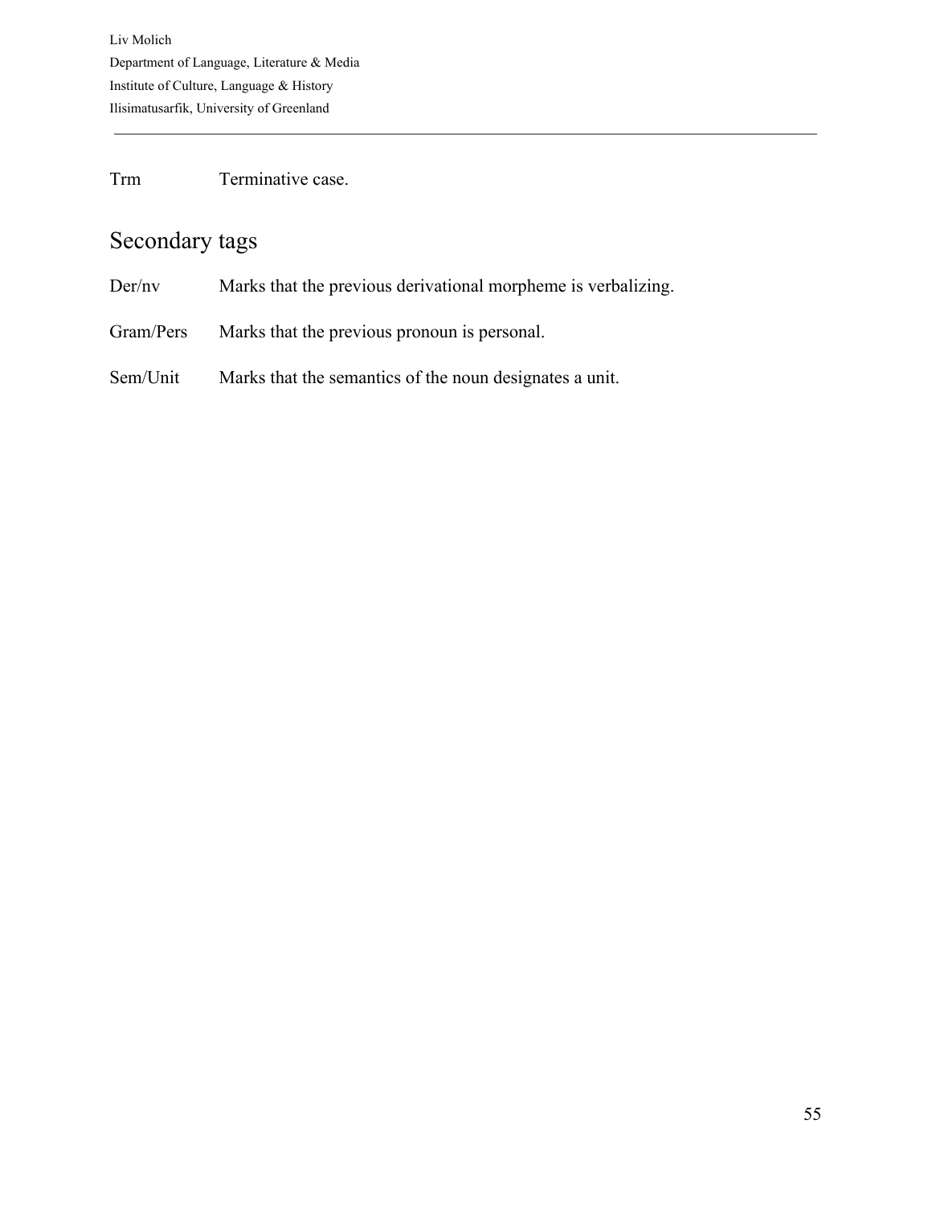Trm Terminative case.

## Secondary tags

Der/nv Marks that the previous derivational morpheme is verbalizing.

Gram/Pers Marks that the previous pronoun is personal.

Sem/Unit Marks that the semantics of the noun designates a unit.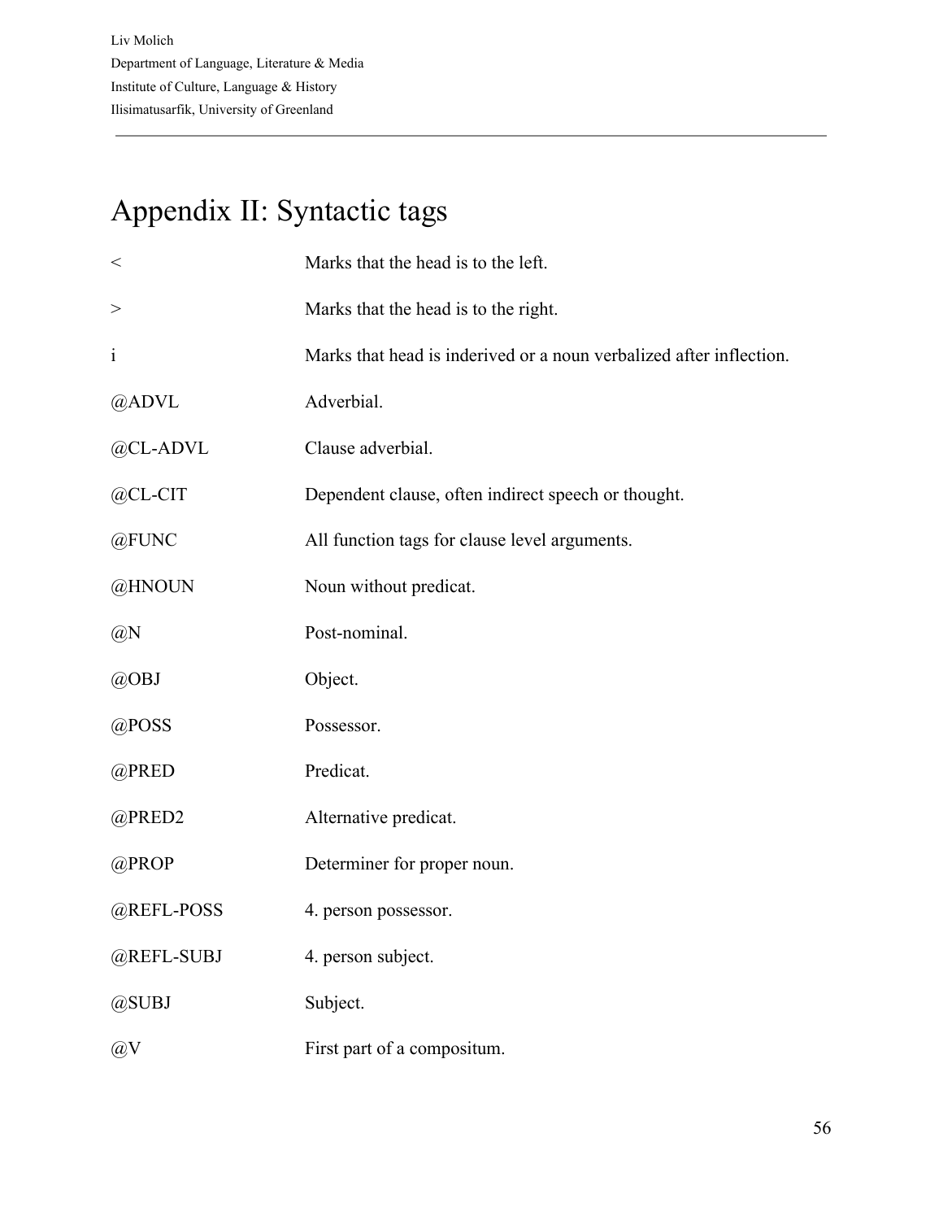# Appendix II: Syntactic tags

| | |
|---|---|
| < | Marks that the head is to the left. |
| > | Marks that the head is to the right. |
| i | Marks that head is inderived or a noun verbalized after inflection. |
| @ADVL | Adverbial. |
| @CL-ADVL | Clause adverbial. |
| @CL-CIT | Dependent clause, often indirect speech or thought. |
| @FUNC | All function tags for clause level arguments. |
| @HNOUN | Noun without predicat. |
| @N | Post-nominal. |
| @OBJ | Object. |
| @POSS | Possessor. |
| @PRED | Predicat. |
| @PRED2 | Alternative predicat. |
| @PROP | Determiner for proper noun. |
| @REFL-POSS | 4. person possessor. |
| @REFL-SUBJ | 4. person subject. |
| @SUBJ | Subject. |
| @V | First part of a compositum. |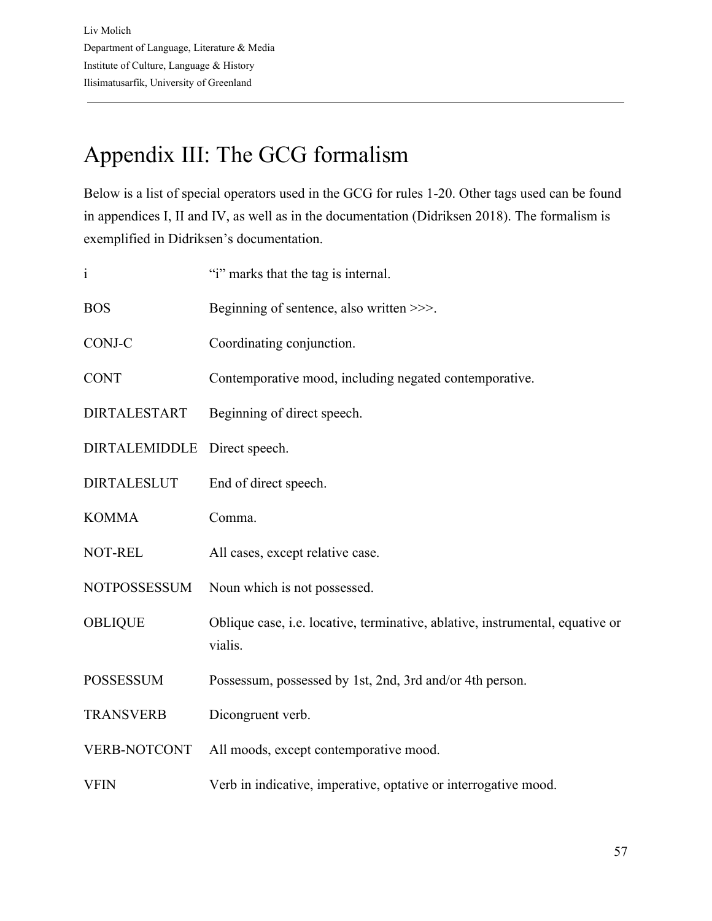# Appendix III: The GCG formalism

Below is a list of special operators used in the GCG for rules 1-20. Other tags used can be found in appendices I, II and IV, as well as in the documentation (Didriksen 2018). The formalism is exemplified in Didriksen's documentation.

| | |
|---|---|
| i | "i" marks that the tag is internal. |
| BOS | Beginning of sentence, also written >>>. |
| CONJ-C | Coordinating conjunction. |
| CONT | Contemporative mood, including negated contemporative. |
| DIRTALESTART | Beginning of direct speech. |
| DIRTALEMIDDLE | Direct speech. |
| DIRTALESLUT | End of direct speech. |
| KOMMA | Comma. |
| NOT-REL | All cases, except relative case. |
| NOTPOSSESSUM | Noun which is not possessed. |
| OBLIQUE | Oblique case, i.e. locative, terminative, ablative, instrumental, equative or vialis. |
| POSSESSUM | Possessum, possessed by 1st, 2nd, 3rd and/or 4th person. |
| TRANSVERB | Dicongruent verb. |
| VERB-NOTCONT | All moods, except contemporative mood. |
| VFIN | Verb in indicative, imperative, optative or interrogative mood. |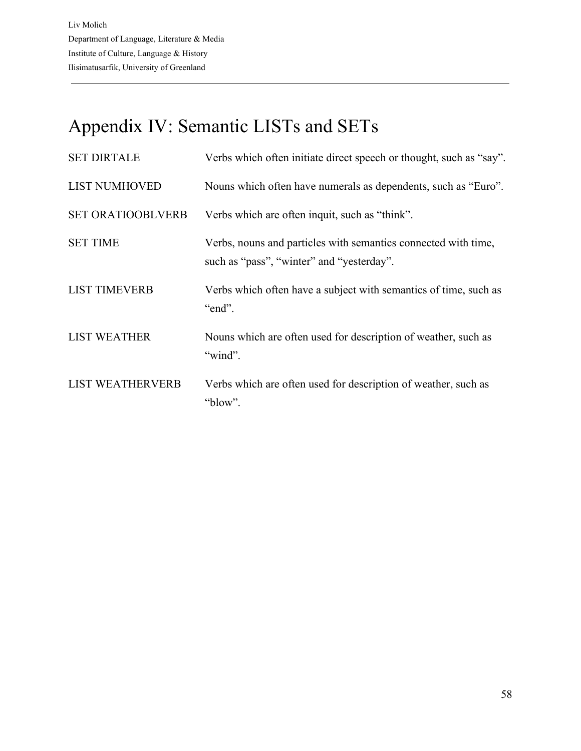# Appendix IV: Semantic LISTs and SETs

| | |
|---|---|
| SET DIRTALE | Verbs which often initiate direct speech or thought, such as “say”. |
| LIST NUMHOVED | Nouns which often have numerals as dependents, such as “Euro”. |
| SET ORATIOOBLVERB | Verbs which are often inquit, such as “think”. |
| SET TIME | Verbs, nouns and particles with semantics connected with time, such as “pass”, “winter” and “yesterday”. |
| LIST TIMEVERB | Verbs which often have a subject with semantics of time, such as “end”. |
| LIST WEATHER | Nouns which are often used for description of weather, such as “wind”. |
| LIST WEATHERVERB | Verbs which are often used for description of weather, such as “blow”. |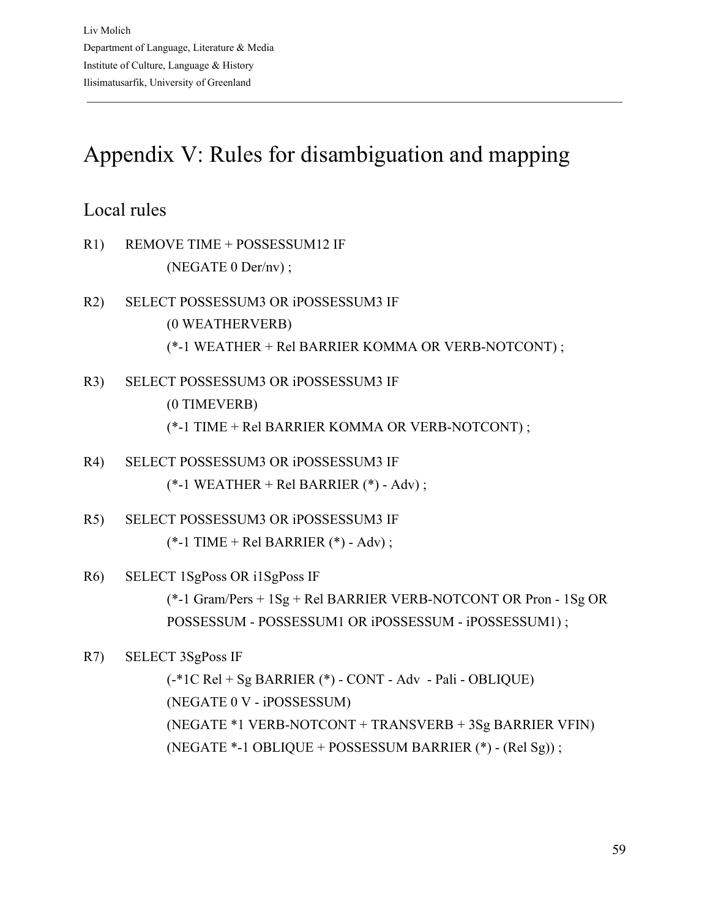# Appendix V: Rules for disambiguation and mapping

## Local rules

R1) REMOVE TIME + POSSESSUM12 IF
(NEGATE 0 Der/nv) ;

R2) SELECT POSSESSUM3 OR iPOSSESSUM3 IF
(0 WEATHERVERB)
(*-1 WEATHER + Rel BARRIER KOMMA OR VERB-NOTCONT) ;

R3) SELECT POSSESSUM3 OR iPOSSESSUM3 IF
(0 TIMEVERB)
(*-1 TIME + Rel BARRIER KOMMA OR VERB-NOTCONT) ;

R4) SELECT POSSESSUM3 OR iPOSSESSUM3 IF
(*-1 WEATHER + Rel BARRIER (*) - Adv) ;

R5) SELECT POSSESSUM3 OR iPOSSESSUM3 IF
(*-1 TIME + Rel BARRIER (*) - Adv) ;

R6) SELECT 1SgPoss OR i1SgPoss IF
(*-1 Gram/Pers + 1Sg + Rel BARRIER VERB-NOTCONT OR Pron - 1Sg OR POSSESSUM - POSSESSUM1 OR iPOSSESSUM - iPOSSESSUM1) ;

R7) SELECT 3SgPoss IF
(-*1C Rel + Sg BARRIER (*) - CONT - Adv - Pali - OBLIQUE)
(NEGATE 0 V - iPOSSESSUM)
(NEGATE *1 VERB-NOTCONT + TRANSVERB + 3Sg BARRIER VFIN)
(NEGATE *-1 OBLIQUE + POSSESSUM BARRIER (*) - (Rel Sg)) ;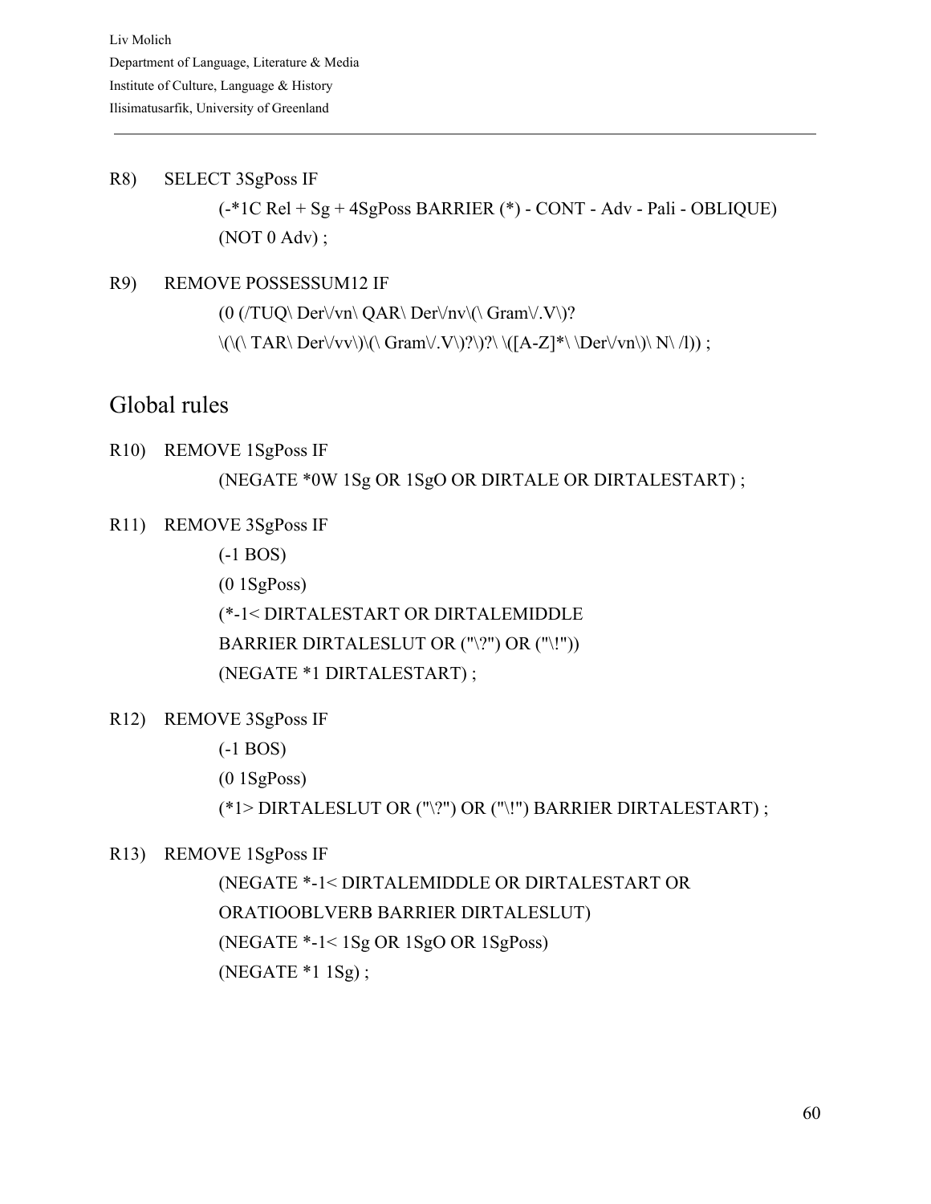R8) SELECT 3SgPoss IF

(-*1C Rel + Sg + 4SgPoss BARRIER (*) - CONT - Adv - Pali - OBLIQUE)

(NOT 0 Adv) ;

R9) REMOVE POSSESSUM12 IF

(0 (/TUQ\ Der\/vn\ QAR\ Der\/nv\(\ Gram\/.V\)?

\(\(\ TAR\ Der\/vv\)\(\ Gram\/.V\)?\)?\ \([A-Z]*\ \Der\/vn\)\ N\ /l)) ;

## Global rules

R10) REMOVE 1SgPoss IF

(NEGATE *0W 1Sg OR 1SgO OR DIRTALE OR DIRTALESTART) ;

R11) REMOVE 3SgPoss IF

(-1 BOS)

(0 1SgPoss)

(*-1< DIRTALESTART OR DIRTALEMIDDLE

BARRIER DIRTALESLUT OR ("\?") OR ("\!"))

(NEGATE *1 DIRTALESTART) ;

R12) REMOVE 3SgPoss IF

(-1 BOS)

(0 1SgPoss)

(*1> DIRTALESLUT OR ("\?") OR ("\!") BARRIER DIRTALESTART) ;

R13) REMOVE 1SgPoss IF

(NEGATE *-1< DIRTALEMIDDLE OR DIRTALESTART OR

ORATIOOBLVERB BARRIER DIRTALESLUT)

(NEGATE *-1< 1Sg OR 1SgO OR 1SgPoss)

(NEGATE *1 1Sg) ;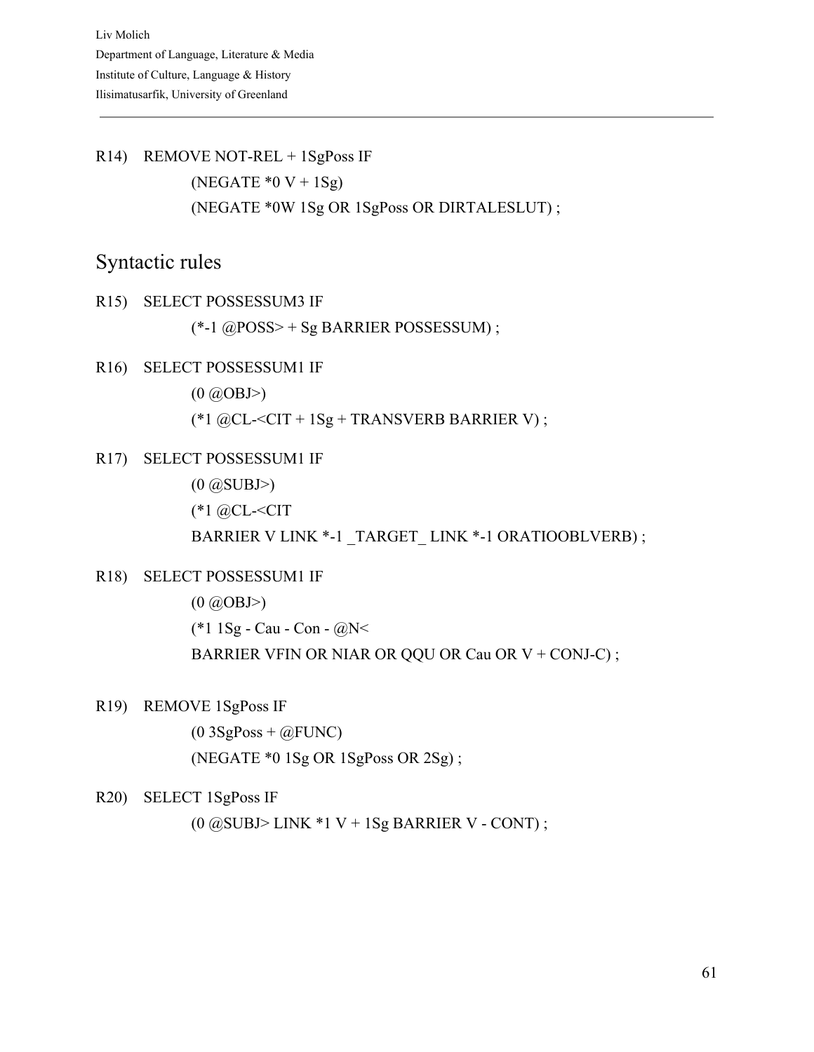R14) REMOVE NOT-REL + 1SgPoss IF

```
(NEGATE *0 V + 1Sg)
(NEGATE *0W 1Sg OR 1SgPoss OR DIRTALESLUT) ;
```

## Syntactic rules

R15) SELECT POSSESSUM3 IF

```
(*-1 @POSS> + Sg BARRIER POSSESSUM) ;
```

R16) SELECT POSSESSUM1 IF

```
(0 @OBJ>)
(*1 @CL-<CIT + 1Sg + TRANSVERB BARRIER V) ;
```

R17) SELECT POSSESSUM1 IF

```
(0 @SUBJ>)
(*1 @CL-<CIT
BARRIER V LINK *-1 _TARGET_ LINK *-1 ORATIOOBLVERB) ;
```

R18) SELECT POSSESSUM1 IF

```
(0 @OBJ>)
(*1 1Sg - Cau - Con - @N<
BARRIER VFIN OR NIAR OR QQU OR Cau OR V + CONJ-C) ;
```

R19) REMOVE 1SgPoss IF

```
(0 3SgPoss + @FUNC)
(NEGATE *0 1Sg OR 1SgPoss OR 2Sg) ;
```

R20) SELECT 1SgPoss IF

```
(0 @SUBJ> LINK *1 V + 1Sg BARRIER V - CONT) ;
```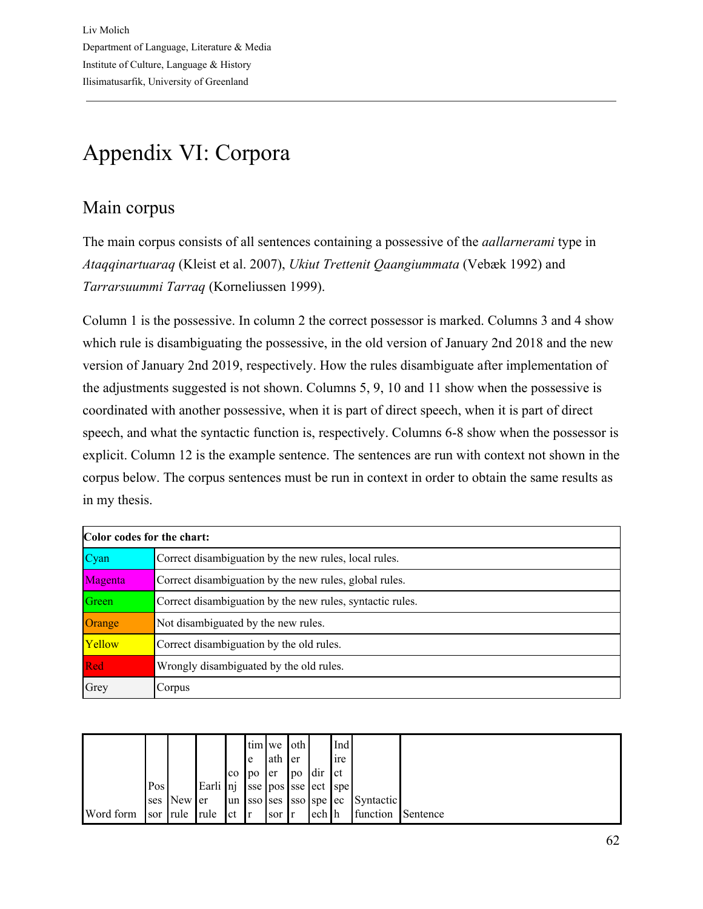Liv Molich
Department of Language, Literature & Media
Institute of Culture, Language & History
Ilisimatusarfik, University of Greenland

# Appendix VI: Corpora

## Main corpus

The main corpus consists of all sentences containing a possessive of the *aallarnerami* type in *Ataqqinartuaraq* (Kleist et al. 2007), *Ukiut Trettenit Qaangiummata* (Vebæk 1992) and *Tarrarsuummi Tarraq* (Korneliussen 1999).

Column 1 is the possessive. In column 2 the correct possessor is marked. Columns 3 and 4 show which rule is disambiguating the possessive, in the old version of January 2nd 2018 and the new version of January 2nd 2019, respectively. How the rules disambiguate after implementation of the adjustments suggested is not shown. Columns 5, 9, 10 and 11 show when the possessive is coordinated with another possessive, when it is part of direct speech, when it is part of direct speech, and what the syntactic function is, respectively. Columns 6-8 show when the possessor is explicit. Column 12 is the example sentence. The sentences are run with context not shown in the corpus below. The corpus sentences must be run in context in order to obtain the same results as in my thesis.

| **Color codes for the chart:** | |
|---|---|
| Cyan | Correct disambiguation by the new rules, local rules. |
| Magenta | Correct disambiguation by the new rules, global rules. |
| Green | Correct disambiguation by the new rules, syntactic rules. |
| Orange | Not disambiguated by the new rules. |
| Yellow | Correct disambiguation by the old rules. |
| Red | Wrongly disambiguated by the old rules. |
| Grey | Corpus |

| Word form | Possessor | New rule | Earlier rule | conjunct | time possessor | weather possessor | other possessor | direct speech | Indirect speech | Syntactic function | Sentence |
|---|---|---|---|---|---|---|---|---|---|---|---|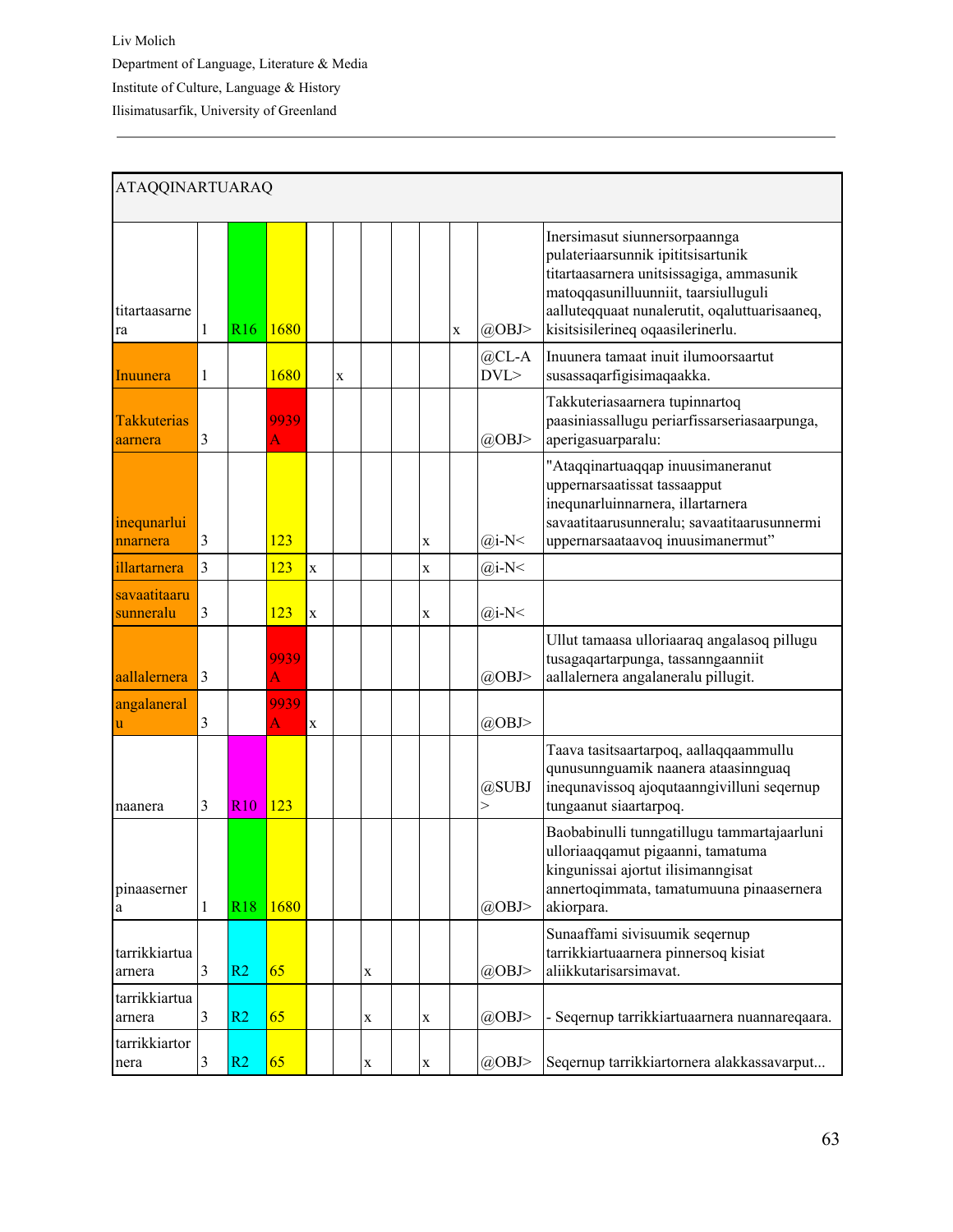| ATAQQINARTUARAQ | | | | | | | | | | | |
|---|---|---|---|---|---|---|---|---|---|---|---|
| titartaasarnera | 1 | R16 | 1680 | | | | | | x | @OBJ> | Inersimasut siunnersorpaannga pulateriaarsunnik ipititsisartunik titartaasarnera unitsissagiga, ammasunik matoqqasunilluunniit, taarsiulluguli aalluteqquaat nunalerutit, oqaluttuarisaaneq, kisitsisilerineq oqaasilerinerlu. |
| Inuunera | 1 | | 1680 | | x | | | | | @CL-ADVL> | Inuunera tamaat inuit ilumoorsaartut susassaqarfigisimaqaakka. |
| Takkuteriasaarnera | 3 | | 9939A | | | | | | | @OBJ> | Takkuteriasaarnera tupinnartoq paasiniassallugu periarfissarseriasaarpunga, aperigasuarparalu: |
| inequnarluinnarnera | 3 | | 123 | | | | | x | | @i-N< | "Ataqqinartuaqqap inuusimaneranut uppernarsaatissat tassaapput inequnarluinnarnera, illartarnera savaatitaarusunneralu; savaatitaarusunnermi uppernarsaataavoq inuusimanermut" |
| illartarnera | 3 | | 123 | x | | | | x | | @i-N< | |
| savaatitaarusunneralu | 3 | | 123 | x | | | | x | | @i-N< | |
| aallalernera | 3 | | 9939A | | | | | | | @OBJ> | Ullut tamaasa ulloriaaraq angalasoq pillugu tusagaqartarpunga, tassanngaanniit aallalernera angalaneralu pillugit. |
| angalaneralu | 3 | | 9939A | x | | | | | | @OBJ> | |
| naanera | 3 | R10 | 123 | | | | | | | @SUBJ> | Taava tasitsaartarpoq, aallaqqaammullu qunusunnguamik naanera ataasinnguaq inequnavissoq ajoqutaanngivilluni seqernup tungaanut siaartarpoq. |
| pinaasernera | 1 | R18 | 1680 | | | | | | | @OBJ> | Baobabinulli tunngatillugu tammartajaarluni ulloriaaqqamut pigaanni, tamatuma kingunissai ajortut ilisimanngisat annertoqimmata, tamatumuuna pinaasernera akiorpara. |
| tarrikkiartuaarnera | 3 | R2 | 65 | | | x | | | | @OBJ> | Sunaaffami sivisuumik seqernup tarrikkiartuaarnera pinnersoq kisiat aliikkutarisarsimavat. |
| tarrikkiartuaarnera | 3 | R2 | 65 | | | x | | x | | @OBJ> | - Seqernup tarrikkiartuaarnera nuannareqaara. |
| tarrikkiartornera | 3 | R2 | 65 | | | x | | x | | @OBJ> | Seqernup tarrikkiartornera alakkassavarput... |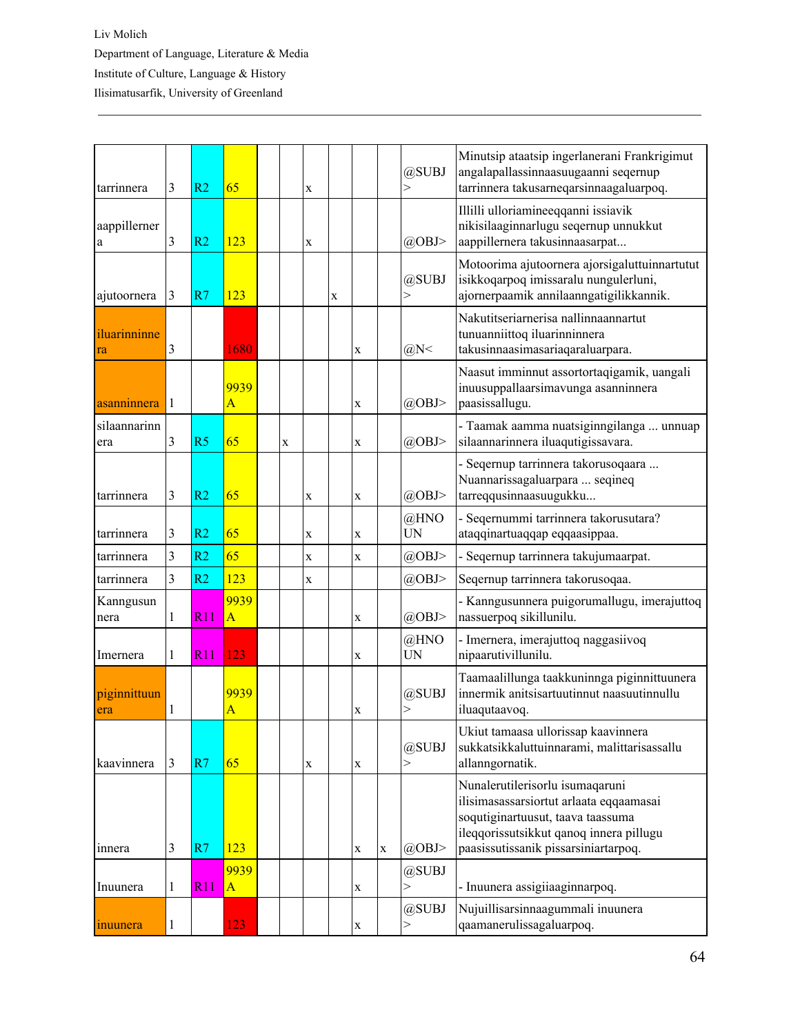| | | | | | | | | | | | |
|---|---|---|---|---|---|---|---|---|---|---|---|
| tarrinnera | 3 | R2 | 65 | | | x | | | | @SUBJ> | Minutsip ataatsip ingerlanerani Frankrigimut angalapallassinnaasuugaanni seqernup tarrinnera takusarneqarsinnaagaluarpoq. |
| aappillernera | 3 | R2 | 123 | | | x | | | | @OBJ> | Illilli ulloriamineeqqanni issiavik nikisilaaginnarlugu seqernup unnukkut aappillernera takusinnaasarpat... |
| ajutoornera | 3 | R7 | 123 | | | | x | | | @SUBJ> | Motoorima ajutoornera ajorsigaluttuinnartutut isikkoqarpoq imissaralu nungulerluni, ajornerpaamik annilaanngatigilikkannik. |
| iluarinninnera | 3 | | 1680 | | | | | x | | @N< | Nakutitseriarnerisa nallinnaannartut tunuanniittoq iluarinninnera takusinnaasimasariaqaraluarpara. |
| asanninnera | 1 | | 9939A | | | | | x | | @OBJ> | Naasut imminnut assortortaqigamik, uangali inuusuppallaarsimavunga asanninnera paasissallugu. |
| silaannarinnera | 3 | R5 | 65 | | x | | | x | | @OBJ> | - Taamak aamma nuatsiginngilanga ... unnuap silaannarinnera iluaqutigissavara. |
| tarrinnera | 3 | R2 | 65 | | | x | | x | | @OBJ> | - Seqernup tarrinnera takorusoqaara ... Nuannarissagaluarpara ... seqineq tarreqqusinnaasuugukku... |
| tarrinnera | 3 | R2 | 65 | | | x | | x | | @HNOUN | - Seqernummi tarrinnera takorusutara? ataqqinartuaqqap eqqaasippaa. |
| tarrinnera | 3 | R2 | 65 | | | x | | x | | @OBJ> | - Seqernup tarrinnera takujumaarpat. |
| tarrinnera | 3 | R2 | 123 | | | x | | | | @OBJ> | Seqernup tarrinnera takorusoqaa. |
| Kanngusunnera | 1 | R11 | 9939A | | | | | x | | @OBJ> | - Kanngusunnera puigorumallugu, imerajuttoq nassuerpoq sikillunilu. |
| Imernera | 1 | R11 | 123 | | | | | x | | @HNOUN | - Imernera, imerajuttoq naggasiivoq nipaarutivillunilu. |
| piginnittuunera | 1 | | 9939A | | | | | x | | @SUBJ> | Taamaalillunga taakkuninnga piginnittuunera innermik anitsisartuutinnut naasuutinnullu iluaqutaavoq. |
| kaavinnera | 3 | R7 | 65 | | | x | | x | | @SUBJ> | Ukiut tamaasa ullorissap kaavinnera sukkatsikkaluttuinnarami, malittarisassallu allanngornatik. |
| innera | 3 | R7 | 123 | | | | | x | x | @OBJ> | Nunalerutilerisorlu isumaqaruni ilisimasassarsiortut arlaata eqqaamasai soqutiginartuusut, taava taassuma ileqqorissutsikkut qanoq innera pillugu paasissutissanik pissarsiniartarpoq. |
| Inuunera | 1 | R11 | 9939A | | | | | x | | @SUBJ> | - Inuunera assigiiaaginnarpoq. |
| inuunera | 1 | | 123 | | | | | x | | @SUBJ> | Nujuillisarsinnaagummali inuunera qaamanerulissagaluarpoq. |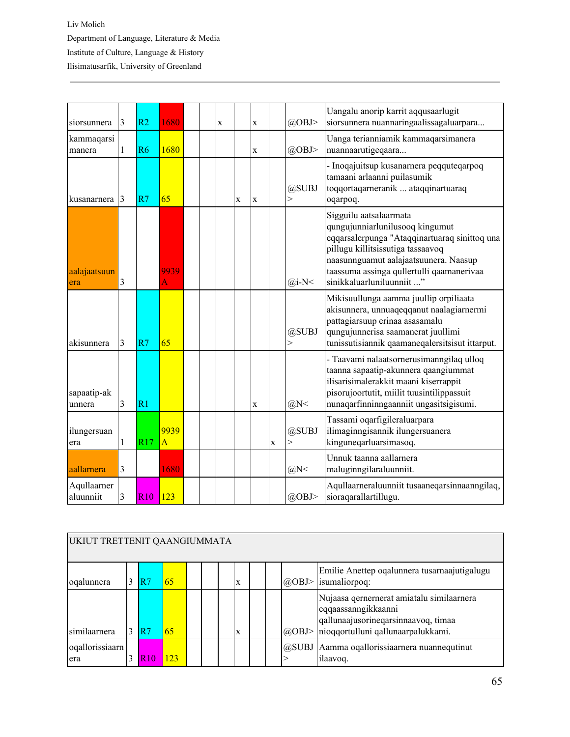| | | | | | | | | | | | |
|---|---|---|---|---|---|---|---|---|---|---|---|
| siorsunnera | 3 | R2 | 1680 | | | x | | x | | @OBJ> | Uangalu anorip karrit aqqusaarlugit siorsunnera nuannaringaalissagaluarpara... |
| kammaqarsimanera | 1 | R6 | 1680 | | | | | x | | @OBJ> | Uanga terianniamik kammaqarsimanera nuannaarutigeqaara... |
| kusanarnera | 3 | R7 | 65 | | | | x | x | | @SUBJ> | - Inoqajuitsup kusanarnera peqquteqarpoq tamaani arlaanni puilasumik toqqortaqarneranik ... ataqqinartuaraq oqarpoq. |
| aalajaatsuunera | 3 | | 9939A | | | | | | | @i-N< | Sigguilu aatsalaarmata qungujunniarlunilusooq kingumut eqqarsalerpunga "Ataqqinartuaraq sinittoq una pillugu killitsissutiga tassaavoq naasunnguamut aalajaatsuunera. Naasup taassuma assinga qullertulli qaamanerivaa sinikkaluarluniluunniit ..." |
| akisunnera | 3 | R7 | 65 | | | | | | | @SUBJ> | Mikisuullunga aamma juullip orpiliaata akisunnera, unnuaqeqqanut naalagiarnermi pattagiarsuup erinaa asasamalu qungujunnerisa saamanerat juullimi tunissutisiannik qaamaneqalersitsisut ittarput. |
| sapaatip-akunnera | 3 | R1 | | | | | | x | | @N< | - Taavami nalaatsornerusimanngilaq ulloq taanna sapaatip-akunnera qaangiummat ilisarisimalerakkit maani kiserrappit pisorujoortutit, miilit tuusintilippassuit nunaqarfinninngaanniit ungasitsigisumi. |
| ilungersuanera | 1 | R17 | 9939A | | | | | | x | @SUBJ> | Tassami oqarfigileraluarpara ilimaginngisannik ilungersuanera kinguneqarluarsimasoq. |
| aallarnera | 3 | | 1680 | | | | | | | @N< | Unnuk taanna aallarnera maluginngilaraluunniit. |
| Aqullaarneraluunniit | 3 | R10 | 123 | | | | | | | @OBJ> | Aqullaarneraluunniit tusaaneqarsinnaanngilaq, sioraqarallartillugu. |

| UKIUT TRETTENIT QAANGIUMMATA | | | | | | | | | | | |
|---|---|---|---|---|---|---|---|---|---|---|---|
| oqalunnera | 3 | R7 | 65 | | | | x | | | @OBJ> | Emilie Anettep oqalunnera tusarnaajutigalugu isumaliorpoq: |
| similaarnera | 3 | R7 | 65 | | | | x | | | @OBJ> | Nujaasa qernernerat amiatalu similaarnera eqqaassanngikkaanni qallunaajusorineqarsinnaavoq, timaa nioqqortulluni qallunaarpalukkami. |
| oqallorissiaarnera | 3 | R10 | 123 | | | | | | | @SUBJ> | Aamma oqallorissiaarnera nuannequtinut ilaavoq. |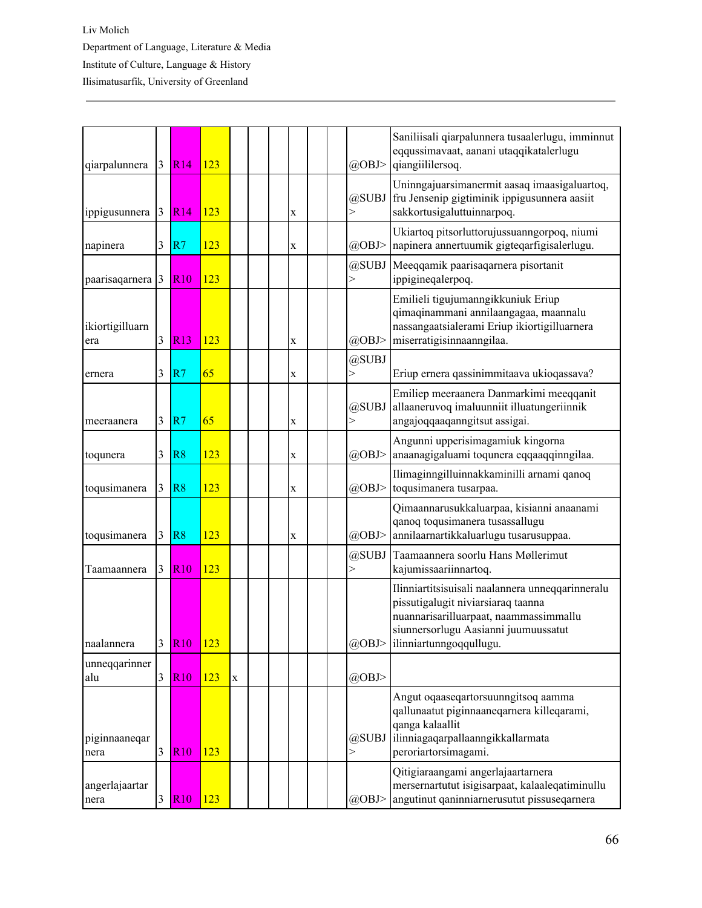| | | | | | | | | | | | |
|---|---|---|---|---|---|---|---|---|---|---|---|
| qiarpalunnera | 3 | R14 | 123 | | | | | | | @OBJ> | Saniliisali qiarpalunnera tusaalerlugu, imminnut eqqussimavaat, aanani utaqqikatalerlugu qiangiililersoq. |
| ippigusunnera | 3 | R14 | 123 | | | | x | | | @SUBJ> | Uninngajuarsimanermit aasaq imaasigaluartoq, fru Jensenip gigtiminik ippigusunnera aasiit sakkortusigaluttuinnarpoq. |
| napinera | 3 | R7 | 123 | | | | x | | | @OBJ> | Ukiartoq pitsorluttorujussuanngorpoq, niumi napinera annertuumik gigteqarfigisalerlugu. |
| paarisaqarnera | 3 | R10 | 123 | | | | | | | @SUBJ> | Meeqqamik paarisaqarnera pisortanit ippigineqalerpoq. |
| ikiortigilluarnera | 3 | R13 | 123 | | | | x | | | @OBJ> | Emilieli tigujumanngikkuniuk Eriup qimaqinammani annilaangagaa, maannalu nassangaatsialerami Eriup ikiortigilluarnera miserratigisinnaanngilaa. |
| ernera | 3 | R7 | 65 | | | | x | | | @SUBJ> | Eriup ernera qassinimmitaava ukioqassava? |
| meeraanera | 3 | R7 | 65 | | | | x | | | @SUBJ> | Emiliep meeraanera Danmarkimi meeqqanit allaaneruvoq imaluunniit illuatungeriinnik angajoqqaaqanngitsut assigai. |
| toqunera | 3 | R8 | 123 | | | | x | | | @OBJ> | Angunni upperisimagamiuk kingorna anaanagigaluami toqunera eqqaaqqinngilaa. |
| toqusimanera | 3 | R8 | 123 | | | | x | | | @OBJ> | Ilimaginngilluinnakkaminilli arnami qanoq toqusimanera tusarpaa. |
| toqusimanera | 3 | R8 | 123 | | | | x | | | @OBJ> | Qimaannarusukkaluarpaa, kisianni anaanami qanoq toqusimanera tusassallugu annilaarnartikkaluarlugu tusarusuppaa. |
| Taamaannera | 3 | R10 | 123 | | | | | | | @SUBJ> | Taamaannera soorlu Hans Møllerimut kajumissaariinnartoq. |
| naalannera | 3 | R10 | 123 | | | | | | | @OBJ> | Ilinniartitsisuisali naalannera unneqqarinneralu pissutigalugit niviarsiaraq taanna nuannarisarilluarpaat, naammassimmallu siunnersorlugu Aasianni juumuussatut ilinniartunngoqqullugu. |
| unneqqarinneralu | 3 | R10 | 123 | x | | | | | | @OBJ> | |
| piginnaaneqarnera | 3 | R10 | 123 | | | | | | | @SUBJ> | Angut oqaaseqartorsuunngitsoq aamma qallunaatut piginnaaneqarnera killeqarami, qanga kalaallit ilinniagaqarpallaanngikkallarmata peroriartorsimagami. |
| angerlajaartarnera | 3 | R10 | 123 | | | | | | | @OBJ> | Qitigiaraangami angerlajaartarnera mersernartutut isigisarpaat, kalaaleqatiminullu angutinut qaninniarnerusutut pissuseqarnera |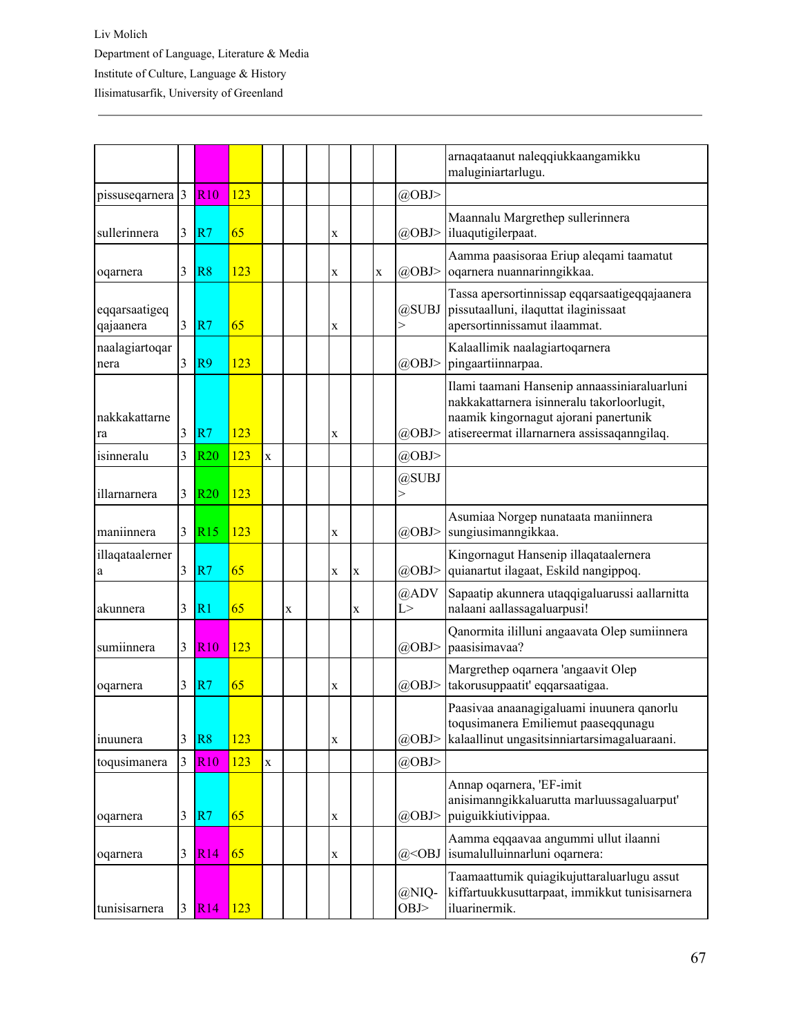| | | | | | | | | | | | arnaqataanut naleqqiukkaangamikku maluginiartarlugu. |
|---|---|---|---|---|---|---|---|---|---|---|---|
| pissuseqarnera | 3 | R10 | 123 | | | | | | | @OBJ> | |
| sullerinnera | 3 | R7 | 65 | | | | x | | | @OBJ> | Maannalu Margrethep sullerinnera iluaqutigilerpaat. |
| oqarnera | 3 | R8 | 123 | | | | x | | x | @OBJ> | Aamma paasisoraa Eriup aleqami taamatut oqarnera nuannarinngikkaa. |
| eqqarsaatigeq qajaanera | 3 | R7 | 65 | | | | x | | | @SUBJ> | Tassa apersortinnissap eqqarsaatigeqqajaanera pissutaalluni, ilaquttat ilaginissaat apersortinnissamut ilaammat. |
| naalagiartoqarnera | 3 | R9 | 123 | | | | | | | @OBJ> | Kalaallimik naalagiartoqarnera pingaartiinnarpaa. |
| nakkakattarnera | 3 | R7 | 123 | | | | x | | | @OBJ> | Ilami taamani Hansenip annaassiniaraluarluni nakkakattarnera isinneralu takorloorlugit, naamik kingornagut ajorani panertunik atisereermat illarnarnera assissaqanngilaq. |
| isinneralu | 3 | R20 | 123 | x | | | | | | @OBJ> | |
| illarnarnera | 3 | R20 | 123 | | | | | | | @SUBJ> | |
| maniinnera | 3 | R15 | 123 | | | | x | | | @OBJ> | Asumiaa Norgep nunataata maniinnera sungiusimanngikkaa. |
| illaqataalernera | 3 | R7 | 65 | | | | x | x | | @OBJ> | Kingornagut Hansenip illaqataalernera quianartut ilagaat, Eskild nangippoq. |
| akunnera | 3 | R1 | 65 | | x | | | x | | @ADVL> | Sapaatip akunnera utaqqigaluarussi aallarnitta nalaani aallassagaluarpusi! |
| sumiinnera | 3 | R10 | 123 | | | | | | | @OBJ> | Qanormita ililluni angaavata Olep sumiinnera paasisimavaa? |
| oqarnera | 3 | R7 | 65 | | | | x | | | @OBJ> | Margrethep oqarnera 'angaavit Olep takorusuppaatit' eqqarsaatigaa. |
| inuunera | 3 | R8 | 123 | | | | x | | | @OBJ> | Paasivaa anaanagigaluami inuunera qanorlu toqusimanera Emiliemut paaseqqunagu kalaallinut ungasitsinniartarsimagaluaraani. |
| toqusimanera | 3 | R10 | 123 | x | | | | | | @OBJ> | |
| oqarnera | 3 | R7 | 65 | | | | x | | | @OBJ> | Annap oqarnera, 'EF-imit anisimanngikkaluarutta marluussagaluarput' puiguikkiutivippaa. |
| oqarnera | 3 | R14 | 65 | | | | x | | | @<OBJ | Aamma eqqaavaa angummi ullut ilaanni isumalulluinnarluni oqarnera: |
| tunisisarnera | 3 | R14 | 123 | | | | | | | @NIQ-OBJ> | Taamaattumik quiagikujuttaraluarlugu assut kiffartuukkusuttarpaat, immikkut tunisisarnera iluarinermik. |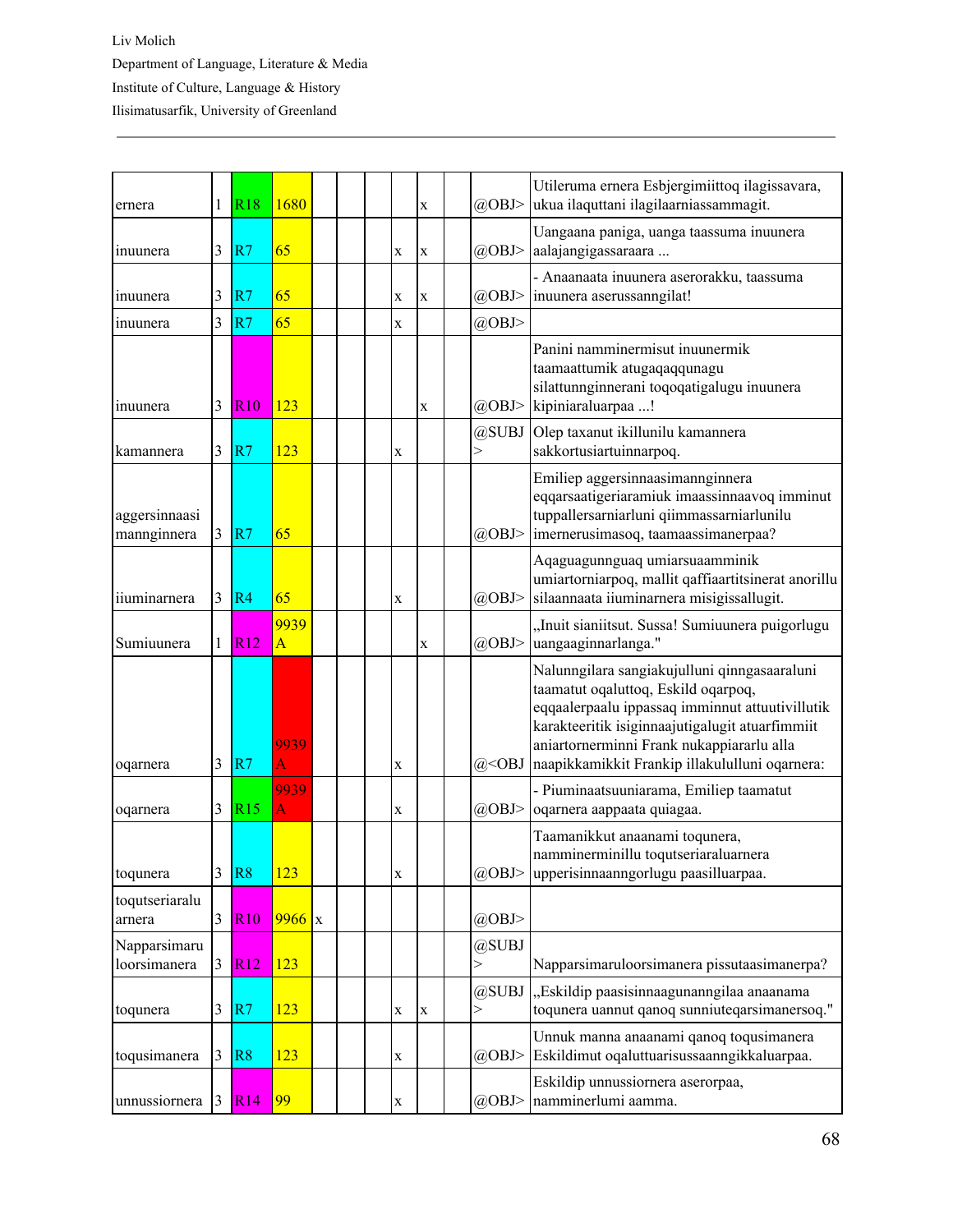| | | | | | | | | | | | |
|---|---|---|---|---|---|---|---|---|---|---|---|
| ernera | 1 | R18 | 1680 | | | | | x | | @OBJ> | Utileruma ernera Esbjergimiittoq ilagissavara, ukua ilaquttani ilagilaarniassammagit. |
| inuunera | 3 | R7 | 65 | | | | x | x | | @OBJ> | Uangaana paniga, uanga taassuma inuunera aalajangigassaraara ... |
| inuunera | 3 | R7 | 65 | | | | x | x | | @OBJ> | - Anaanaata inuunera aserorakku, taassuma inuunera aserussanngilat! |
| inuunera | 3 | R7 | 65 | | | | x | | | @OBJ> | |
| inuunera | 3 | R10 | 123 | | | | | x | | @OBJ> | Panini namminermisut inuunermik taamaattumik atugaqaqqunagu silattunnginnerani toqoqatigalugu inuunera kipiniaraluarpaa ...! |
| kamannera | 3 | R7 | 123 | | | | x | | | @SUBJ> | Olep taxanut ikillunilu kamannera sakkortusiartuinnarpoq. |
| aggersinnaasimannginnera | 3 | R7 | 65 | | | | | | | @OBJ> | Emiliep aggersinnaasimannginnera eqqarsaatigeriaramiuk imaassinnaavoq imminut tuppallersarniarluni qiimmassarniarlunilu imernerusimasoq, taamaassimanerpaa? |
| iiuminarnera | 3 | R4 | 65 | | | | x | | | @OBJ> | Aqaguagunnguaq umiarsuaamminik umiartorniarpoq, mallit qaffiaartitsinerat anorillu silaannaata iiuminarnera misigissallugit. |
| Sumiuunera | 1 | R12 | 9939 A | | | | | x | | @OBJ> | „Inuit sianiitsut. Sussa! Sumiuunera puigorlugu uangaaginnarlanga." |
| oqarnera | 3 | R7 | 9939 A | | | | x | | | @<OBJ | Nalunngilara sangiakujulluni qinngasaaraluni taamatut oqaluttoq, Eskild oqarpoq, eqqaalerpaalu ippassaq imminnut attuutivillutik karakteeritik isiginnaajutigalugit atuarfimmiit aniartornerminni Frank nukappiararlu alla naapikkamikkit Frankip illakululluni oqarnera: |
| oqarnera | 3 | R15 | 9939 A | | | | x | | | @OBJ> | - Piuminaatsuuniarama, Emiliep taamatut oqarnera aappaata quiagaa. |
| toqunera | 3 | R8 | 123 | | | | x | | | @OBJ> | Taamanikkut anaanami toqunera, namminerminillu toqutseriaraluarnera upperisinnaanngorlugu paasilluarpaa. |
| toqutseriaraluarnera | 3 | R10 | 9966 | x | | | | | | @OBJ> | |
| Napparsimaruloorsimanera | 3 | R12 | 123 | | | | | | | @SUBJ> | Napparsimaruloorsimanera pissutaasimanerpa? |
| toqunera | 3 | R7 | 123 | | | | x | x | | @SUBJ> | „Eskildip paasisinnaagunanngilaa anaanama toqunera uannut qanoq sunniuteqarsimanersoq." |
| toqusimanera | 3 | R8 | 123 | | | | x | | | @OBJ> | Unnuk manna anaanami qanoq toqusimanera Eskildimut oqaluttuarisussaanngikkaluarpaa. |
| unnussiornera | 3 | R14 | 99 | | | | x | | | @OBJ> | Eskildip unnussiornera aserorpaa, namminerlumi aamma. |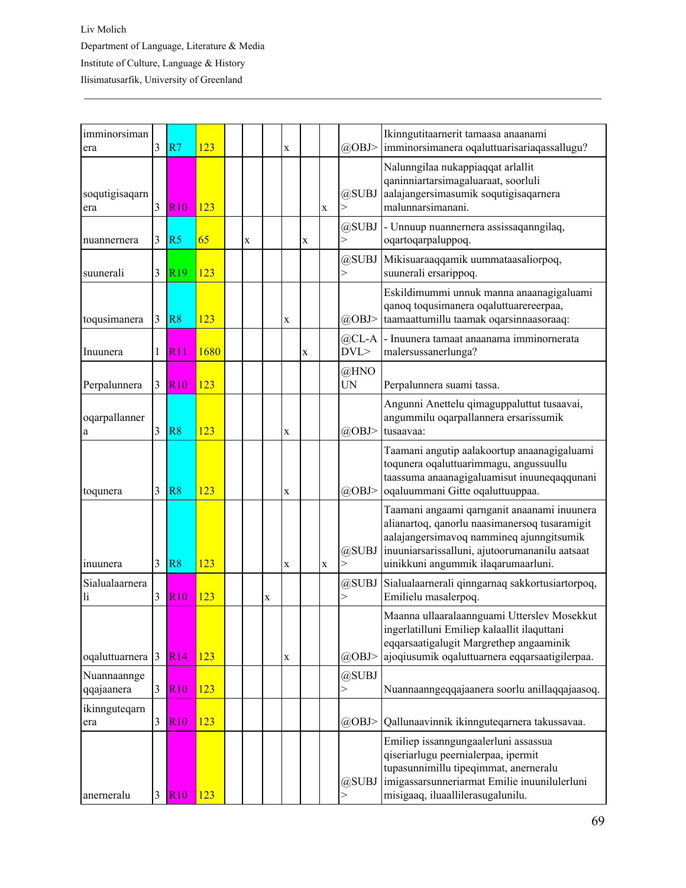| | | | | | | | | | | | |
|---|---|---|---|---|---|---|---|---|---|---|---|
| imminorsimanera | 3 | R7 | 123 | | | | x | | | @OBJ> | Ikinngutitaarnerit tamaasa anaanami imminorsimanera oqaluttuarisariaqassallugu? |
| soqutigisaqarnera | 3 | R10 | 123 | | | | | | x | @SUBJ> | Nalunngilaa nukappiaqqat arlallit qaninniartarsimagaluaraat, soorluli aalajangersimasumik soqutigisaqarnera malunnarsimanani. |
| nuannernera | 3 | R5 | 65 | | x | | | x | | @SUBJ> | - Unnuup nuannernera assissaqanngilaq, oqartoqarpaluppoq. |
| suunerali | 3 | R19 | 123 | | | | | | | @SUBJ> | Mikisuaraaqqamik uummataasaliorpoq, suunerali ersarippoq. |
| toqusimanera | 3 | R8 | 123 | | | | x | | | @OBJ> | Eskildimummi unnuk manna anaanagigaluami qanoq toqusimanera oqaluttuarereerpaa, taamaattumillu taamak oqarsinnaasoraaq: |
| Inuunera | 1 | R11 | 1680 | | | | | x | | @CL-ADVL> | - Inuunera tamaat anaanama imminornerata malersussanerlunga? |
| Perpalunnera | 3 | R10 | 123 | | | | | | | @HNOUN | Perpalunnera suami tassa. |
| oqarpallannera | 3 | R8 | 123 | | | | x | | | @OBJ> | Angunni Anettelu qimaguppaluttut tusaavai, angummilu oqarpallannera ersarissumik tusaavaa: |
| toqunera | 3 | R8 | 123 | | | | x | | | @OBJ> | Taamani angutip aalakoortup anaanagigaluami toqunera oqaluttuarimmagu, angussuullu taassuma anaanagigaluamisut inuuneqaqqunani oqaluummani Gitte oqaluttuuppaa. |
| inuunera | 3 | R8 | 123 | | | | x | | x | @SUBJ> | Taamani angaami qarnganit anaanami inuunera alianartoq, qanorlu naasimanersoq tusaramigit aalajangersimavoq nammineq ajunngitsumik inuuniarsarissalluni, ajutoorumananilu aatsaat uinikkuni angummik ilaqarumaarluni. |
| Sialualaarnerali | 3 | R10 | 123 | | | x | | | | @SUBJ> | Sialualaarnerali qinngarnaq sakkortusiartorpoq, Emilielu masalerpoq. |
| oqaluttuarnera | 3 | R14 | 123 | | | | x | | | @OBJ> | Maanna ullaaralaannguami Utterslev Mosekkut ingerlatilluni Emiliep kalaallit ilaquttani eqqarsaatigalugit Margrethep angaaminik ajoqiusumik oqaluttuarnera eqqarsaatigilerpaa. |
| Nuannaanngeqqajaanera | 3 | R10 | 123 | | | | | | | @SUBJ> | Nuannaanngeqqajaanera soorlu anillaqqajaasoq. |
| ikinnguteqarnera | 3 | R10 | 123 | | | | | | | @OBJ> | Qallunaavinnik ikinnguteqarnera takussavaa. |
| anerneralu | 3 | R10 | 123 | | | | | | | @SUBJ> | Emiliep issanngungaalerluni assassua qiseriarlugu peernialerpaa, ipermit tupasunnimillu tipeqimmat, anerneralu imigassarsunneriarmat Emilie inuunilulerluni misigaaq, iluaallilerasugalunilu. |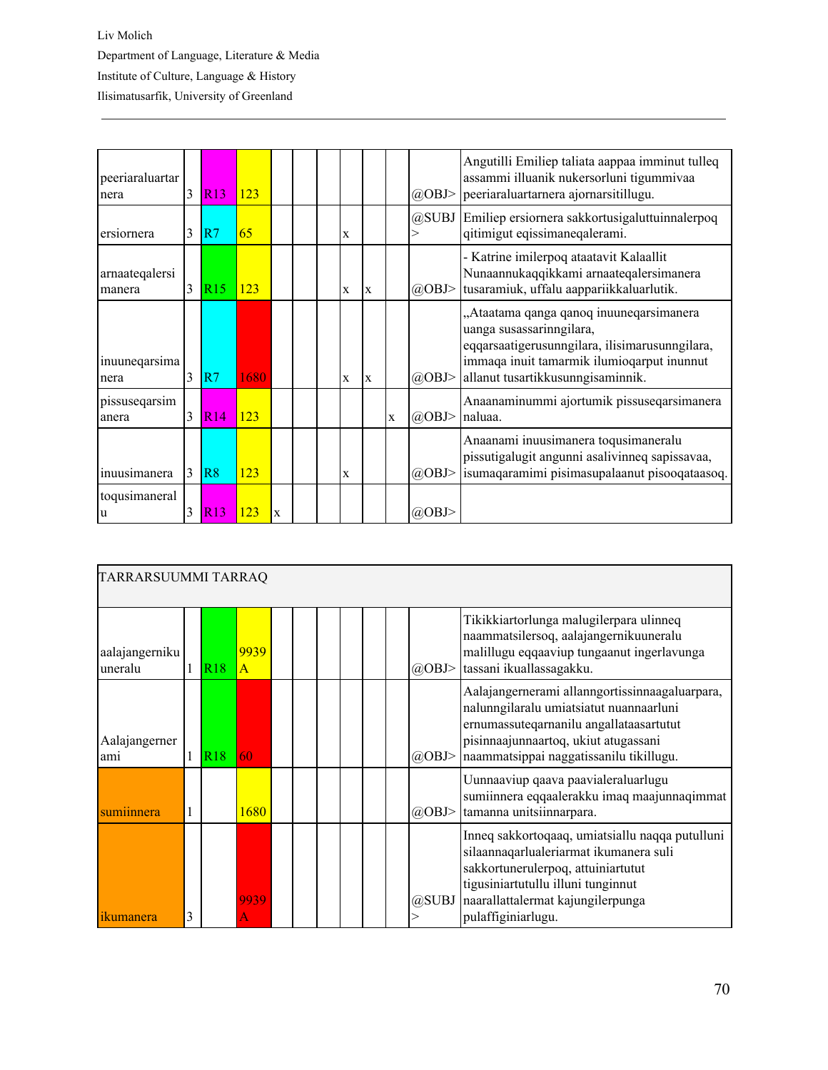| | | | | | | | | | | | |
|---|---|---|---|---|---|---|---|---|---|---|---|
| peeriaraluartarnera | 3 | R13 | 123 | | | | | | | @OBJ> | Angutilli Emiliep taliata aappaa imminut tulleq assammi illuanik nukersorluni tigummivaa peeriaraluartarnera ajornarsitillugu. |
| ersiornera | 3 | R7 | 65 | | | | x | | | @SUBJ> | Emiliep ersiornera sakkortusigaluttuinnalerpoq qitimigut eqissimaneqalerami. |
| arnaateqalersimanera | 3 | R15 | 123 | | | | x | x | | @OBJ> | - Katrine imilerpoq ataatavit Kalaallit Nunaannukaqqikkami arnaateqalersimanera tusaramiuk, uffalu aappariikkaluarlutik. |
| inuuneqarsimanera | 3 | R7 | 1680 | | | | x | x | | @OBJ> | „Ataatama qanga qanoq inuuneqarsimanera uanga susassaringngilara, eqqarsaatigerusunngilara, ilisimarusunngilara, immaqa inuit tamarmik ilumioqarput inunnut allanut tusartikkusunngisaminnik. |
| pissuseqarsimanera | 3 | R14 | 123 | | | | | | x | @OBJ> | Anaanaminummi ajortumik pissuseqarsimanera naluaa. |
| inuusimanera | 3 | R8 | 123 | | | | x | | | @OBJ> | Anaanami inuusimanera toqusimaneralu pissutigalugit angunni asalivinneq sapissavaa, isumaqaramimi pisimasupalaanut pisooqataasoq. |
| toqusimaneralu | 3 | R13 | 123 | x | | | | | | @OBJ> | |

| TARRARSUUMMI TARRAQ | | | | | | | | | | | |
|---|---|---|---|---|---|---|---|---|---|---|---|
| aalajangernikuuneralu | 1 | R18 | 9939A | | | | | | | @OBJ> | Tikikkiartorlunga malugilerpara ulinneq naammatsilersoq, aalajangernikuuneralu malillugu eqqaaviup tungaanut ingerlavunga tassani ikuallassagakku. |
| Aalajangernerami | 1 | R18 | 60 | | | | | | | @OBJ> | Aalajangernerami allanngortissinnaagaluarpara, nalunngilaralu umiatsiatut nuannaarluni ernumassuteqarnanilu angallataasartutut pisinnaajunnaartoq, ukiut atugassani naammatsippai naggatissanilu tikillugu. |
| sumiinnera | 1 | | 1680 | | | | | | | @OBJ> | Uunnaaviup qaava paavialeraluarlugu sumiinnera eqqaalerakku imaq maajunnaqimmat tamanna unitsiinnarpara. |
| ikumanera | 3 | | 9939A | | | | | | | @SUBJ> | Inneq sakkortoqaaq, umiatsiallu naqqa putulluni silaannaqarlualeriarmat ikumanera suli sakkortunerulerpoq, attuiniartutut tigusiniartutullu illuni tunginnut naarallattalermat kajungilerpunga pulaffiginiarlugu. |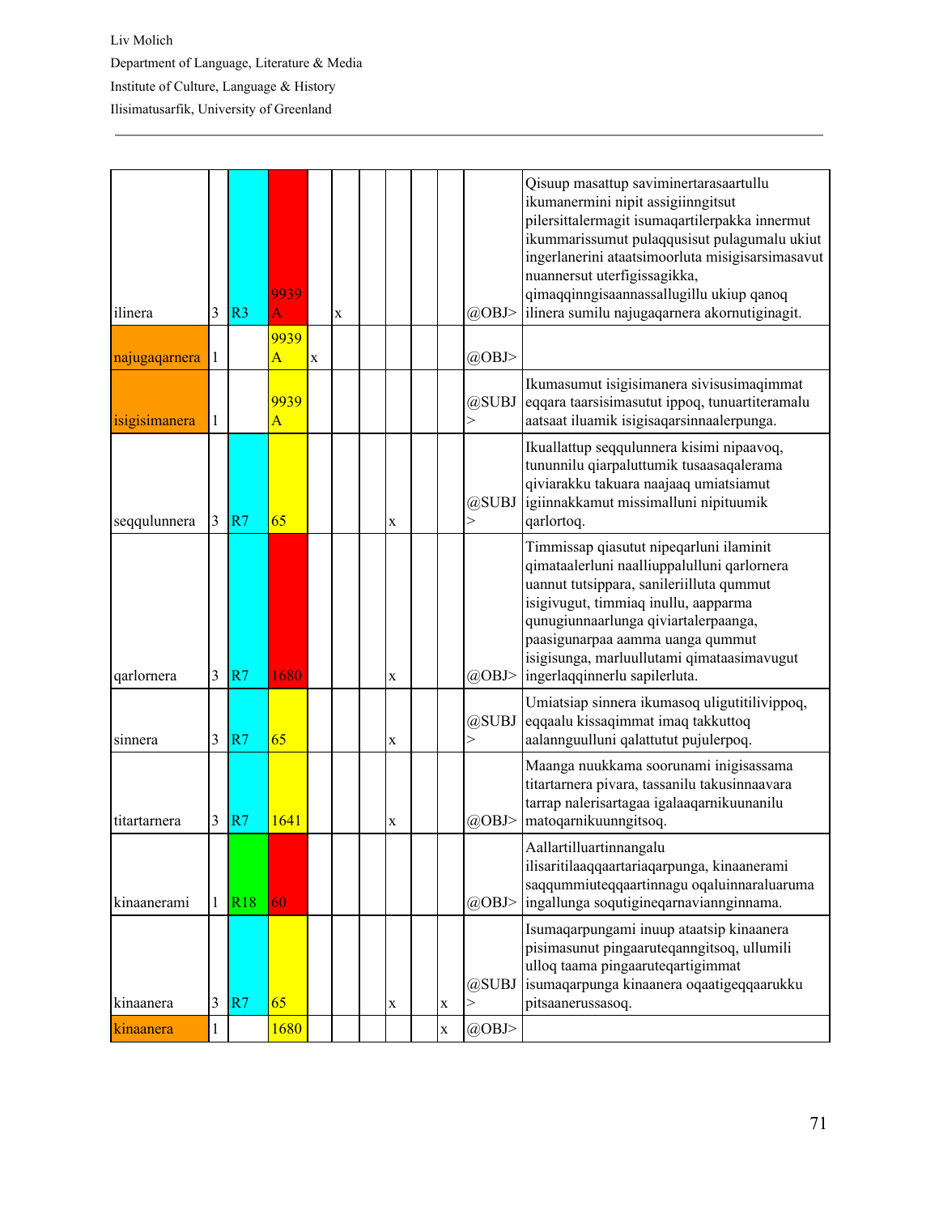| | | | | | | | | | | | |
|---|---|---|---|---|---|---|---|---|---|---|---|
| ilinera | 3 | R3 | 9939A | | x | | | | | @OBJ> | Qisuup masattup saviminertarasaartullu ikumanermini nipit assigiinngitsut pilersittalermagit isumaqartilerpakka innermut ikummarissumut pulaqqusisut pulagumalu ukiut ingerlanerini ataatsimoorluta misigisarsimasavut nuannersut uterfigissagikka, qimaqqinngisaannassallugillu ukiup qanoq ilinera sumilu najugaqarnera akornutiginagit. |
| najugaqarnera | 1 | | 9939A | x | | | | | | @OBJ> | |
| isigisimanera | 1 | | 9939A | | | | | | | @SUBJ> | Ikumasumut isigisimanera sivisusimaqimmat eqqara taarsisimasutut ippoq, tunuartiteramalu aatsaat iluamik isigisaqarsinnaalerpunga. |
| seqqulunnera | 3 | R7 | 65 | | | | x | | | @SUBJ> | Ikuallattup seqqulunnera kisimi nipaavoq, tunurnilu qiarpaluttumik tusaasaqalerama qiviarakku takuara naajaaq umiatsiamut igiinnakkamut missimalluni nipituumik qarlortoq. |
| qarlornera | 3 | R7 | 1680 | | | | x | | | @OBJ> | Timmissap qiasutut nipeqarluni ilaminit qimataalerluni naalliuppalulluni qarlornera uannut tutsippara, sanileriilluta qummut isigivugut, timmiaq inullu, aapparma qunugiunnaarlunga qiviartalerpaanga, paasigunarpaa aamma uanga qummut isigisunga, marluullutami qimataasimavugut ingerlaqqinnerlu sapilerluta. |
| sinnera | 3 | R7 | 65 | | | | x | | | @SUBJ> | Umiatsiap sinnera ikumasoq uligutitilivippoq, eqqaalu kissaqimmat imaq takkuttoq aalannguulluni qalattutut pujulerpoq. |
| titartarnera | 3 | R7 | 1641 | | | | x | | | @OBJ> | Maanga nuukkama soorunami inigisassama titartarnera pivara, tassanilu takusinnaavara tarrap nalerisartagaa igalaaqarnikuunanilu matoqarnikuunngitsoq. |
| kinaanerami | 1 | R18 | 60 | | | | | | | @OBJ> | Aallartilluartinnangalu ilisaritilaaqqaartariaqarpunga, kinaanerami saqqummiuteqqaartinnagu oqaluinnaraluaruma ingallunga soqutigineqarnavianngi­nnama. |
| kinaanera | 3 | R7 | 65 | | | | x | | x | @SUBJ> | Isumaqarpungami inuup ataatsip kinaanera pisimasunut pingaaruteqanngitsoq, ullumili ulloq taama pingaaruteqartigimmat isumaqarpunga kinaanera oqaatigeqqaarukku pitsaanerussasoq. |
| kinaanera | 1 | | 1680 | | | | | | x | @OBJ> | |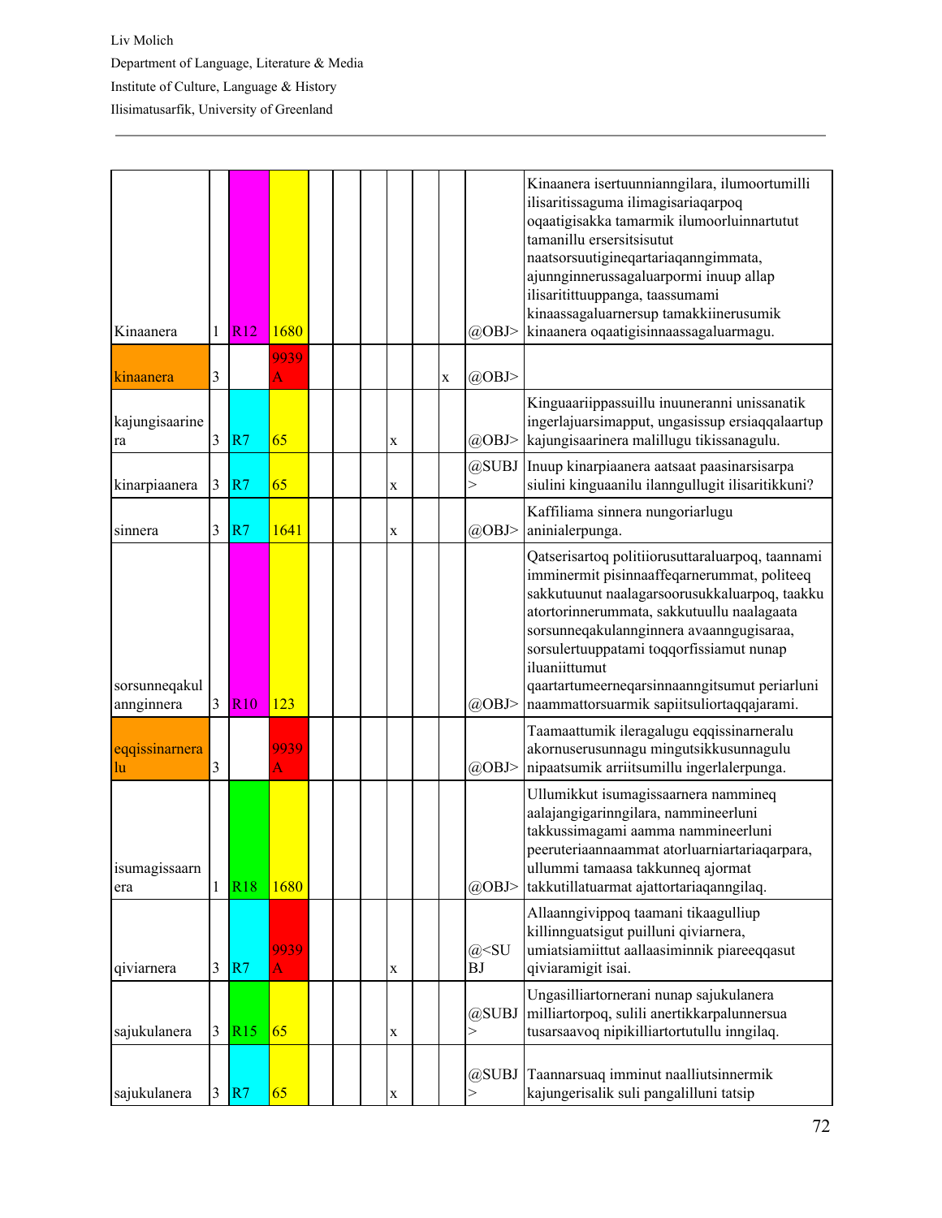| | | | | | | | | | | | |
|---|---|---|---|---|---|---|---|---|---|---|---|
| Kinaanera | 1 | R12 | 1680 | | | | | | | @OBJ> | Kinaanera isertuunnianngilara, ilumoortumilli ilisaritissaguma ilimagisariaqarpoq oqaatigisakka tamarmik ilumoorluinnartutut tamanillu ersersitsisutut naatsorsuutigineqartariaqanngimmata, ajunnginnerussagaluarpormi inuup allap ilisaritittuuppanga, taassumami kinaassagaluarnersup tamakkiinerusumik kinaanera oqaatigisinnaassagaluarmagu. |
| kinaanera | 3 | | 9939 A | | | | | | x | @OBJ> | |
| kajungisaarinera | 3 | R7 | 65 | | | | x | | | @OBJ> | Kinguaariippassuillu inuuneranni unissanatik ingerlajuarsimapput, ungasissup ersiaqqalaartup kajungisaarinera malillugu tikissanagulu. |
| kinarpiaanera | 3 | R7 | 65 | | | | x | | | @SUBJ> | Inuup kinarpiaanera aatsaat paasinarsisarpa siulini kinguaanilu ilanngullugit ilisaritikkuni? |
| sinnera | 3 | R7 | 1641 | | | | x | | | @OBJ> | Kaffiliama sinnera nungoriarlugu aninialerpunga. |
| sorsunneqakulannginnera | 3 | R10 | 123 | | | | | | | @OBJ> | Qatserisartoq politiiorusuttaraluarpoq, taannami imminermit pisinnaaffeqarnerummat, politeeq sakkutuunut naalagarsoorusukkaluarpoq, taakku atortorinnerummata, sakkutuullu naalagaata sorsunneqakulannginnera avaanngugisaraa, sorsulertuuppatami toqqorfissiamut nunap iluaniittumut qaartartumeerneqarsinnaanngitsumut periarluni naammattorsuarmik sapiitsuliortaqqajarami. |
| eqqissinarneralu | 3 | | 9939 A | | | | | | | @OBJ> | Taamaattumik ileragalugu eqqissinarneralu akornuserusunnagu mingutsikkusunnagulu nipaatsumik arriitsumillu ingerlalerpunga. |
| isumagissaarnera | 1 | R18 | 1680 | | | | | | | @OBJ> | Ullumikkut isumagissaarnera nammineq aalajangigarinngilara, nammineerluni takkussimagami aamma nammineerluni peeruteriaannaammat atorluarniartariaqarpara, ullummi tamaasa takkunneq ajormat takkutillatuarmat ajattortariaqanngilaq. |
| qiviarnera | 3 | R7 | 9939 A | | | | x | | | @<SUBJ | Allaanngivippoq taamani tikaagulliup killinnguatsigut puilluni qiviarnera, umiatsiamiittut aallaasiminnik piareeqqasut qiviaramigit isai. |
| sajukulanera | 3 | R15 | 65 | | | | x | | | @SUBJ> | Ungasilliartornerani nunap sajukulanera milliartorpoq, sulili anertikkarpalunnersua tusarsaavoq nipikilliartortutullu inngilaq. |
| sajukulanera | 3 | R7 | 65 | | | | x | | | @SUBJ> | Taannarsuaq imminut naalliutsinnermik kajungerisalik suli pangalilluni tatsip |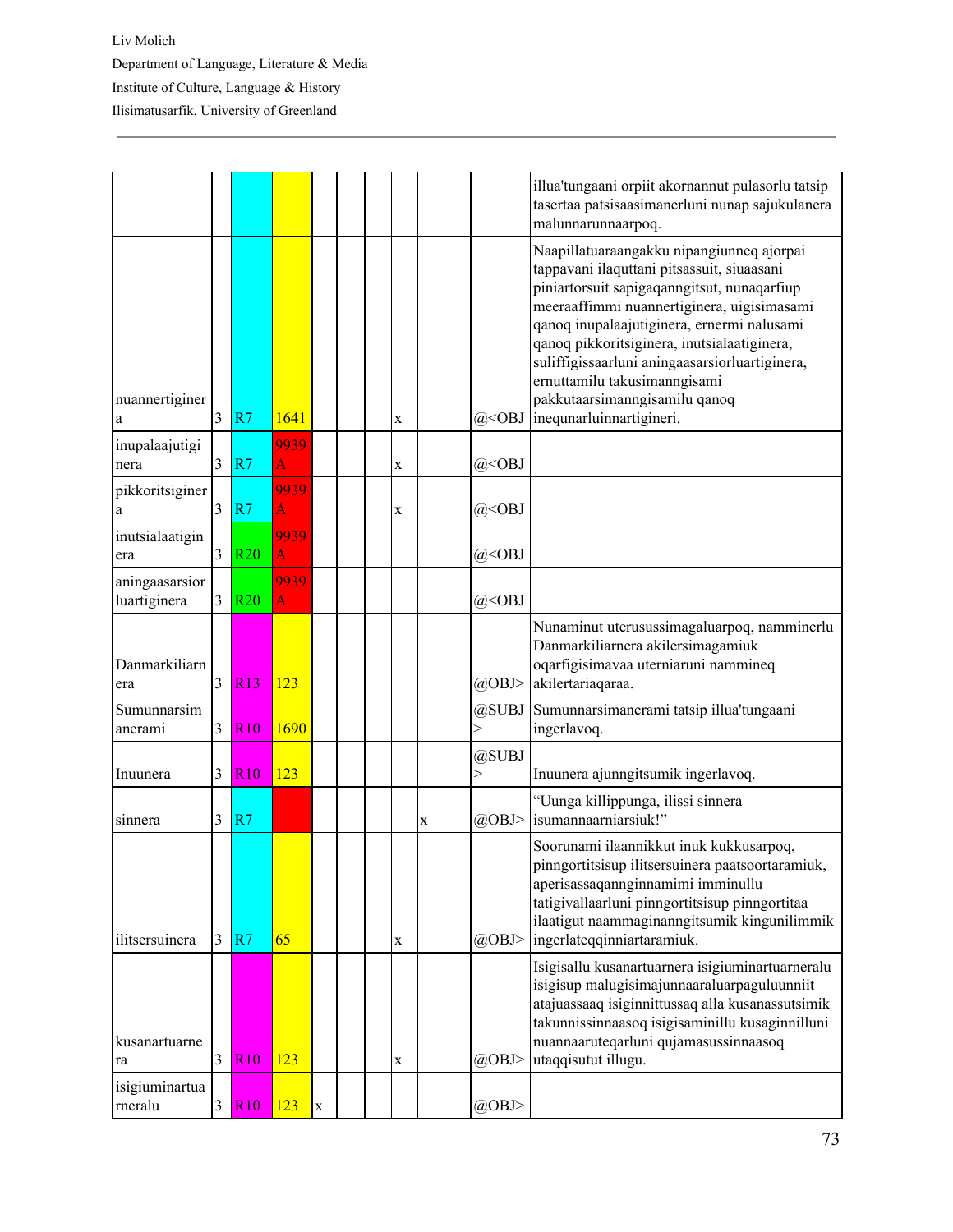| | | | | | | | | | | | |
|---|---|---|---|---|---|---|---|---|---|---|---|
| | | | | | | | | | | | illua'tungaani orpiit akornannut pulasorlu tatsip tasertaa patsisaasimanerluni nunap sajukulanera malunnarunnaarpoq. |
| nuannertiginera | 3 | R7 | 1641 | | | | x | | | @<OBJ | Naapillatuaraangakku nipangiunneq ajorpai tappavani ilaquttani pitsassuit, siuaasani piniartorsuit sapigaqanngitsut, nunaqarfiup meeraaffimmi nuannertiginera, uigisimasami qanoq inupalaajutiginera, ernermi nalusami qanoq pikkoritsiginera, inutsialaatiginera, suliffigissaarluni aningaasarsiorluartiginera, ernuttamilu takusimanngisami pakkutaarsimanngisamilu qanoq inequnarluinnartigineri. |
| inupalaajutiginera | 3 | R7 | 9939A | | | | x | | | @<OBJ | |
| pikkoritsiginera | 3 | R7 | 9939A | | | | x | | | @<OBJ | |
| inutsialaatiginera | 3 | R20 | 9939A | | | | | | | @<OBJ | |
| aningaasarsiorluartiginera | 3 | R20 | 9939A | | | | | | | @<OBJ | |
| Danmarkiliarnera | 3 | R13 | 123 | | | | | | | @OBJ> | Nunaminut uterusussimagaluarpoq, namminerlu Danmarkiliarnera akilersimagamiuk oqarfigisimavaa uterniaruni namminneq akilertariaqaraa. |
| Sumunnarsimanerami | 3 | R10 | 1690 | | | | | | | @SUBJ> | Sumunnarsimanerami tatsip illua'tungaani ingerlavoq. |
| Inuunera | 3 | R10 | 123 | | | | | | | @SUBJ> | Inuunera ajunngitsumik ingerlavoq. |
| sinnera | 3 | R7 | | | | | | x | | @OBJ> | “Uunga killippunga, ilissi sinnera isumannaarniarsiuk!” |
| ilitsersuinera | 3 | R7 | 65 | | | | x | | | @OBJ> | Soorunami ilaannikkut inuk kukkusarpoq, pinngortitsisup ilitsersuinera paatsoortaramiuk, aperisassaqannginnamimi imminullu tatigivallaarluni pinngortitsisup pinngortitaa ilaatigut naammaginanngitsumik kingunilimmik ingerlateqqinniartaramiuk. |
| kusanartuarnera | 3 | R10 | 123 | | | | x | | | @OBJ> | Isigisallu kusanartuarnera isigiuminartuarneralu isigisup malugisimajunnaaraluarpaguluunniit atajuassaaq isiginnittussaq alla kusanassutsimik takunnissinnaasoq isigisaminillu kusaginnilluni nuannaaruteqarluni qujamasussinnaasoq utaqqisutut illugu. |
| isigiuminartuarneralu | 3 | R10 | 123 | x | | | | | | @OBJ> | |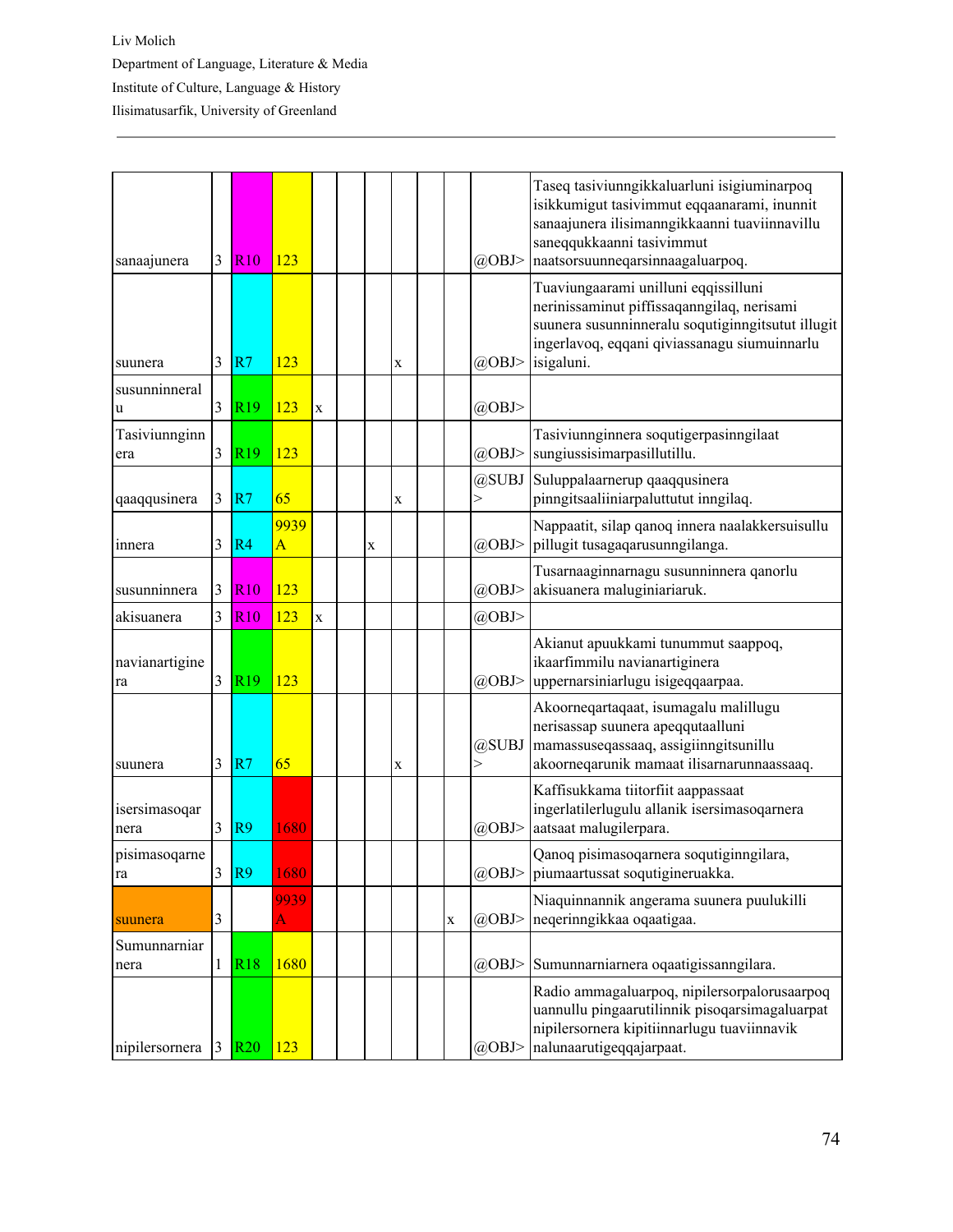| | | | | | | | | | | | |
|---|---|---|---|---|---|---|---|---|---|---|---|
| sanaajunera | 3 | R10 | 123 | | | | | | | @OBJ> | Taseq tasiviunngikkaluarluni isigiuminarpoq isikkumigut tasivimmut eqqaanarami, inunnit sanaajunera ilisimanngikkaanni tuaviinnavillu saneqqukkaanni tasivimmut naatsorsuunneqarsinnaagaluarpoq. |
| suunera | 3 | R7 | 123 | | | | x | | | @OBJ> | Tuaviungaarami unilluni eqqissilluni nerinissaminut piffissaqanngilaq, nerisami suunera susunninneralu soqutiginngitsutut illugit ingerlavoq, eqqani qiviassanagu siumuinnarlu isigaluni. |
| susunninneralu | 3 | R19 | 123 | x | | | | | | @OBJ> | |
| Tasiviunnginnera | 3 | R19 | 123 | | | | | | | @OBJ> | Tasiviunnginnera soqutigerpasinngilaat sungiussisimarpasillutillu. |
| qaaqqusinera | 3 | R7 | 65 | | | | x | | | @SUBJ> | Suluppalaarnerup qaaqqusinera pinngitsaaliiniarpaluttutut innngilaq. |
| innera | 3 | R4 | 9939A | | | x | | | | @OBJ> | Nappaatit, silap qanoq innera naalakkersuisullu pillugit tusagaqarusunngilanga. |
| susunninnera | 3 | R10 | 123 | | | | | | | @OBJ> | Tusarnaaginnarnagu susunninnera qanorlu akisuanera maluginiariaruk. |
| akisuanera | 3 | R10 | 123 | x | | | | | | @OBJ> | |
| navianartiginera | 3 | R19 | 123 | | | | | | | @OBJ> | Akianut apuukkami tunummut saappoq, ikaarfimmilu navianartiginera uppernarsiniarlugu isigeqqaarpaa. |
| suunera | 3 | R7 | 65 | | | | x | | | @SUBJ> | Akoorneqartaqaat, isumagalu malillugu nerisassap suunera apeqqutaalluni mamassuseqassaaq, assigiinngitsunillu akoorneqarunik mamaat ilisarnarunnaassaaq. |
| isersimasoqarnera | 3 | R9 | 1680 | | | | | | | @OBJ> | Kaffisukkama tiitorfiit aappassaat ingerlatilerlugulu allanik isersimasoqarnera aatsaat malugilerpara. |
| pisimasoqarnera | 3 | R9 | 1680 | | | | | | | @OBJ> | Qanoq pisimasoqarnera soqutiginngilara, piumaartussat soqutigineruakka. |
| suunera | 3 | | 9939A | | | | | | x | @OBJ> | Niaquinnannik angerama suunera puulukilli neqerinngikkaa oqaatigaa. |
| Sumunnarniarnera | 1 | R18 | 1680 | | | | | | | @OBJ> | Sumunnarniarnera oqaatigissanngilara. |
| nipilersornera | 3 | R20 | 123 | | | | | | | @OBJ> | Radio ammagaluarpoq, nipilersorpalorusaarpoq uannullu pingaarutilinnik pisoqarsimagaluarpat nipilersornera kipitiinnarlugu tuaviinnavik nalunaarutigeqqajarpaat. |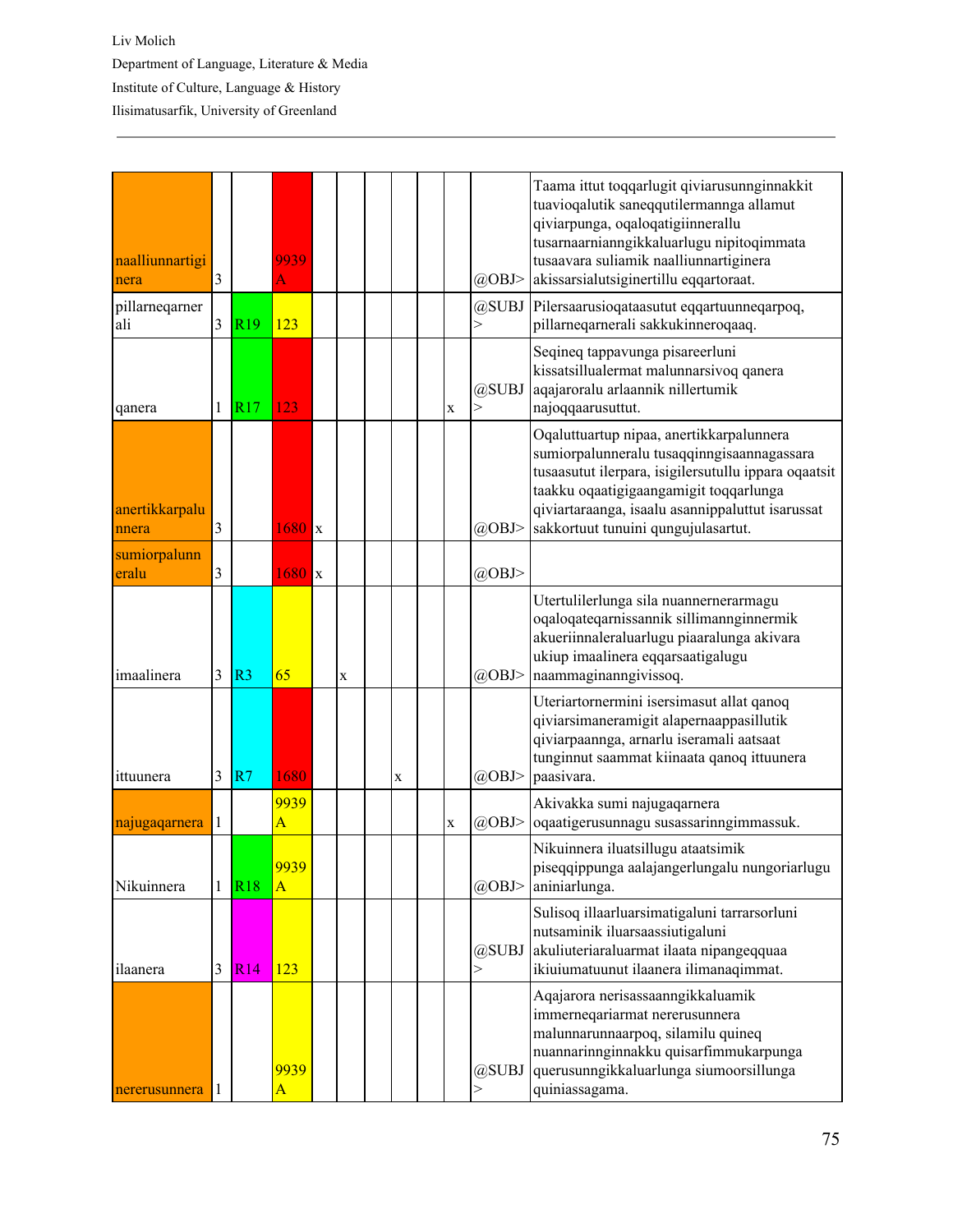| | | | | | | | | | | | |
|---|---|---|---|---|---|---|---|---|---|---|---|
| naalliunnartiginera | 3 | | 9939A | | | | | | | @OBJ> | Taama ittut toqqarlugit qiviarusunnginnakkit tuavioqalutik saneqqutilermannga allamut qiviarpunga, oqaloqatigiinnerallu tusarnaarnianngikkaluarlugu nipitoqimmata tusaavara suliamik naalliunnartiginera akissarsialutsiginertillu eqqartoraat. |
| pillarneqarnerali | 3 | R19 | 123 | | | | | | | @SUBJ> | Pilersaarusioqataasutut eqqartuunneqarpoq, pillarneqarnerali sakkukinneroqaaq. |
| qanera | 1 | R17 | 123 | | | | | | x | @SUBJ> | Seqineq tappavunga pisareerluni kissatsillualermat malunnarsivoq qanera aqajaroralu arlaannik nillertumik najoqqaarusuttut. |
| anertikkarpalunnera | 3 | | 1680 | x | | | | | | @OBJ> | Oqaluttuartup nipaa, anertikkarpalunnera sumiorpalunneralu tusaqqinngisaannagassara tusaasutut ilerpara, isigilersutullu ippara oqaatsit taakku oqaatigigaangamigit toqqarlunga qiviartaraanga, isaalu asannippaluttut isarussat sakkortuut tunuini qungujulasartut. |
| sumiorpalunneralu | 3 | | 1680 | x | | | | | | @OBJ> | |
| imaalinera | 3 | R3 | 65 | | x | | | | | @OBJ> | Utertulilerlunga sila nuannernerarmagu oqaloqateqarnissannik sillimannginnermik akueriinnaleraluarlugu piaaralunga akivara ukiup imaalinera eqqarsaatigalugu naammaginanngivissoq. |
| ittuunera | 3 | R7 | 1680 | | | | x | | | @OBJ> | Uteriartornermini isersimasut allat qanoq qiviarsimaneramigit alapernaappasillutik qiviarpaannga, arnarlu iseramali aatsaat tunginnut saammat kiinaata qanoq ittuunera paasivara. |
| najugaqarnera | 1 | | 9939A | | | | | | x | @OBJ> | Akivakka sumi najugaqarnera oqaatigerusunnagu susassarinngimmassuk. |
| Nikuinnera | 1 | R18 | 9939A | | | | | | | @OBJ> | Nikuinnera iluatsillugu ataatsimik piseqqippunga aalajangerlungalu nungoriarlugu aniniarlunga. |
| ilaanera | 3 | R14 | 123 | | | | | | | @SUBJ> | Sulisoq illaarluarsimatigaluni tarrarsorluni nutsaminik iluarsaassiutigaluni akuliuteriaraluarmat ilaata nipangeqquaa ikiuiumatuunut ilaanera ilimanaqimmat. |
| nererusunnera | 1 | | 9939A | | | | | | | @SUBJ> | Aqajarora nerisassaanngikkaluamik immerneqariarmat nererusunnera malunnarunnaarpoq, silamilu quineq nuannarinnginnakku quisarfimmukarpunga querusunngikkaluarlunga siumoorsillunga quiniassagama. |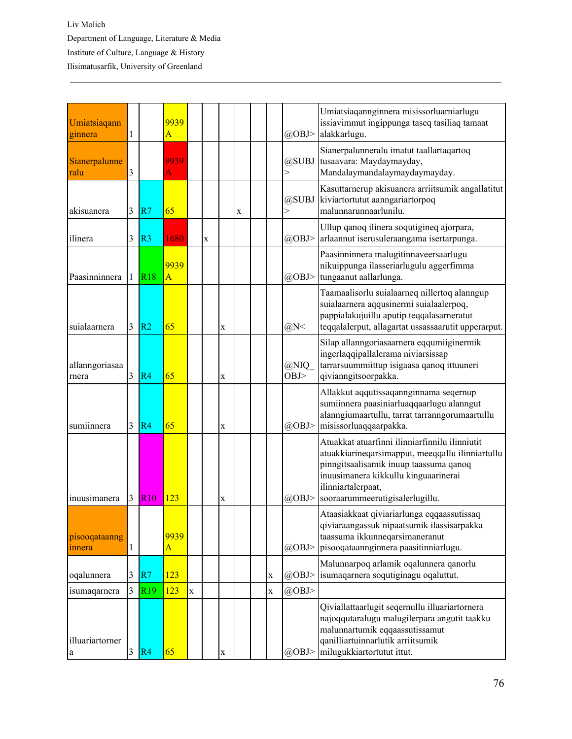| | | | | | | | | | | | |
|---|---|---|---|---|---|---|---|---|---|---|---|
| Umiatsiaqannginnera | 1 | | 9939 A | | | | | | | @OBJ> | Umiatsiaqannginnera misissorluarniarlugu issiavimmut ingippunga taseq tasiliaq tamaat alakkarlugu. |
| Sianerpalunneralu | 3 | | 9939 A | | | | | | | @SUBJ> | Sianerpalunneralu imatut taallartaqartoq tusaavara: Maydaymayday, Mandalaymandalaymaydaymayday. |
| akisuanera | 3 | R7 | 65 | | | | x | | | @SUBJ> | Kasuttarnerup akisuanera arriitsumik angallatitut kiviartortutut aanngariartorpoq malunnarunnaarlunilu. |
| ilinera | 3 | R3 | 1680 | | x | | | | | @OBJ> | Ullup qanoq ilinera soqutigineq ajorpara, arlaannut iserusuleraangama isertarpunga. |
| Paasinninnera | 1 | R18 | 9939 A | | | | | | | @OBJ> | Paasinninnera malugitinnaveersaarlugu nikuippunga ilasseriarlugulu aggerfimma tungaanut aallarlunga. |
| suialaarnera | 3 | R2 | 65 | | | x | | | | @N< | Taamaalisorlu suialaarneq nillertoq alanngup suialaarnera aqqusinermi suialaalerpoq, pappialakujuillu aputip teqqalasarneratut teqqalalerput, allagartat ussassaarutit upperarput. |
| allanngoriasaarnera | 3 | R4 | 65 | | | x | | | | @NIQ_OBJ> | Silap allanngoriasaarnera eqqumiiginermik ingerlaqqipallalerama niviarsissap tarrarsuummiittup isigaasa qanoq ittuuneri qivianngitsoorpakka. |
| sumiinnera | 3 | R4 | 65 | | | x | | | | @OBJ> | Allakkut aqqutissaqannginnama seqernup sumiinnera paasiniarluaqqaarlugu alanngut alanngiumaartullu, tarrat tarranngorumaartullu misissorluaqqaarpakka. |
| inuusimanera | 3 | R10 | 123 | | | x | | | | @OBJ> | Atuakkat atuarfinni ilinniarfinnilu ilinniutit atuakkiarineqarsimapput, meeqqallu ilinniartullu pinngitsaalisamik inuup taassuma qanoq inuusimanera kikkullu kinguaarinerai ilinniartalerpaat, sooraarummeerutigisalerlugillu. |
| pisooqataannginnera | 1 | | 9939 A | | | | | | | @OBJ> | Ataasiakkaat qiviariarlunga eqqaassutissaq qiviaraangassuk nipaatsumik ilassisarpakka taassuma ikkunneqarsimaneranut pisooqataannginnera paasitinniarlugu. |
| oqalunnera | 3 | R7 | 123 | | | | | | x | @OBJ> | Malunnarpoq arlamik oqalunnera qanorlu isumaqarnera soqutiginagu oqaluttut. |
| isumaqarnera | 3 | R19 | 123 | x | | | | | x | @OBJ> | |
| illuariartornera | 3 | R4 | 65 | | | x | | | | @OBJ> | Qiviallattaarlugit seqernullu illuariartornera najoqqutaralugu malugilerpara angutit taakku malunnartumik eqqaassutissamut qanilliartuinnarlutik arriitsumik milugukkiartortutut ittut. |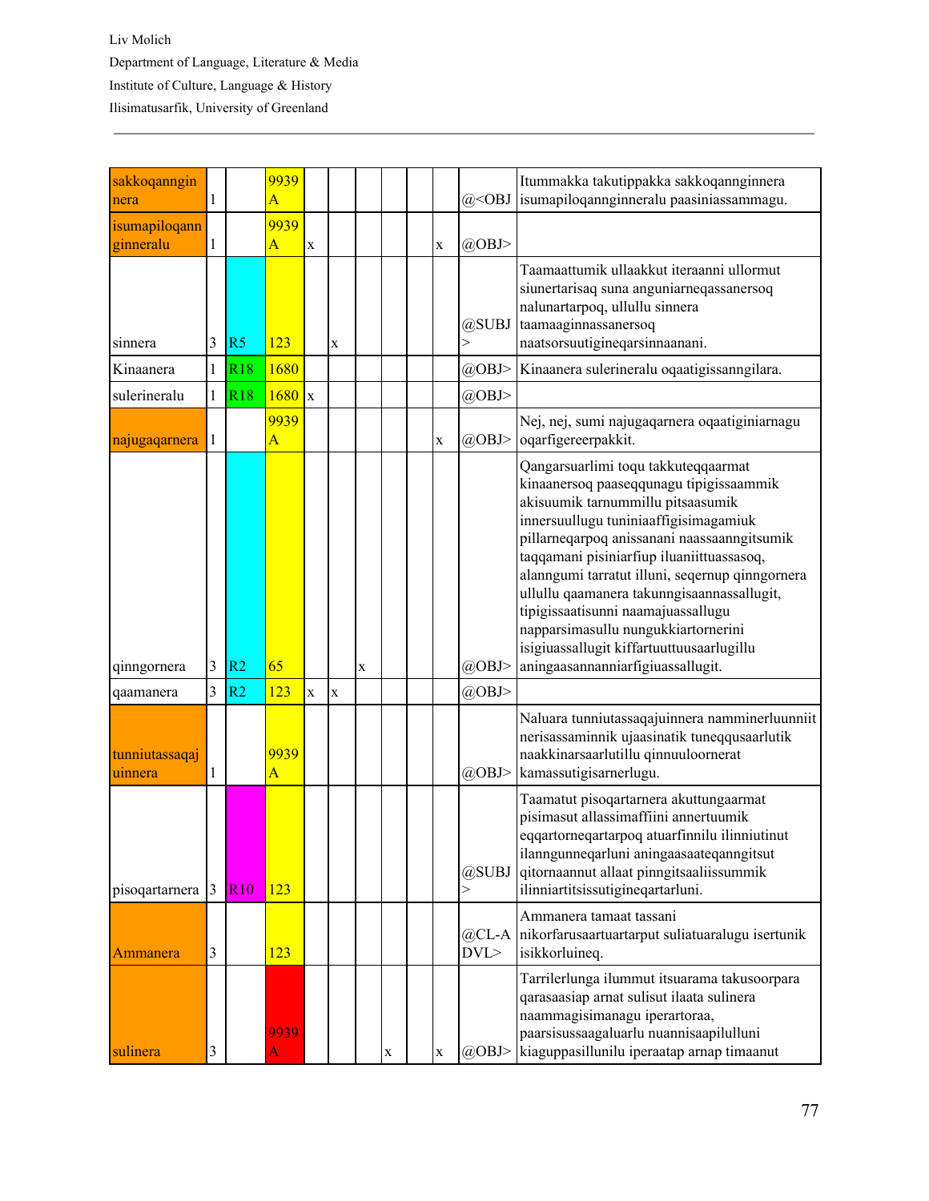| | | | | | | | | | | | |
|---|---|---|---|---|---|---|---|---|---|---|---|
| sakkoqanngin nera | 1 | | 9939 A | | | | | | | @<OBJ | Itummakka takutippakka sakkoqannginnera isumapiloqanngineralu paasiniassammagu. |
| isumapiloqann ginneralu | 1 | | 9939 A | x | | | | | x | @OBJ> | |
| sinnera | 3 | R5 | 123 | | x | | | | | @SUBJ > | Taamaattumik ullaakkut iteraanni ullormut siunertarisaq suna anguniarneqassanersoq nalunartarpoq, ullullu sinnera taamaaginnassanersoq naatsorsuutigineqarsinnaanani. |
| Kinaanera | 1 | R18 | 1680 | | | | | | | @OBJ> | Kinaanera sulerineralu oqaatigissanngilara. |
| sulerineralu | 1 | R18 | 1680 | x | | | | | | @OBJ> | |
| najugaqarnera | 1 | | 9939 A | | | | | | x | @OBJ> | Nej, nej, sumi najugaqarnera oqaatiginiarnagu oqarfigereerpakkit. |
| qinngornera | 3 | R2 | 65 | | | x | | | | @OBJ> | Qangarsuarlimi toqu takkuteqqaarmat kinaanersoq paaseqqunagu tipigissaammik akisuumik tarnummillu pitsaasumik innersuullugu tuniniaaffigisimagamiuk pillarneqarpoq anissanani naassaanngitsumik taqqamani pisiniarfiup iluaniittuassasoq, alanngumi tarratut illuni, seqernup qinngornera ullullu qaamanera takunngisaannassallugit, tipigissaatisunni naamajuassallugu napparsimasullu nungukkiartornerini isigiuassallugit kiffartuuttuusaarlugillu aningaasannanniarfigiuassallugit. |
| qaamanera | 3 | R2 | 123 | x | x | | | | | @OBJ> | |
| tunniutassaqaj uinnera | 1 | | 9939 A | | | | | | | @OBJ> | Naluara tunniutassaqajuinnera namminerluunniit nerisassaminnik ujaasinatik tuneqqusaarlutik naakkinarsaarlutillu qinnuuloornerat kamassutigisarnerlugu. |
| pisoqartarnera | 3 | R10 | 123 | | | | | | | @SUBJ > | Taamatut pisoqartarnera akuttungaarmat pisimasut allassimaffiini annertuumik eqqartorneqartarpoq atuarfinnilu ilinniutinut ilanngunneqarluni aningaasaateqanngitsut qitornaannut allaat pinngitsaaliissummik ilinniartitsissutigineqartarluni. |
| Ammanera | 3 | | 123 | | | | | | | @CL-A DVL> | Ammanera tamaat tassani nikorfarusaartuartarput suliatuaralugu isertunik isikkorluineq. |
| sulinera | 3 | | 9939 A | | | | x | | x | @OBJ> | Tarrilerlunga ilummut itsuarama takusoorpara qarasaasiap arnat sulisut ilaata sulinera naammagisimanagu iperartoraa, paarsisussaagaluarlu nuannisaapilulluni kiaguppasillunilu iperaatap arnap timaanut |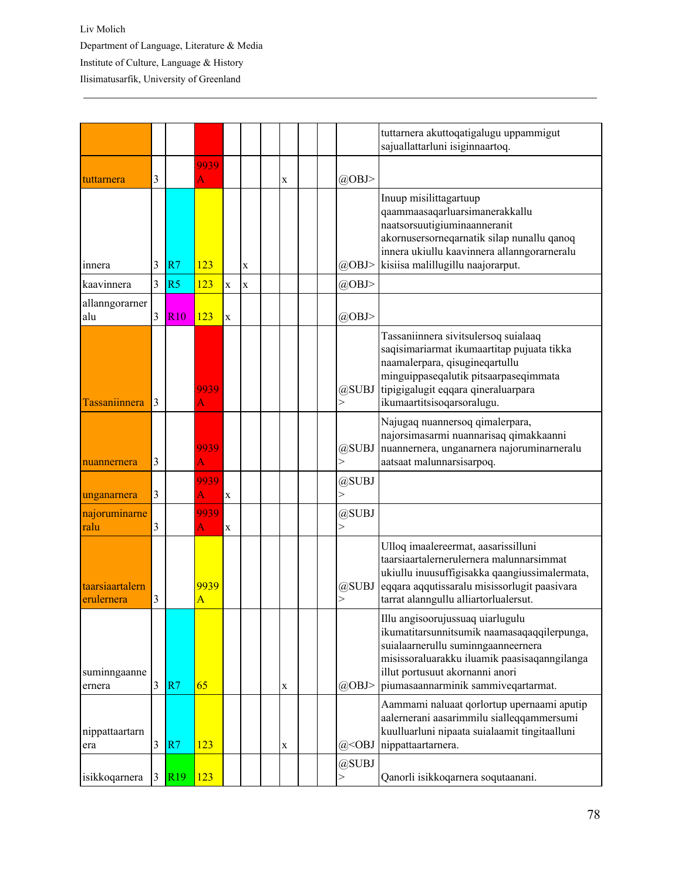| | | | | | | | | | | | |
|---|---|---|---|---|---|---|---|---|---|---|---|
| | | | | | | | | | | | tuttarnera akuttoqatigalugu uppammigut sajuallattarluni isiginnaartoq. |
| tuttarnera | 3 | | 9939 A | | | | x | | | @OBJ> | |
| innera | 3 | R7 | 123 | | x | | | | | @OBJ> | Inuup misilittagartuup qaammaasaqarluarsimanerakkallu naatsorsuutigiuminaanneranit akornusersorneqarnatik silap nunallu qanoq innera ukiullu kaavinnera allanngorarneralu kisiisa malillugillu naajorarput. |
| kaavinnera | 3 | R5 | 123 | x | x | | | | | @OBJ> | |
| allanngorarneralu | 3 | R10 | 123 | x | | | | | | @OBJ> | |
| Tassaniinnera | 3 | | 9939 A | | | | | | | @SUBJ> | Tassaniinnera sivitsulersoq suialaaq saqisimariarmat ikumaartitap pujuata tikka naamalerpara, qisugineqartullu minguippaseqalutik pitsaarpaseqimmata tipigigalugit eqqara qineraluarpara ikumaartitsisoqarsoralugu. |
| nuannernera | 3 | | 9939 A | | | | | | | @SUBJ> | Najugaq nuannersoq qimalerpara, najorsimasarmi nuannarisaq qimakkaanni nuannernera, unganarnera najoruminarneralu aatsaat malunnarsisarpoq. |
| unganarnera | 3 | | 9939 A | x | | | | | | @SUBJ> | |
| najoruminarneralu | 3 | | 9939 A | x | | | | | | @SUBJ> | |
| taarsiaartalernerulernera | 3 | | 9939 A | | | | | | | @SUBJ> | Ulloq imaalereermat, aasarissilluni taarsiaartalernerulernera malunnarsimmat ukiullu inuusuffigisakka qaangiussimalermata, eqqara aqqutissaralu misissorlugit paasivara tarrat alanngullu alliartorlualersut. |
| suminngaanneernera | 3 | R7 | 65 | | | | x | | | @OBJ> | Illu angisoorujussuaq uiarlugulu ikumatitarsunnitsumik naamasaqaqqilerpunga, suialaarnerullu suminngaanneernera misissoraluarakku iluamik paasisaqanngilanga illut portusuut akornanni anori piumasaannarminik sammiveqartarmat. |
| nippattaartarnera | 3 | R7 | 123 | | | | x | | | @<OBJ | Aammami naluaat qorlortup upernaami aputip aalernerani aasarimmilu sialleqqammersumi kuulluarluni nipaata suialaamit tingitaalluni nippattaartarnera. |
| isikkoqarnera | 3 | R19 | 123 | | | | | | | @SUBJ> | Qanorli isikkoqarnera soqutaanani. |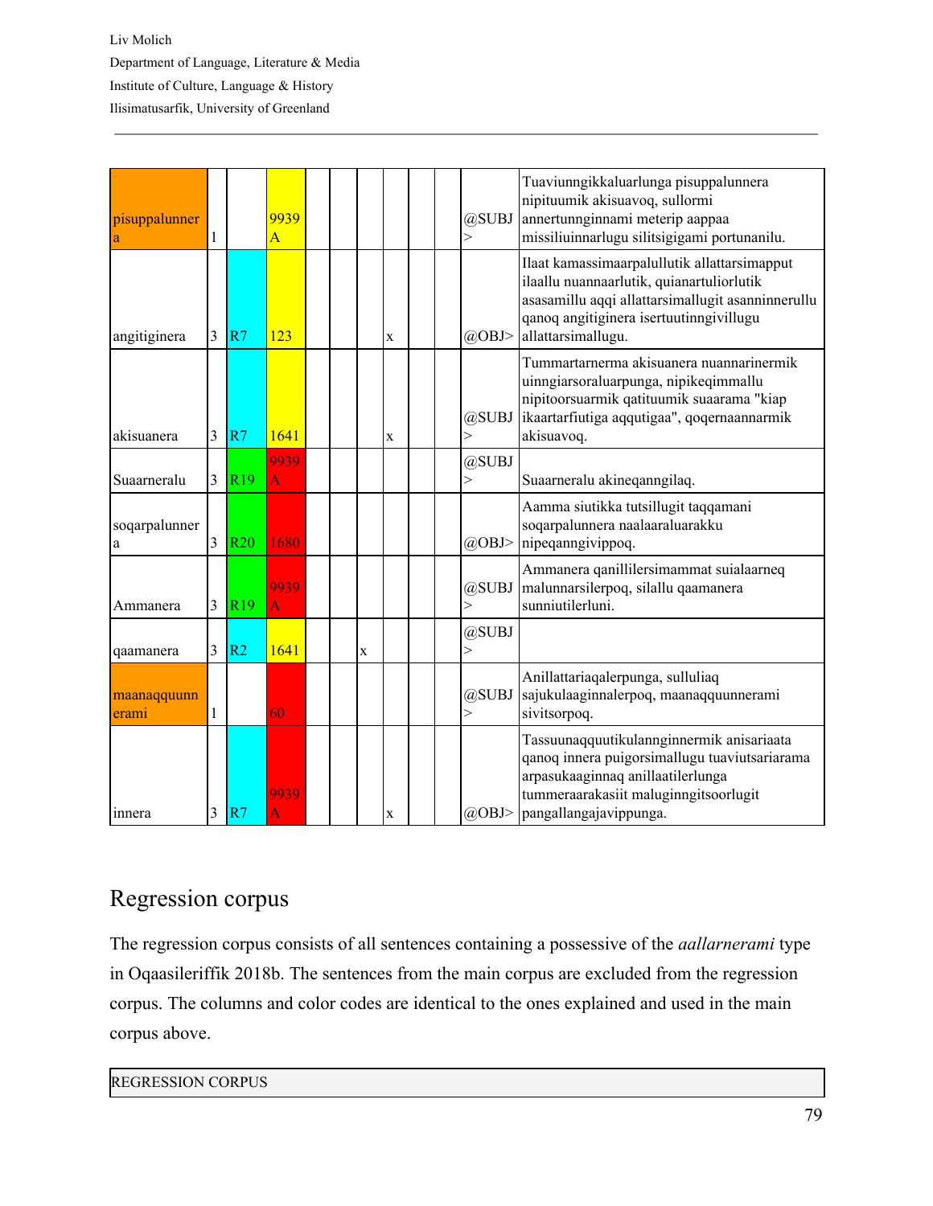| | | | | | | | | | | | |
|---|---|---|---|---|---|---|---|---|---|---|---|
| pisuppalunnera | 1 | | 9939A | | | | | | | @SUBJ> | Tuaviunngikkaluarlunga pisuppalunnera nipituumik akisuavoq, sullormi annertunnginnami meterip aappaa missiliuinnarlugu silitsigigami portunanilu. |
| angitiginera | 3 | R7 | 123 | | | | x | | | @OBJ> | Ilaat kamassimaarpalullutik allattarsimapput ilaallu nuannaarlutik, quianartuliorlutik asasamillu aqqi allattarsimallugit asanninnerullu qanoq angitiginera isertuutinngivillugu allattarsimallugu. |
| akisuanera | 3 | R7 | 1641 | | | | x | | | @SUBJ> | Tummartarnerma akisuanera nuannarinermik uinngiarsoraluarpunga, nipikeqimmallu nipitoorsuarmik qatituumik suaarama "kiap ikaartarfiutiga aqqutigaa", qoqernaannarmik akisuavoq. |
| Suaarneralu | 3 | R19 | 9939A | | | | | | | @SUBJ> | Suaarneralu akineqanngilaq. |
| soqarpalunnera | 3 | R20 | 1680 | | | | | | | @OBJ> | Aamma siutikka tutsillugit taqqamani soqarpalunnera naalaaraluarakku nipeqanngivippoq. |
| Ammanera | 3 | R19 | 9939A | | | | | | | @SUBJ> | Ammanera qanillilersimammat suialaarneq malunnarsilerpoq, silallu qaamanera sunniutilerluni. |
| qaamanera | 3 | R2 | 1641 | | | x | | | | @SUBJ> | |
| maanaqquunnerami | 1 | | 60 | | | | | | | @SUBJ> | Anillattariaqalerpunga, sulluliaq sajukulaaginnalerpoq, maanaqquunnerami sivitsorpoq. |
| innera | 3 | R7 | 9939A | | | | x | | | @OBJ> | Tassuunaqquutikulannginnermik anisariaata qanoq innera puigorsimallugu tuaviutsariarama arpasukaaginnaq anillaatilerlunga tummeraarakasiit maluginngitsoorlugit pangallangajavippunga. |

## Regression corpus

The regression corpus consists of all sentences containing a possessive of the *aallarnerami* type in Oqaasileriffik 2018b. The sentences from the main corpus are excluded from the regression corpus. The columns and color codes are identical to the ones explained and used in the main corpus above.

| REGRESSION CORPUS |
|---|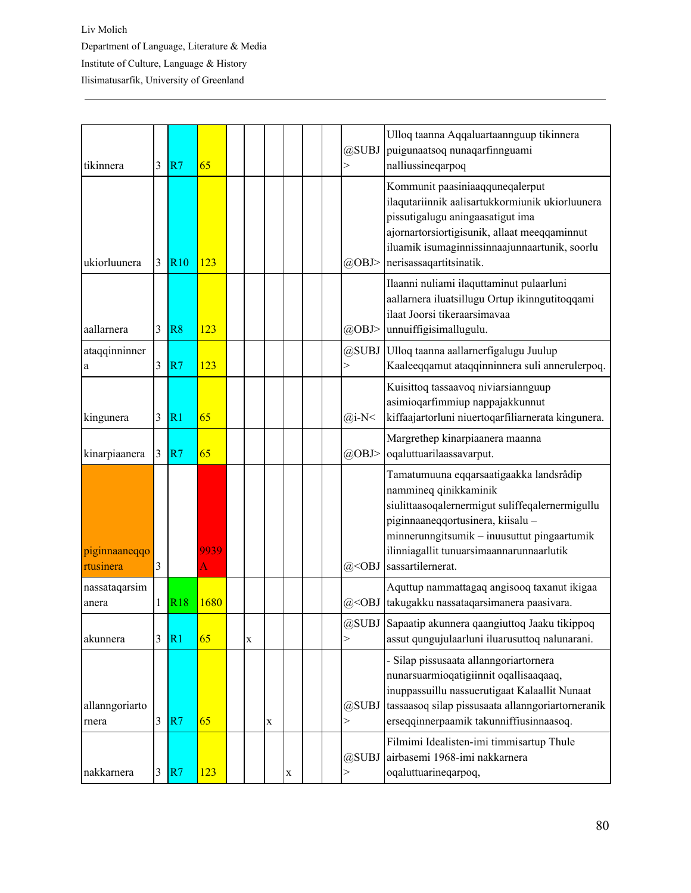| | | | | | | | | | | | |
|---|---|---|---|---|---|---|---|---|---|---|---|
| tikinnera | 3 | R7 | 65 | | | | | | | @SUBJ> | Ulloq taanna Aqqaluartaannguup tikinnera puigunaatsoq nunaqarfinnguami nalliussineqarpoq |
| ukiorluunera | 3 | R10 | 123 | | | | | | | @OBJ> | Kommunit paasiniaaqquneqalerput ilaqutariinnik aalisartukkormiunik ukiorluunera pissutigalugu aningaasatigut ima ajornartorsiortigisunik, allaat meeqqaminnut iluamik isumaginnissinnaajunnaartunik, soorlu nerisassaqartitsinatik. |
| aallarnera | 3 | R8 | 123 | | | | | | | @OBJ> | Ilaanni nuliami ilaquttaminut pulaarluni aallarnera iluatsillugu Ortup ikinngutitoqqami ilaat Joorsi tikeraarsimavaa unnuiffigisimallugulu. |
| ataqqinninnera | 3 | R7 | 123 | | | | | | | @SUBJ> | Ulloq taanna aallarnerfigalugu Juulup Kaaleeqqamut ataqqinninnera suli annerulerpoq. |
| kingunera | 3 | R1 | 65 | | | | | | | @i-N< | Kuisittoq tassaavoq niviarsiannguup asimioqarfimmiup nappajakkunnut kiffaajartorluni niuertoqarfiliarnerata kingunera. |
| kinarpiaanera | 3 | R7 | 65 | | | | | | | @OBJ> | Margrethep kinarpiaanera maanna oqaluttuarilaassavarput. |
| piginnaaneqqortusinera | 3 | | 9939A | | | | | | | @<OBJ | Tamatumuuna eqqarsaatigaakka landsrådip namminneq qinikkaminik siulittaasoqalernermigut suliffeqalernermigullu piginnaaneqqortusinera, kiisalu – minnerunngitsumik – inuusuttut pingaartumik ilinniagallit tunuarsimaannarunnaarlutik sassartilernerat. |
| nassataqarsimanera | 1 | R18 | 1680 | | | | | | | @<OBJ | Aquttup nammattagaq angisooq taxanut ikigaa takugakku nassataqarsimanera paasivara. |
| akunnera | 3 | R1 | 65 | | x | | | | | @SUBJ> | Sapaatip akunnera qaangiuttoq Jaaku tikippoq assut qungujulaarluni iluarusuttoq nalunarani. |
| allanngoriartornera | 3 | R7 | 65 | | | x | | | | @SUBJ> | - Silap pissusaata allanngoriartornera nunarsuarmioqatigiinnit oqallisaaqaaq, inuppassuillu nassuerutigaat Kalaallit Nunaat tassaasoq silap pissusaata allanngoriartorneranik erseqqinnerpaamik takunniffiusinnaasoq. |
| nakkarnera | 3 | R7 | 123 | | | | x | | | @SUBJ> | Filmimi Idealisten-imi timmisartup Thule airbasemi 1968-imi nakkarnera oqaluttuarineqarpoq, |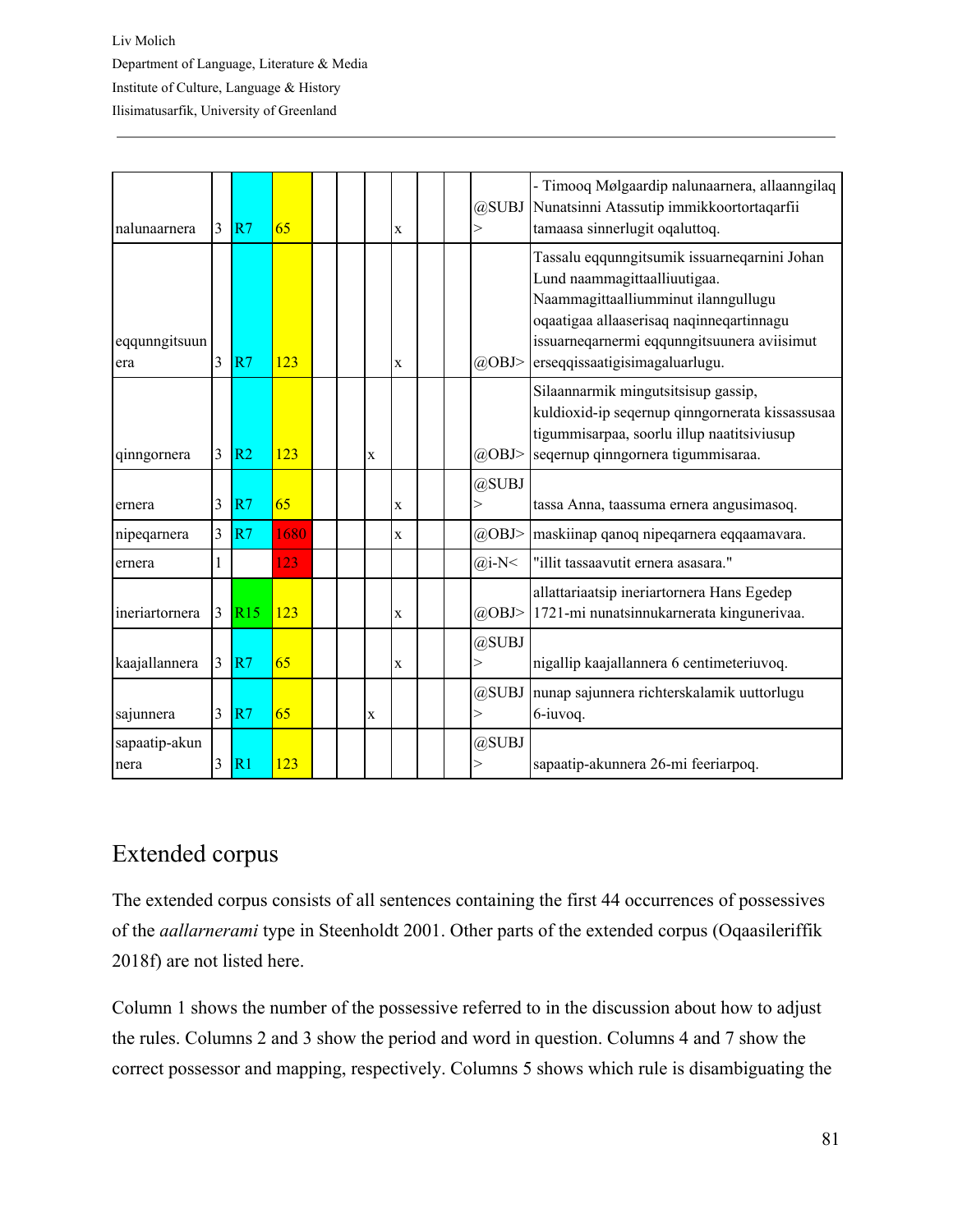| | | | | | | | | | | | |
|---|---|---|---|---|---|---|---|---|---|---|---|
| nalunaarnera | 3 | R7 | 65 | | | | x | | | @SUBJ> | - Timooq Mølgaardip nalunaarnera, allaanngilaq Nunatsinni Atassutip immikkoortortaqarfii tamaasa sinnerlugit oqaluttoq. |
| eqqunngitsuunera | 3 | R7 | 123 | | | | x | | | @OBJ> | Tassalu eqqunngitsumik issuarneqarnini Johan Lund naammagittaalliuutigaa. Naammagittaalliumminut ilanngullugu oqaatigaa allaaserisaq naqinneqartinnagu issuarneqarnermi eqqunngitsuunera aviisimut erseqqissaatigisimagaluarlugu. |
| qinngornera | 3 | R2 | 123 | | | x | | | | @OBJ> | Silaannarmik mingutsitsisup gassip, kuldioxid-ip seqernup qinngornerata kissassusaa tigummisarpaa, soorlu illup naatitsiviusup seqernup qinngornera tigummisaraa. |
| ernera | 3 | R7 | 65 | | | | x | | | @SUBJ> | tassa Anna, taassuma ernera angusimasoq. |
| nipeqarnera | 3 | R7 | 1680 | | | | x | | | @OBJ> | maskiinap qanoq nipeqarnera eqqaamavara. |
| ernera | 1 | | 123 | | | | | | | @i-N< | "illit tassaavutit ernera asasara." |
| ineriartornera | 3 | R15 | 123 | | | | x | | | @OBJ> | allattariaatsip ineriartornera Hans Egedep 1721-mi nunatsinnukarnerata kingunerivaa. |
| kaajallannera | 3 | R7 | 65 | | | | x | | | @SUBJ> | nigallip kaajallannera 6 centimeteriuvoq. |
| sajunnera | 3 | R7 | 65 | | | x | | | | @SUBJ> | nunap sajunnera richterskalamik uuttorlugu 6-iuvoq. |
| sapaatip-akunnera | 3 | R1 | 123 | | | | | | | @SUBJ> | sapaatip-akunnera 26-mi feeriarpoq. |

## Extended corpus

The extended corpus consists of all sentences containing the first 44 occurrences of possessives of the *aallarnerami* type in Steenholdt 2001. Other parts of the extended corpus (Oqaasileriffik 2018f) are not listed here.

Column 1 shows the number of the possessive referred to in the discussion about how to adjust the rules. Columns 2 and 3 show the period and word in question. Columns 4 and 7 show the correct possessor and mapping, respectively. Columns 5 shows which rule is disambiguating the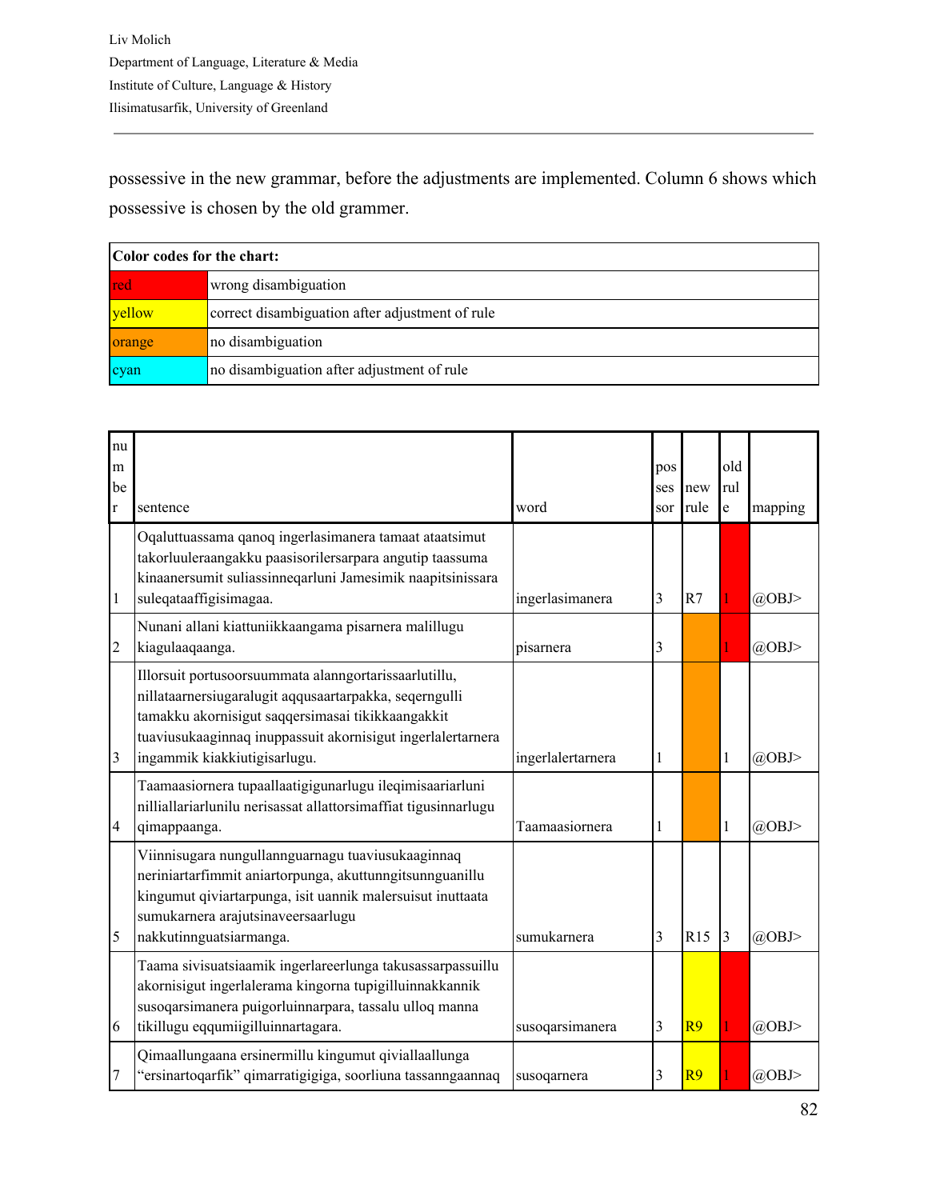possessive in the new grammar, before the adjustments are implemented. Column 6 shows which possessive is chosen by the old grammer.

| Color codes for the chart: | |
|---|---|
| red | wrong disambiguation |
| yellow | correct disambiguation after adjustment of rule |
| orange | no disambiguation |
| cyan | no disambiguation after adjustment of rule |

| number | sentence | word | possessor | new rule | old rule | mapping |
|---|---|---|---|---|---|---|
| 1 | Oqaluttuassama qanoq ingerlasimanera tamaat ataatsimut takorluuleraangakku paasisorilersarpara angutip taassuma kinaanersumit suliassinneqarluni Jamesimik naapitsinissara suleqataaffigisimagaa. | ingerlasimanera | 3 | R7 | 1 | @OBJ> |
| 2 | Nunani allani kiattuniikkaangama pisarnera malillugu kiagulaaqaanga. | pisarnera | 3 | | 1 | @OBJ> |
| 3 | Illorsuit portusoorsuummata alanngortarissaarlutillu, nillataarnersiugaralugit aqqusaartarpakka, seqerngulli tamakku akornisigut saqqersimasai tikikkaangakkit tuaviusukaaginnaq inuppassuit akornisigut ingerlalertarnera ingammik kiakkiutigisarlugu. | ingerlalertarnera | 1 | | 1 | @OBJ> |
| 4 | Taamaasiornera tupaallaatigigunarlugu ileqimisaariarluni nilliallariarlunilu nerisassat allattorsimaffiat tigusinnarlugu qimappaanga. | Taamaasiornera | 1 | | 1 | @OBJ> |
| 5 | Viinnisugara nungullannguarnagu tuaviusukaaginnaq neriniartarfimmit aniartorpunga, akuttunngitsunnguanillu kingumut qiviartarpunga, isit uannik malersuisut inuttaata sumukarnera arajutsinaveersaarlugu nakkutinnguatsiarmanga. | sumukarnera | 3 | R15 | 3 | @OBJ> |
| 6 | Taama sivisuatsiaamik ingerlareerlunga takusassarpassuillu akornisigut ingerlalerama kingorna tupigilluinnakkannik susoqarsimanera puigorluinnarpara, tassalu ulloq manna tikillugu eqqumiigilluinnartagara. | susoqarsimanera | 3 | R9 | 1 | @OBJ> |
| 7 | Qimaallungaana ersinermillu kingumut qiviallaallunga “ersinartoqarfik” qimarratigigiga, soorliuna tassanngaannaq | susoqarnera | 3 | R9 | 1 | @OBJ> |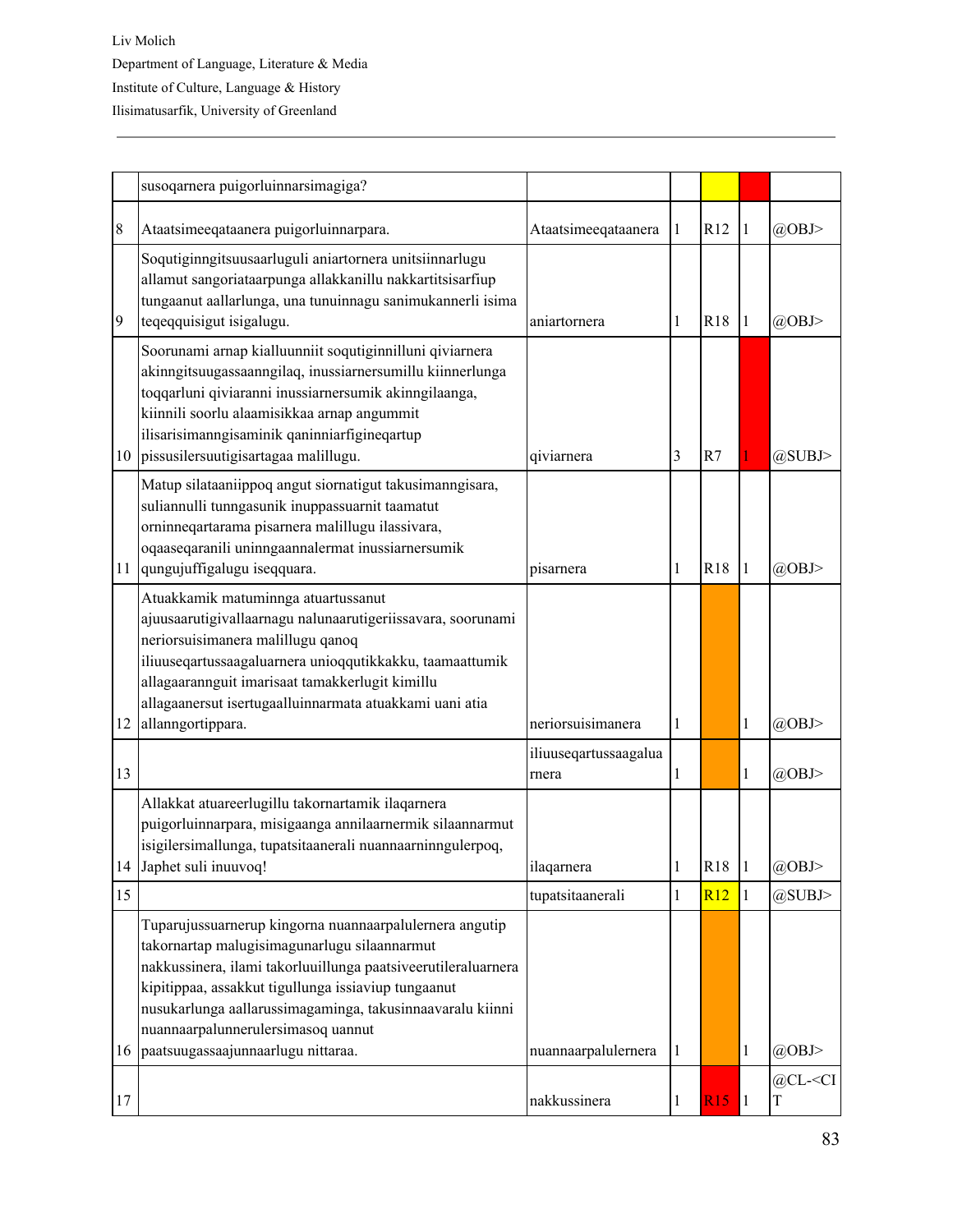|  |  |  |  |  |  |  |
|---|---|---|---|---|---|---|
|  | susoqarnera puigorluinnarsimagiga? |  |  |  |  |  |
| 8 | Ataatsimeeqataanera puigorluinnarpara. | Ataatsimeeqataanera | 1 | R12 | 1 | @OBJ> |
| 9 | Soqutiginngitsuusaarluguli aniartornera unitsiinnarlugu allamut sangoriataarpunga allakkanillu nakkartitsisarfiup tungaanut aallarlunga, una tunuinnagu sanimukannerli isima teqeqquisigut isigalugu. | aniartornera | 1 | R18 | 1 | @OBJ> |
| 10 | Soorunami arnap kialluunniit soqutiginnilluni qiviarnera akinngitsuugassaanngilaq, inussiarnersumillu kiinnerlunga toqqarluni qiviaranni inussiarnersumik akinngilaanga, kiinnili soorlu alaamisikkaa arnap angummit ilisarisimanngisaminik qaninniarfigineqartup pissusilersuutigisartagaa malillugu. | qiviarnera | 3 | R7 | 1 | @SUBJ> |
| 11 | Matup silataaniippoq angut siornatigut takusimanngisara, suliannulli tunngasunik inuppassuarnit taamatut orninneqartarama pisarnera malillugu ilassivara, oqaaseqaranili uninngaannalermat inussiarnersumik qungujuffigalugu iseqquara. | pisarnera | 1 | R18 | 1 | @OBJ> |
| 12 | Atuakkamik matuminnga atuartussanut ajuusaarutigivallaarnagu nalunaarutigeriissavara, soorunami neriorsuisimanera malillugu qanoq iliuuseqartussaagaluarnera unioqqutikkakku, taamaattumik allagaarannguit imarisaat tamakkerlugit kimillu allagaanersut isertugaalluinnarmata atuakkami uani atia allanngortippara. | neriorsuisimanera | 1 |  | 1 | @OBJ> |
| 13 |  | iliuuseqartussaagaluarnera | 1 |  | 1 | @OBJ> |
| 14 | Allakkat atuareerlugillu takornartamik ilaqarnera puigorluinnarpara, misigaanga annilaarnermik silaannarmut isigilersimallunga, tupatsitaanerali nuannaarninngulerpoq, Japhet suli inuuvoq! | ilaqarnera | 1 | R18 | 1 | @OBJ> |
| 15 |  | tupatsitaanerali | 1 | R12 | 1 | @SUBJ> |
| 16 | Tuparujussuarnerup kingorna nuannaarpalulernera angutip takornartap malugisimagunarlugu silaannarmut nakkussinera, ilami takorluuillunga paatsiveerutileraluarnera kipitippaa, assakkut tigullunga issiaviup tungaanut nusukarlunga aallarussimagaminga, takusinnaavaralu kiinni nuannaarpalunnerulersimasoq uannut paatsuugassaajunnaarlugu nittaraa. | nuannaarpalulernera | 1 |  | 1 | @OBJ> |
| 17 |  | nakkussinera | 1 | R15 | 1 | @CL-<CIT |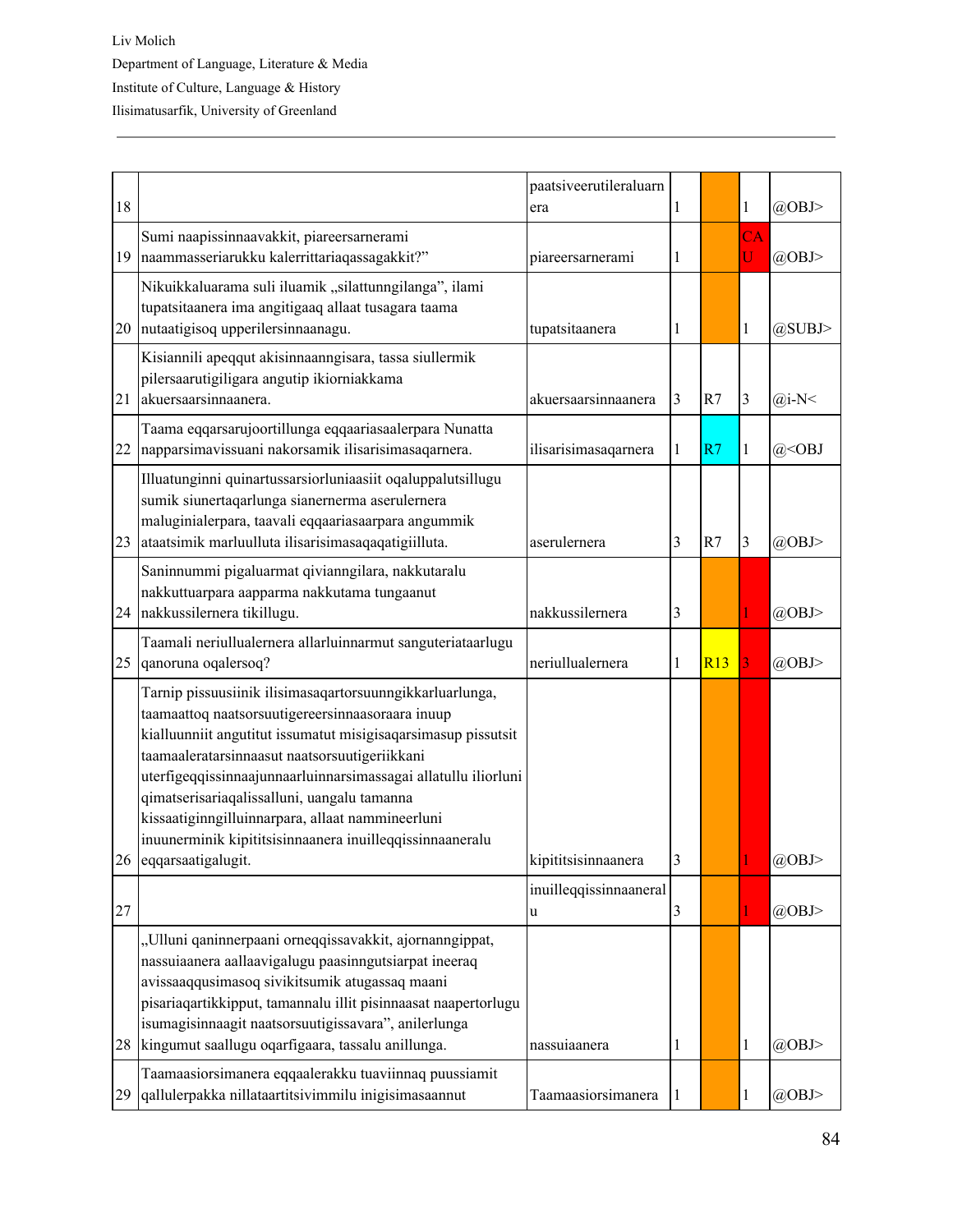| | | | | | | |
|---|---|---|---|---|---|---|
| 18 | | paatsiveerutileraluarnera | 1 | | 1 | @OBJ> |
| 19 | Sumi naapissinnaavakkit, piareersarnerami naammasseriarukku kalerrittariaqassagakkit?” | piareersarnerami | 1 | | CAU | @OBJ> |
| 20 | Nikuikkaluarama suli iluamik „silattunngilanga”, ilami tupatsitaanera ima angitigaaq allaat tusagara taama nutaatigisoq upperilersinnaanagu. | tupatsitaanera | 1 | | 1 | @SUBJ> |
| 21 | Kisiannili apeqqut akisinnaanngisara, tassa siullermik pilersaarutigiligara angutip ikiorniakkama akuersaarsinnaanera. | akuersaarsinnaanera | 3 | R7 | 3 | @i-N< |
| 22 | Taama eqqarsarujoortillunga eqqaariasaalerpara Nunatta napparsimavissuani nakorsamik ilisarisimasaqarnera. | ilisarisimasaqarnera | 1 | R7 | 1 | @<OBJ |
| 23 | Illuatunginni quinartussarsiorluniaasiit oqaluppalutsillugu sumik siunertaqarlunga sianernerma aserulernera maluginialerpara, taavali eqqaariasaarpara angummik ataatsimik marluulluta ilisarisimasaqaqatigiilluta. | aserulernera | 3 | R7 | 3 | @OBJ> |
| 24 | Saninnummi pigaluarmat qivianngilara, nakkutaralu nakkuttuarpara aapparma nakkutama tungaanut nakkussilernera tikillugu. | nakkussilernera | 3 | | 1 | @OBJ> |
| 25 | Taamali neriullualernera allarluinnarmut sanguteriataarlugu qanoruna oqalersoq? | neriullualernera | 1 | R13 | 3 | @OBJ> |
| 26 | Tarnip pissuusiinik ilisimasaqartorsuunngikkarluarlunga, taamaattoq naatsorsuutigereersinnaasoraara inuup kialluunniit angutitut issumatut misigisaqarsimasup pissutsit taamaaleratarsinnaasut naatsorsuutigeriikkani uterfigeqqissinnaajunnaarluinnarsimassagai allatullu iliorluni qimatserisariaqalissalluni, uangalu tamanna kissaatiginngilluinnarpara, allaat nammineerluni inuunerminik kipititsisinnaanera inuilleqqissinnaaneralu eqqarsaatigalugit. | kipititsisinnaanera | 3 | | 1 | @OBJ> |
| 27 | | inuilleqqissinnaaneralu | 3 | | 1 | @OBJ> |
| 28 | „Ulluni qaninnerpaani orneqqissavakkit, ajornanngippat, nassuiaanera aallaavigalugu paasinngutsiarpat ineeraq avissaaqqusimasoq sivikitsumik atugassaq maani pisariaqartikkipput, tamannalu illit pisinnaasat naapertorlugu isumagisinnaagit naatsorsuutigissavara”, anilerlunga kingumut saallugu oqarfigaara, tassalu anillunga. | nassuiaanera | 1 | | 1 | @OBJ> |
| 29 | Taamaasiorsimanera eqqaalerakku tuaviinnaq puussiamit qallulerpakka nillataartitsivimmilu inigisimasaannut | Taamaasiorsimanera | 1 | | 1 | @OBJ> |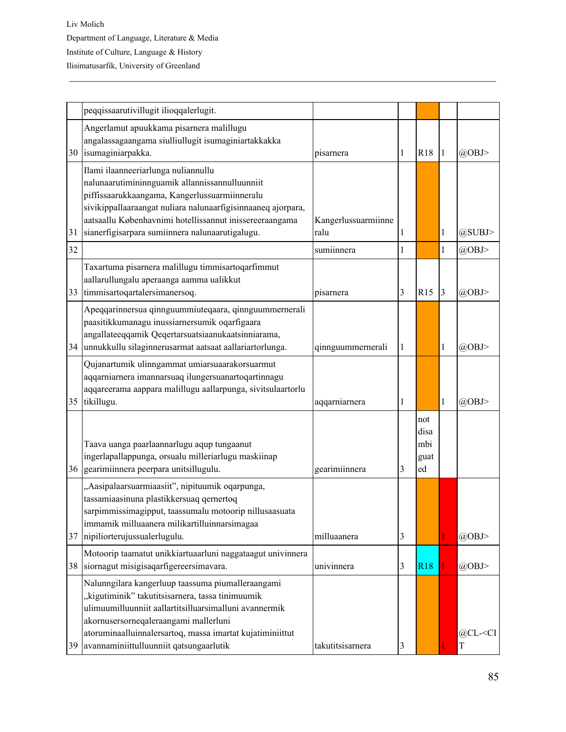Liv Molich

Department of Language, Literature & Media

Institute of Culture, Language & History

Ilisimatusarfik, University of Greenland

| | | | | | | |
|---|---|---|---|---|---|---|
| | peqqissaarutivillugit ilioqqalerlugit. | | | | | |
| 30 | Angerlamut apuukkama pisarnera malillugu angalassagaangama siulliullugit isumaginiartakkakka isumaginiarpakka. | pisarnera | 1 | R18 | 1 | @OBJ> |
| 31 | Ilami ilaanneeriarlunga nuliannullu nalunaarutimininnguamik allannissannulluunniit piffissaarukkaangama, Kangerlussuarmiinneralu sivikippallaaraangat nuliara nalunaarfigisinnaaneq ajorpara, aatsaallu Københavnimi hotellissannut inissereeraangama sianerfigisarpara sumiinnera nalunaarutigalugu. | Kangerlussuarmiinneralu | 1 | | 1 | @SUBJ> |
| 32 | | sumiinnera | 1 | | 1 | @OBJ> |
| 33 | Taxartuma pisarnera malillugu timmisartoqarfimmut aallarullungalu aperaanga aamma ualikkut timmisartoqartalersimanersoq. | pisarnera | 3 | R15 | 3 | @OBJ> |
| 34 | Apeqqarinnersua qinnguummiuteqaara, qinnguummernerali paasitikkumanagu inussiarnersumik oqarfigaara angallateeqqamik Qeqertarsuatsiaanukaatsinniarama, unnukkullu silaginnerusarmat aatsaat aallariartorlunga. | qinnguummernerali | 1 | | 1 | @OBJ> |
| 35 | Qujanartumik ulinngammat umiarsuaarakorsuarmut aqqarniarnera imannarsuaq ilungersuanartoqartinnagu aqqareerama aappara malillugu aallarpunga, sivitsulaartorlu tikillugu. | aqqarniarnera | 1 | | 1 | @OBJ> |
| 36 | Taava uanga paarlaannarlugu aqup tungaanut ingerlapallappunga, orsualu milleriarlugu maskiinap gearimiinnera peerpara unitsillugulu. | gearimiinnera | 3 | not disambiguated | | |
| 37 | „Aasipalaarsuarmiaasiit”, nipituumik oqarpunga, tassamiaasinuna plastikkersuaq qernertoq sarpimmissimagipput, taassumalu motoorip nillusaasuata immamik milluaanera milikartilluinnarsimagaa nipiliorterujussualerlugulu. | milluaanera | 3 | | 1 | @OBJ> |
| 38 | Motoorip taamatut unikkiartuaarluni naggataagut univinnera siornagut misigisaqarfigereersimavara. | univinnera | 3 | R18 | 1 | @OBJ> |
| 39 | Nalunngilara kangerluup taassuma piumalleraangami „kigutiminik” takutitsisarnera, tassa tinimuumik ulimuumilluunniit aallartitsilluarsimalluni avannermik akornusersorneqaleraangami mallerluni atoruminaalluinnalersartoq, massa imartat kujatiminiittut avannaminiittulluunniit qatsungaarlutik | takutitsisarnera | 3 | | 1 | @CL-<CIT |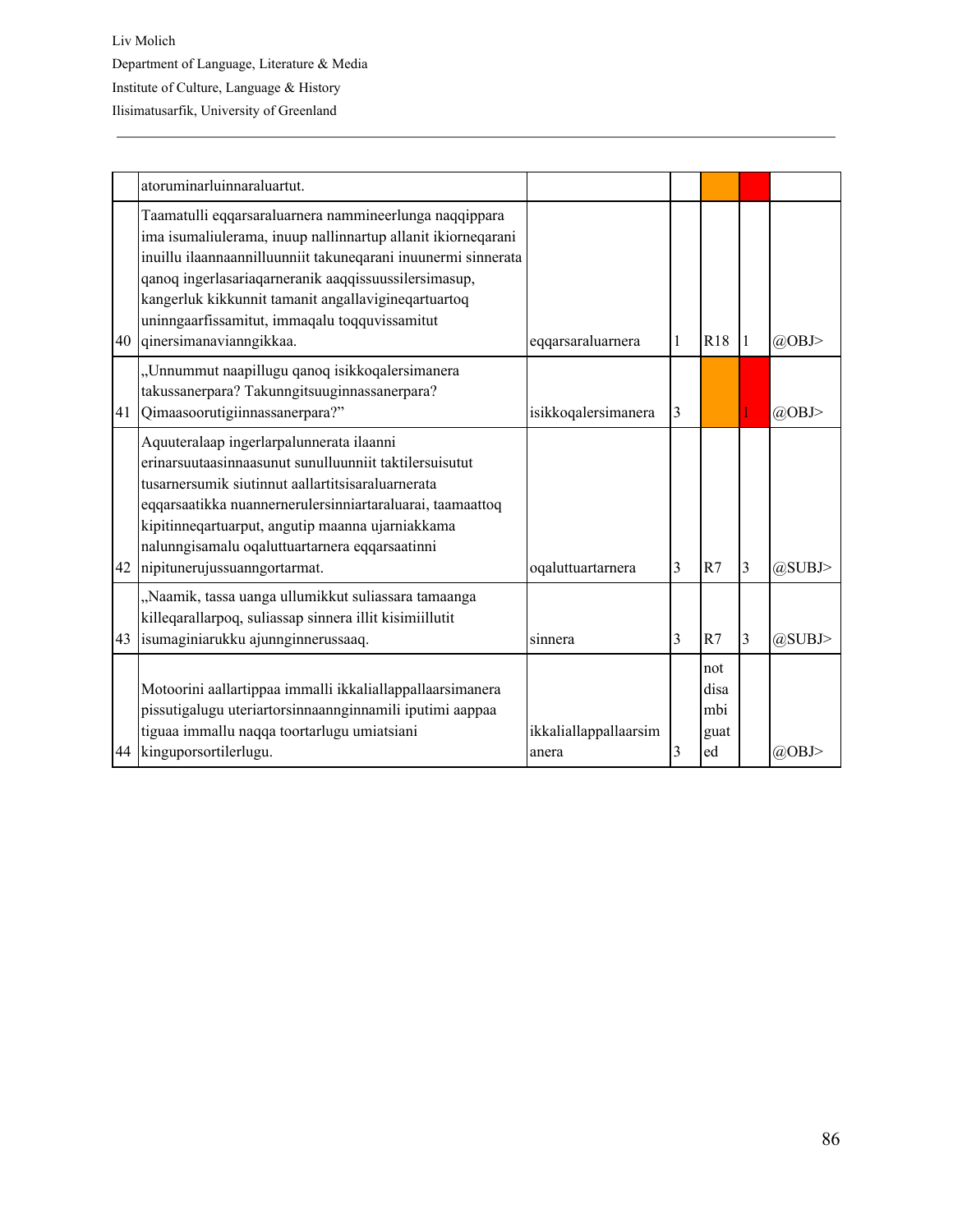| | | | | | | |
|---|---|---|---|---|---|---|
| | atoruminarluinnaraluartut. | | | | | |
| 40 | Taamatulli eqqarsaraluarnera nammineerlunga naqqippara ima isumaliulerama, inuup nallinnartup allanit ikiorneqarani inuillu ilaannaannilluunniit takuneqarani inuunermi sinnerata qanoq ingerlasariaqarneranik aaqqissuussilersimasup, kangerluk kikkunnit tamanit angallavigineqartuartoq uninngaarfissamitut, immaqalu toqquvissamitut qinersimanavianngikkaa. | eqqarsaraluarnera | 1 | R18 | 1 | @OBJ> |
| 41 | „Unnummut naapillugu qanoq isikkoqalersimanera takussanerpara? Takunngitsuuginnassanerpara? Qimaasoorutigiinnassanerpara?” | isikkoqalersimanera | 3 | | 1 | @OBJ> |
| 42 | Aquuteralaap ingerlarpalunnerata ilaanni erinarsuutaasinnaasunut sunulluunniit taktilersuisutut tusarnersumik siutinnut aallartitsisaraluarnerata eqqarsaatikka nuannernerulersinniartaraluarai, taamaattoq kipitinneqartuarput, angutip maanna ujarniakkama nalunngisamalu oqaluttuartarnera eqqarsaatinni nipitunerujussuanngortarmat. | oqaluttuartarnera | 3 | R7 | 3 | @SUBJ> |
| 43 | „Naamik, tassa uanga ullumikkut suliassara tamaanga killeqarallarpoq, suliassap sinnera illit kisimiillutit isumaginiarukku ajunnginnerussaaq. | sinnera | 3 | R7 | 3 | @SUBJ> |
| 44 | Motoorini aallartippaa immalli ikkaliallappallaarsimanera pissutigalugu uteriartorsinnaannginnamili iputimi aappaa tiguaa immallu naqqa toortarlugu umiatsiani kinguporsortilerlugu. | ikkaliallappallaarsimanera | 3 | not disambiguated | | @OBJ> |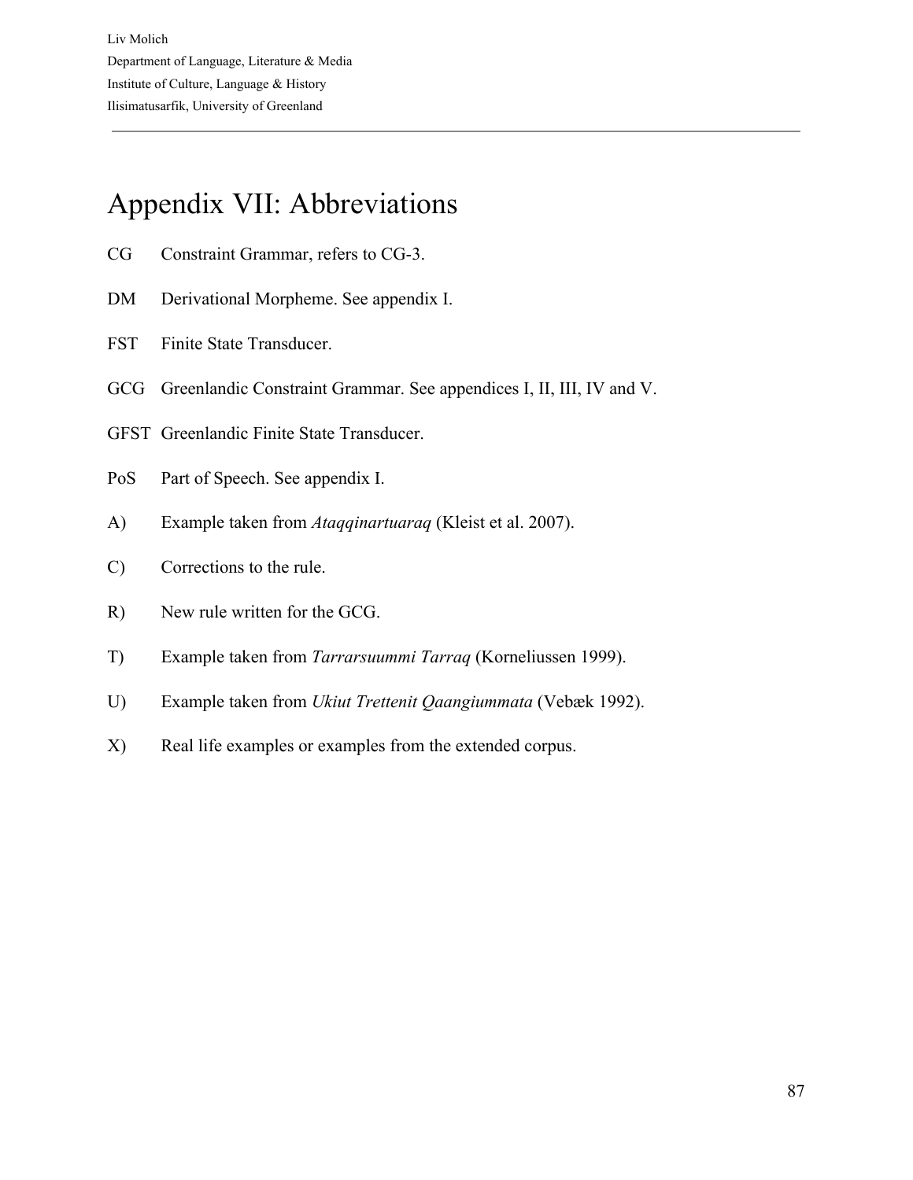# Appendix VII: Abbreviations

| | |
|---|---|
| CG | Constraint Grammar, refers to CG-3. |
| DM | Derivational Morpheme. See appendix I. |
| FST | Finite State Transducer. |
| GCG | Greenlandic Constraint Grammar. See appendices I, II, III, IV and V. |
| GFST | Greenlandic Finite State Transducer. |
| PoS | Part of Speech. See appendix I. |
| A) | Example taken from *Ataqqinartuaraq* (Kleist et al. 2007). |
| C) | Corrections to the rule. |
| R) | New rule written for the GCG. |
| T) | Example taken from *Tarrarsuummi Tarraq* (Korneliussen 1999). |
| U) | Example taken from *Ukiut Trettenit Qaangiummata* (Vebæk 1992). |
| X) | Real life examples or examples from the extended corpus. |